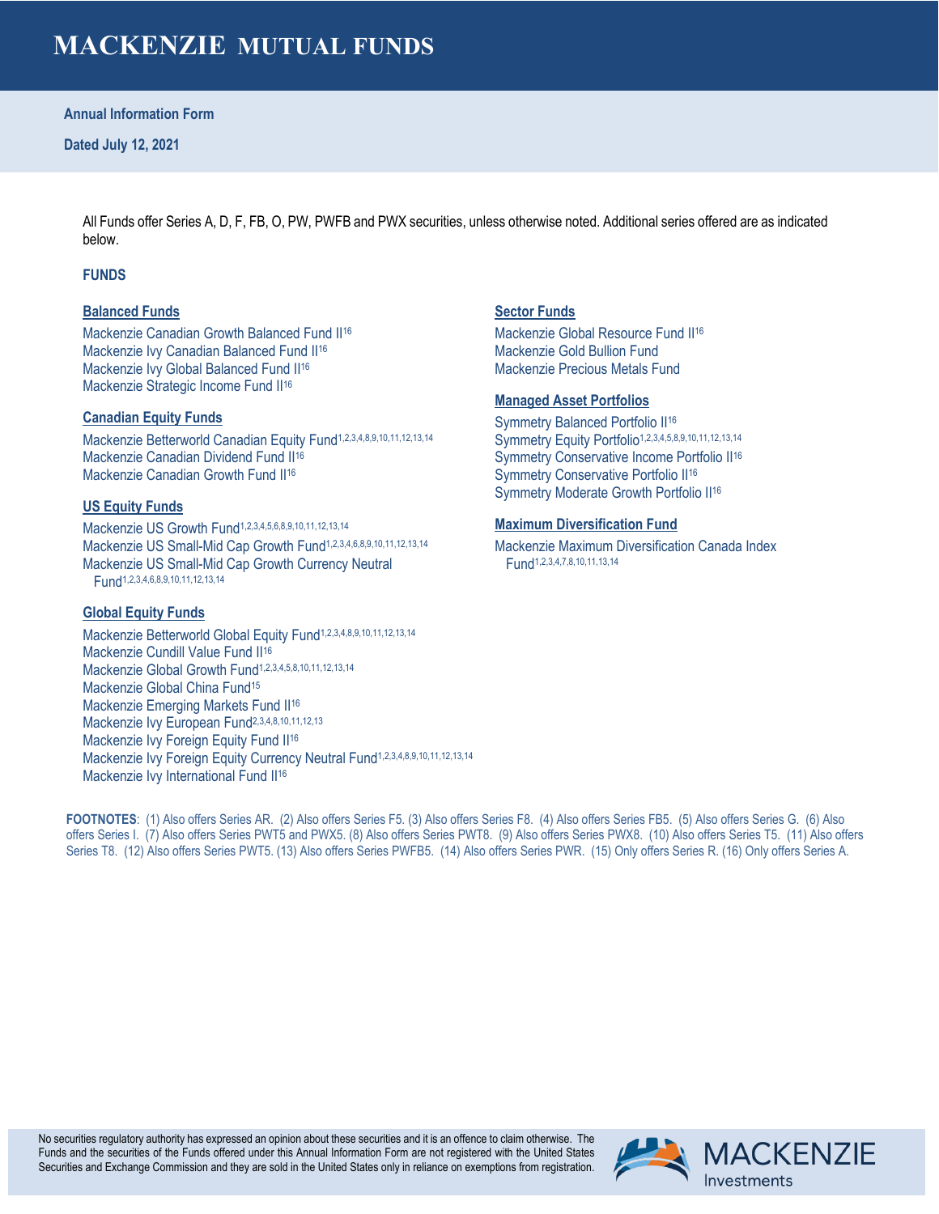# MACKENZIE MUTUAL FUNDS

**Annual Information Form**

**Dated July 12, 2021**

All Funds offer Series A, D, F, FB, O, PW, PWFB and PWX securities, unless otherwise noted. Additional series offered are as indicated below.

## FUNDS

### Balanced Funds

Mackenzie Canadian Growth Balanced Fund II[16]
Mackenzie Ivy Canadian Balanced Fund II[16]
Mackenzie Ivy Global Balanced Fund II[16]
Mackenzie Strategic Income Fund II[16]

### Canadian Equity Funds

Mackenzie Betterworld Canadian Equity Fund[1,2,3,4,8,9,10,11,12,13,14]
Mackenzie Canadian Dividend Fund II[16]
Mackenzie Canadian Growth Fund II[16]

### US Equity Funds

Mackenzie US Growth Fund[1,2,3,4,5,6,8,9,10,11,12,13,14]
Mackenzie US Small-Mid Cap Growth Fund[1,2,3,4,6,8,9,10,11,12,13,14]
Mackenzie US Small-Mid Cap Growth Currency Neutral Fund[1,2,3,4,6,8,9,10,11,12,13,14]

### Global Equity Funds

Mackenzie Betterworld Global Equity Fund[1,2,3,4,8,9,10,11,12,13,14]
Mackenzie Cundill Value Fund II[16]
Mackenzie Global Growth Fund[1,2,3,4,5,8,10,11,12,13,14]
Mackenzie Global China Fund[15]
Mackenzie Emerging Markets Fund II[16]
Mackenzie Ivy European Fund[2,3,4,8,10,11,12,13]
Mackenzie Ivy Foreign Equity Fund II[16]
Mackenzie Ivy Foreign Equity Currency Neutral Fund[1,2,3,4,8,9,10,11,12,13,14]
Mackenzie Ivy International Fund II[16]

### Sector Funds

Mackenzie Global Resource Fund II[16]
Mackenzie Gold Bullion Fund
Mackenzie Precious Metals Fund

### Managed Asset Portfolios

Symmetry Balanced Portfolio II[16]
Symmetry Equity Portfolio[1,2,3,4,5,8,9,10,11,12,13,14]
Symmetry Conservative Income Portfolio II[16]
Symmetry Conservative Portfolio II[16]
Symmetry Moderate Growth Portfolio II[16]

### Maximum Diversification Fund

Mackenzie Maximum Diversification Canada Index Fund[1,2,3,4,7,8,10,11,13,14]

**FOOTNOTES**: (1) Also offers Series AR. (2) Also offers Series F5. (3) Also offers Series F8. (4) Also offers Series FB5. (5) Also offers Series G. (6) Also offers Series I. (7) Also offers Series PWT5 and PWX5. (8) Also offers Series PWT8. (9) Also offers Series PWX8. (10) Also offers Series T5. (11) Also offers Series T8. (12) Also offers Series PWT5. (13) Also offers Series PWFB5. (14) Also offers Series PWR. (15) Only offers Series R. (16) Only offers Series A.

No securities regulatory authority has expressed an opinion about these securities and it is an offence to claim otherwise. The Funds and the securities of the Funds offered under this Annual Information Form are not registered with the United States Securities and Exchange Commission and they are sold in the United States only in reliance on exemptions from registration.

MACKENZIE Investments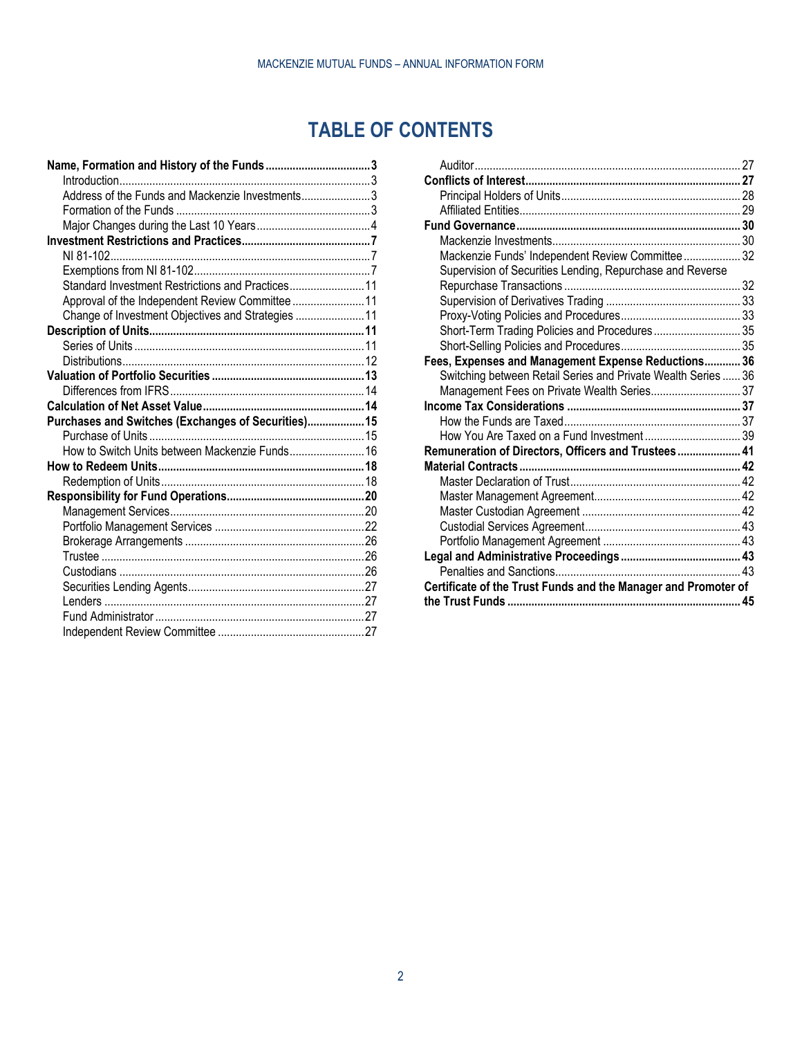# TABLE OF CONTENTS

**Name, Formation and History of the Funds** .......... **3**
- Introduction .......... 3
- Address of the Funds and Mackenzie Investments .......... 3
- Formation of the Funds .......... 3
- Major Changes during the Last 10 Years .......... 4

**Investment Restrictions and Practices** .......... **7**
- NI 81-102 .......... 7
- Exemptions from NI 81-102 .......... 7
- Standard Investment Restrictions and Practices .......... 11
- Approval of the Independent Review Committee .......... 11
- Change of Investment Objectives and Strategies .......... 11

**Description of Units** .......... **11**
- Series of Units .......... 11
- Distributions .......... 12

**Valuation of Portfolio Securities** .......... **13**
- Differences from IFRS .......... 14

**Calculation of Net Asset Value** .......... **14**

**Purchases and Switches (Exchanges of Securities)** .......... **15**
- Purchase of Units .......... 15
- How to Switch Units between Mackenzie Funds .......... 16

**How to Redeem Units** .......... **18**
- Redemption of Units .......... 18

**Responsibility for Fund Operations** .......... **20**
- Management Services .......... 20
- Portfolio Management Services .......... 22
- Brokerage Arrangements .......... 26
- Trustee .......... 26
- Custodians .......... 26
- Securities Lending Agents .......... 27
- Lenders .......... 27
- Fund Administrator .......... 27
- Independent Review Committee .......... 27
- Auditor .......... 27

**Conflicts of Interest** .......... **27**
- Principal Holders of Units .......... 28
- Affiliated Entities .......... 29

**Fund Governance** .......... **30**
- Mackenzie Investments .......... 30
- Mackenzie Funds' Independent Review Committee .......... 32
- Supervision of Securities Lending, Repurchase and Reverse Repurchase Transactions .......... 32
- Supervision of Derivatives Trading .......... 33
- Proxy-Voting Policies and Procedures .......... 33
- Short-Term Trading Policies and Procedures .......... 35
- Short-Selling Policies and Procedures .......... 35

**Fees, Expenses and Management Expense Reductions** .......... **36**
- Switching between Retail Series and Private Wealth Series .......... 36
- Management Fees on Private Wealth Series .......... 37

**Income Tax Considerations** .......... **37**
- How the Funds are Taxed .......... 37
- How You Are Taxed on a Fund Investment .......... 39

**Remuneration of Directors, Officers and Trustees** .......... **41**

**Material Contracts** .......... **42**
- Master Declaration of Trust .......... 42
- Master Management Agreement .......... 42
- Master Custodian Agreement .......... 42
- Custodial Services Agreement .......... 43
- Portfolio Management Agreement .......... 43

**Legal and Administrative Proceedings** .......... **43**
- Penalties and Sanctions .......... 43

**Certificate of the Trust Funds and the Manager and Promoter of the Trust Funds** .......... **45**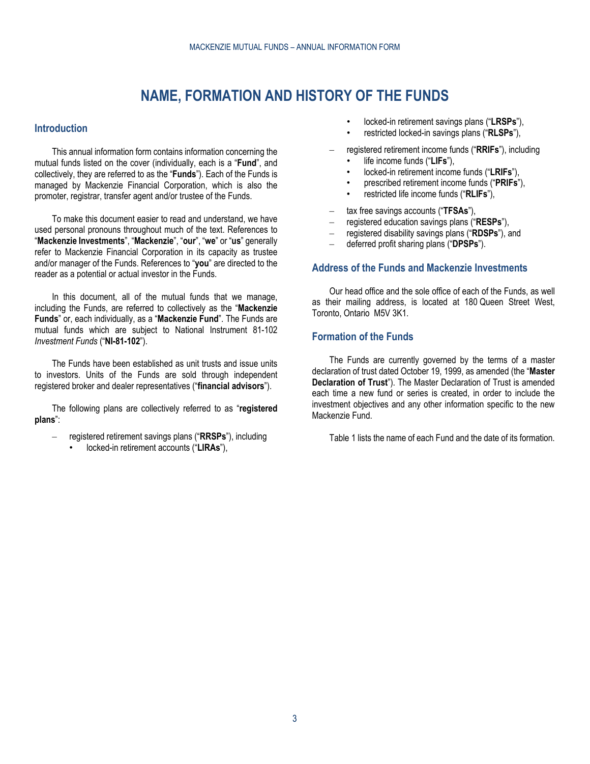# NAME, FORMATION AND HISTORY OF THE FUNDS

## Introduction

This annual information form contains information concerning the mutual funds listed on the cover (individually, each is a "**Fund**", and collectively, they are referred to as the "**Funds**"). Each of the Funds is managed by Mackenzie Financial Corporation, which is also the promoter, registrar, transfer agent and/or trustee of the Funds.

To make this document easier to read and understand, we have used personal pronouns throughout much of the text. References to "**Mackenzie Investments**", "**Mackenzie**", "**our**", "**we**" or "**us**" generally refer to Mackenzie Financial Corporation in its capacity as trustee and/or manager of the Funds. References to "**you**" are directed to the reader as a potential or actual investor in the Funds.

In this document, all of the mutual funds that we manage, including the Funds, are referred to collectively as the "**Mackenzie Funds**" or, each individually, as a "**Mackenzie Fund**". The Funds are mutual funds which are subject to National Instrument 81-102 *Investment Funds* ("**NI-81-102**").

The Funds have been established as unit trusts and issue units to investors. Units of the Funds are sold through independent registered broker and dealer representatives ("**financial advisors**").

The following plans are collectively referred to as "**registered plans**":

- registered retirement savings plans ("**RRSPs**"), including
  - locked-in retirement accounts ("**LIRAs**"),
  - locked-in retirement savings plans ("**LRSPs**"),
  - restricted locked-in savings plans ("**RLSPs**"),
- registered retirement income funds ("**RRIFs**"), including
  - life income funds ("**LIFs**"),
  - locked-in retirement income funds ("**LRIFs**"),
  - prescribed retirement income funds ("**PRIFs**"),
  - restricted life income funds ("**RLIFs**"),
- tax free savings accounts ("**TFSAs**"),
- registered education savings plans ("**RESPs**"),
- registered disability savings plans ("**RDSPs**"), and
- deferred profit sharing plans ("**DPSPs**").

## Address of the Funds and Mackenzie Investments

Our head office and the sole office of each of the Funds, as well as their mailing address, is located at 180 Queen Street West, Toronto, Ontario M5V 3K1.

## Formation of the Funds

The Funds are currently governed by the terms of a master declaration of trust dated October 19, 1999, as amended (the "**Master Declaration of Trust**"). The Master Declaration of Trust is amended each time a new fund or series is created, in order to include the investment objectives and any other information specific to the new Mackenzie Fund.

Table 1 lists the name of each Fund and the date of its formation.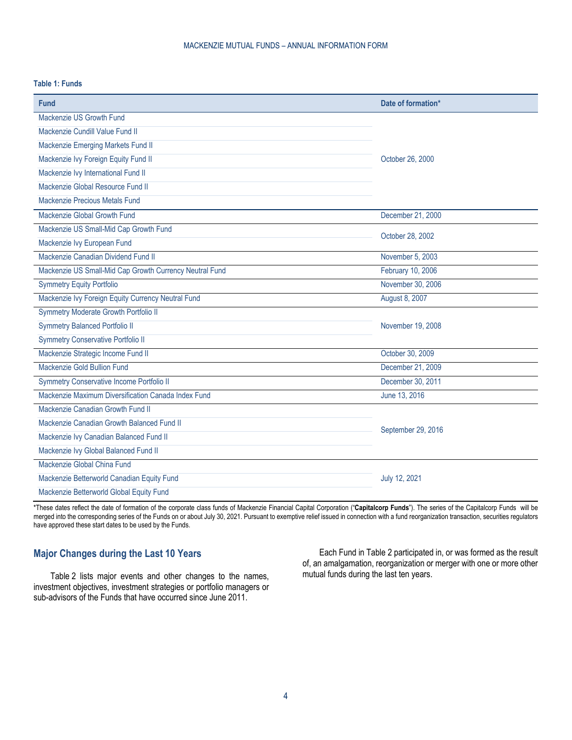**Table 1: Funds**

| Fund | Date of formation* |
|---|---|
| Mackenzie US Growth Fund | October 26, 2000 |
| Mackenzie Cundill Value Fund II | |
| Mackenzie Emerging Markets Fund II | |
| Mackenzie Ivy Foreign Equity Fund II | |
| Mackenzie Ivy International Fund II | |
| Mackenzie Global Resource Fund II | |
| Mackenzie Precious Metals Fund | |
| Mackenzie Global Growth Fund | December 21, 2000 |
| Mackenzie US Small-Mid Cap Growth Fund | October 28, 2002 |
| Mackenzie Ivy European Fund | |
| Mackenzie Canadian Dividend Fund II | November 5, 2003 |
| Mackenzie US Small-Mid Cap Growth Currency Neutral Fund | February 10, 2006 |
| Symmetry Equity Portfolio | November 30, 2006 |
| Mackenzie Ivy Foreign Equity Currency Neutral Fund | August 8, 2007 |
| Symmetry Moderate Growth Portfolio II | November 19, 2008 |
| Symmetry Balanced Portfolio II | |
| Symmetry Conservative Portfolio II | |
| Mackenzie Strategic Income Fund II | October 30, 2009 |
| Mackenzie Gold Bullion Fund | December 21, 2009 |
| Symmetry Conservative Income Portfolio II | December 30, 2011 |
| Mackenzie Maximum Diversification Canada Index Fund | June 13, 2016 |
| Mackenzie Canadian Growth Fund II | September 29, 2016 |
| Mackenzie Canadian Growth Balanced Fund II | |
| Mackenzie Ivy Canadian Balanced Fund II | |
| Mackenzie Ivy Global Balanced Fund II | |
| Mackenzie Global China Fund | July 12, 2021 |
| Mackenzie Betterworld Canadian Equity Fund | |
| Mackenzie Betterworld Global Equity Fund | |

*These dates reflect the date of formation of the corporate class funds of Mackenzie Financial Capital Corporation ("**Capitalcorp Funds**"). The series of the Capitalcorp Funds will be merged into the corresponding series of the Funds on or about July 30, 2021. Pursuant to exemptive relief issued in connection with a fund reorganization transaction, securities regulators have approved these start dates to be used by the Funds.

## Major Changes during the Last 10 Years

Table 2 lists major events and other changes to the names, investment objectives, investment strategies or portfolio managers or sub-advisors of the Funds that have occurred since June 2011.

Each Fund in Table 2 participated in, or was formed as the result of, an amalgamation, reorganization or merger with one or more other mutual funds during the last ten years.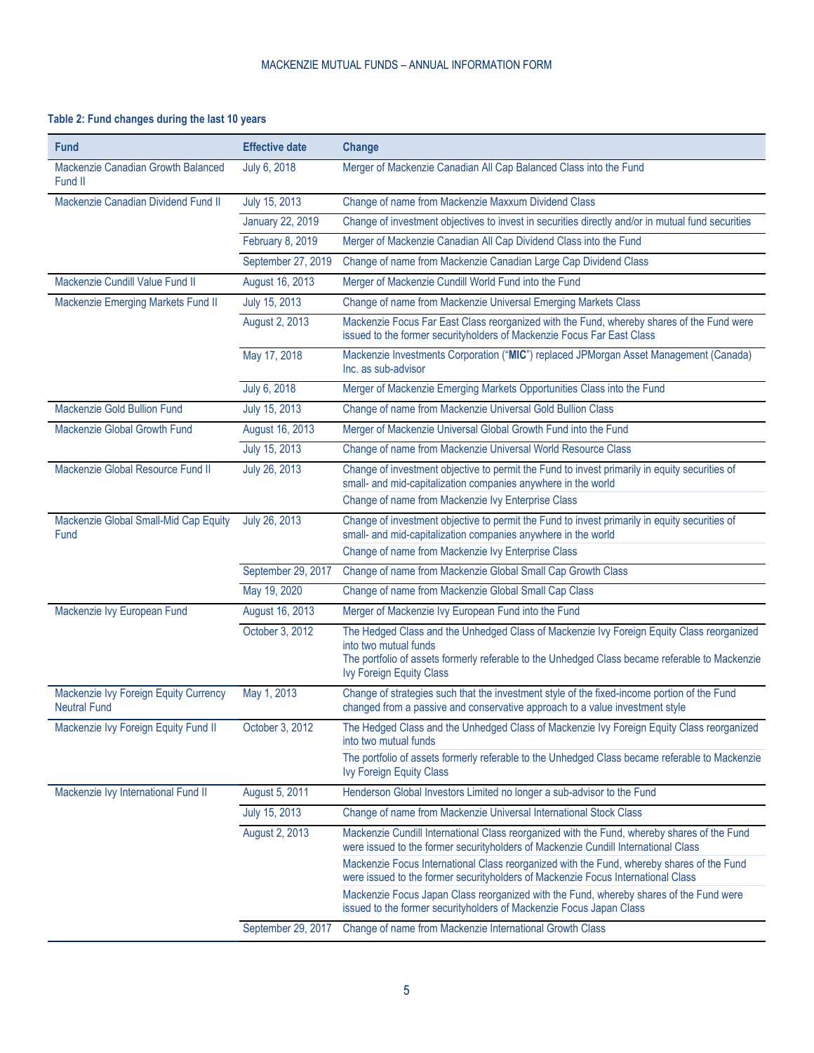**Table 2: Fund changes during the last 10 years**

| Fund | Effective date | Change |
|---|---|---|
| Mackenzie Canadian Growth Balanced Fund II | July 6, 2018 | Merger of Mackenzie Canadian All Cap Balanced Class into the Fund |
| Mackenzie Canadian Dividend Fund II | July 15, 2013 | Change of name from Mackenzie Maxxum Dividend Class |
| | January 22, 2019 | Change of investment objectives to invest in securities directly and/or in mutual fund securities |
| | February 8, 2019 | Merger of Mackenzie Canadian All Cap Dividend Class into the Fund |
| | September 27, 2019 | Change of name from Mackenzie Canadian Large Cap Dividend Class |
| Mackenzie Cundill Value Fund II | August 16, 2013 | Merger of Mackenzie Cundill World Fund into the Fund |
| Mackenzie Emerging Markets Fund II | July 15, 2013 | Change of name from Mackenzie Universal Emerging Markets Class |
| | August 2, 2013 | Mackenzie Focus Far East Class reorganized with the Fund, whereby shares of the Fund were issued to the former securityholders of Mackenzie Focus Far East Class |
| | May 17, 2018 | Mackenzie Investments Corporation ("**MIC**") replaced JPMorgan Asset Management (Canada) Inc. as sub-advisor |
| | July 6, 2018 | Merger of Mackenzie Emerging Markets Opportunities Class into the Fund |
| Mackenzie Gold Bullion Fund | July 15, 2013 | Change of name from Mackenzie Universal Gold Bullion Class |
| Mackenzie Global Growth Fund | August 16, 2013 | Merger of Mackenzie Universal Global Growth Fund into the Fund |
| | July 15, 2013 | Change of name from Mackenzie Universal World Resource Class |
| Mackenzie Global Resource Fund II | July 26, 2013 | Change of investment objective to permit the Fund to invest primarily in equity securities of small- and mid-capitalization companies anywhere in the world |
| | | Change of name from Mackenzie Ivy Enterprise Class |
| Mackenzie Global Small-Mid Cap Equity Fund | July 26, 2013 | Change of investment objective to permit the Fund to invest primarily in equity securities of small- and mid-capitalization companies anywhere in the world |
| | | Change of name from Mackenzie Ivy Enterprise Class |
| | September 29, 2017 | Change of name from Mackenzie Global Small Cap Growth Class |
| | May 19, 2020 | Change of name from Mackenzie Global Small Cap Class |
| Mackenzie Ivy European Fund | August 16, 2013 | Merger of Mackenzie Ivy European Fund into the Fund |
| | October 3, 2012 | The Hedged Class and the Unhedged Class of Mackenzie Ivy Foreign Equity Class reorganized into two mutual funds<br>The portfolio of assets formerly referable to the Unhedged Class became referable to Mackenzie Ivy Foreign Equity Class |
| Mackenzie Ivy Foreign Equity Currency Neutral Fund | May 1, 2013 | Change of strategies such that the investment style of the fixed-income portion of the Fund changed from a passive and conservative approach to a value investment style |
| Mackenzie Ivy Foreign Equity Fund II | October 3, 2012 | The Hedged Class and the Unhedged Class of Mackenzie Ivy Foreign Equity Class reorganized into two mutual funds |
| | | The portfolio of assets formerly referable to the Unhedged Class became referable to Mackenzie Ivy Foreign Equity Class |
| Mackenzie Ivy International Fund II | August 5, 2011 | Henderson Global Investors Limited no longer a sub-advisor to the Fund |
| | July 15, 2013 | Change of name from Mackenzie Universal International Stock Class |
| | August 2, 2013 | Mackenzie Cundill International Class reorganized with the Fund, whereby shares of the Fund were issued to the former securityholders of Mackenzie Cundill International Class |
| | | Mackenzie Focus International Class reorganized with the Fund, whereby shares of the Fund were issued to the former securityholders of Mackenzie Focus International Class |
| | | Mackenzie Focus Japan Class reorganized with the Fund, whereby shares of the Fund were issued to the former securityholders of Mackenzie Focus Japan Class |
| | September 29, 2017 | Change of name from Mackenzie International Growth Class |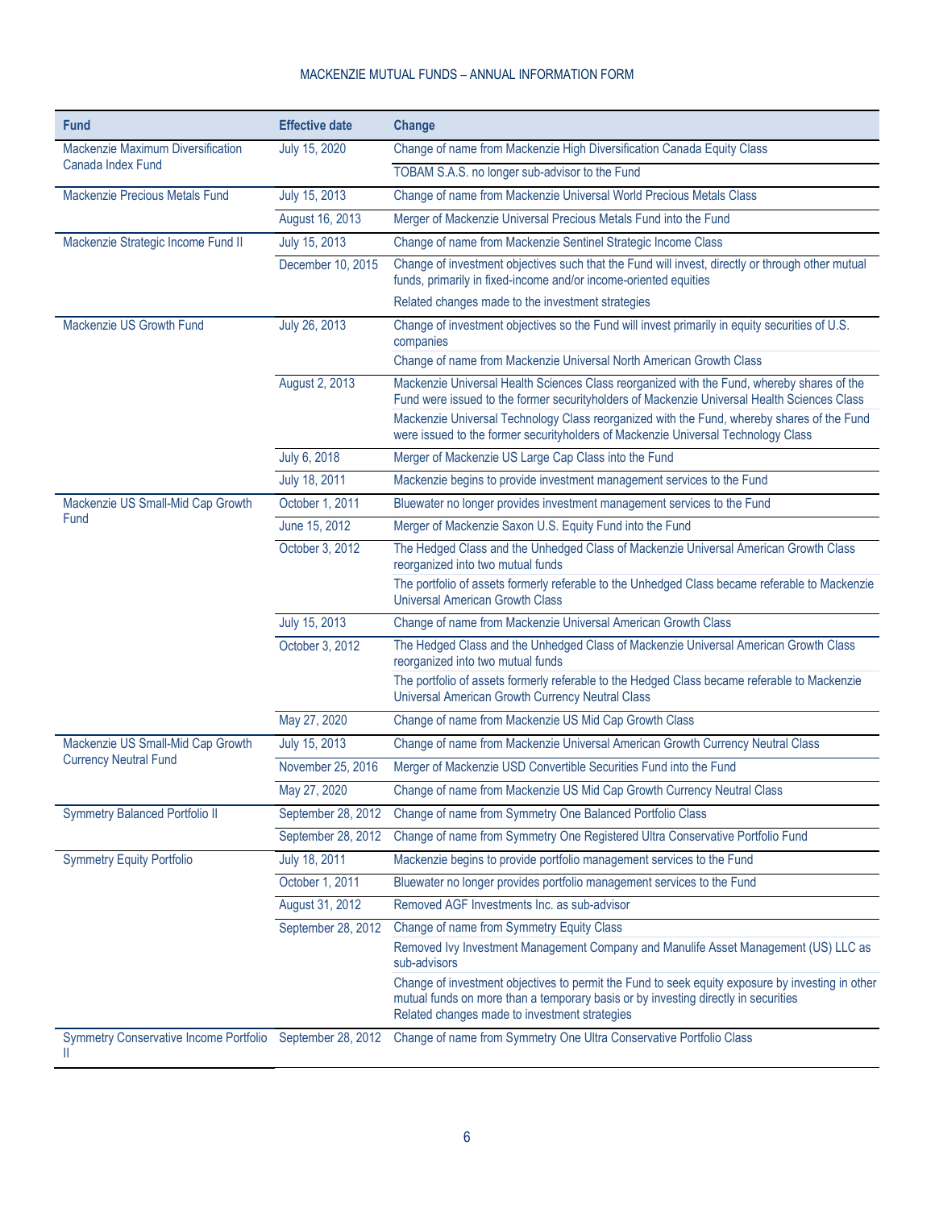| Fund | Effective date | Change |
| --- | --- | --- |
| Mackenzie Maximum Diversification Canada Index Fund | July 15, 2020 | Change of name from Mackenzie High Diversification Canada Equity Class |
| | | TOBAM S.A.S. no longer sub-advisor to the Fund |
| Mackenzie Precious Metals Fund | July 15, 2013 | Change of name from Mackenzie Universal World Precious Metals Class |
| | August 16, 2013 | Merger of Mackenzie Universal Precious Metals Fund into the Fund |
| Mackenzie Strategic Income Fund II | July 15, 2013 | Change of name from Mackenzie Sentinel Strategic Income Class |
| | December 10, 2015 | Change of investment objectives such that the Fund will invest, directly or through other mutual funds, primarily in fixed-income and/or income-oriented equities |
| | | Related changes made to the investment strategies |
| Mackenzie US Growth Fund | July 26, 2013 | Change of investment objectives so the Fund will invest primarily in equity securities of U.S. companies |
| | | Change of name from Mackenzie Universal North American Growth Class |
| | August 2, 2013 | Mackenzie Universal Health Sciences Class reorganized with the Fund, whereby shares of the Fund were issued to the former securityholders of Mackenzie Universal Health Sciences Class |
| | | Mackenzie Universal Technology Class reorganized with the Fund, whereby shares of the Fund were issued to the former securityholders of Mackenzie Universal Technology Class |
| | July 6, 2018 | Merger of Mackenzie US Large Cap Class into the Fund |
| | July 18, 2011 | Mackenzie begins to provide investment management services to the Fund |
| Mackenzie US Small-Mid Cap Growth Fund | October 1, 2011 | Bluewater no longer provides investment management services to the Fund |
| | June 15, 2012 | Merger of Mackenzie Saxon U.S. Equity Fund into the Fund |
| | October 3, 2012 | The Hedged Class and the Unhedged Class of Mackenzie Universal American Growth Class reorganized into two mutual funds |
| | | The portfolio of assets formerly referable to the Unhedged Class became referable to Mackenzie Universal American Growth Class |
| | July 15, 2013 | Change of name from Mackenzie Universal American Growth Class |
| | October 3, 2012 | The Hedged Class and the Unhedged Class of Mackenzie Universal American Growth Class reorganized into two mutual funds |
| | | The portfolio of assets formerly referable to the Hedged Class became referable to Mackenzie Universal American Growth Currency Neutral Class |
| | May 27, 2020 | Change of name from Mackenzie US Mid Cap Growth Class |
| Mackenzie US Small-Mid Cap Growth Currency Neutral Fund | July 15, 2013 | Change of name from Mackenzie Universal American Growth Currency Neutral Class |
| | November 25, 2016 | Merger of Mackenzie USD Convertible Securities Fund into the Fund |
| | May 27, 2020 | Change of name from Mackenzie US Mid Cap Growth Currency Neutral Class |
| Symmetry Balanced Portfolio II | September 28, 2012 | Change of name from Symmetry One Balanced Portfolio Class |
| | September 28, 2012 | Change of name from Symmetry One Registered Ultra Conservative Portfolio Fund |
| Symmetry Equity Portfolio | July 18, 2011 | Mackenzie begins to provide portfolio management services to the Fund |
| | October 1, 2011 | Bluewater no longer provides portfolio management services to the Fund |
| | August 31, 2012 | Removed AGF Investments Inc. as sub-advisor |
| | September 28, 2012 | Change of name from Symmetry Equity Class |
| | | Removed Ivy Investment Management Company and Manulife Asset Management (US) LLC as sub-advisors |
| | | Change of investment objectives to permit the Fund to seek equity exposure by investing in other mutual funds on more than a temporary basis or by investing directly in securities<br>Related changes made to investment strategies |
| Symmetry Conservative Income Portfolio II | September 28, 2012 | Change of name from Symmetry One Ultra Conservative Portfolio Class |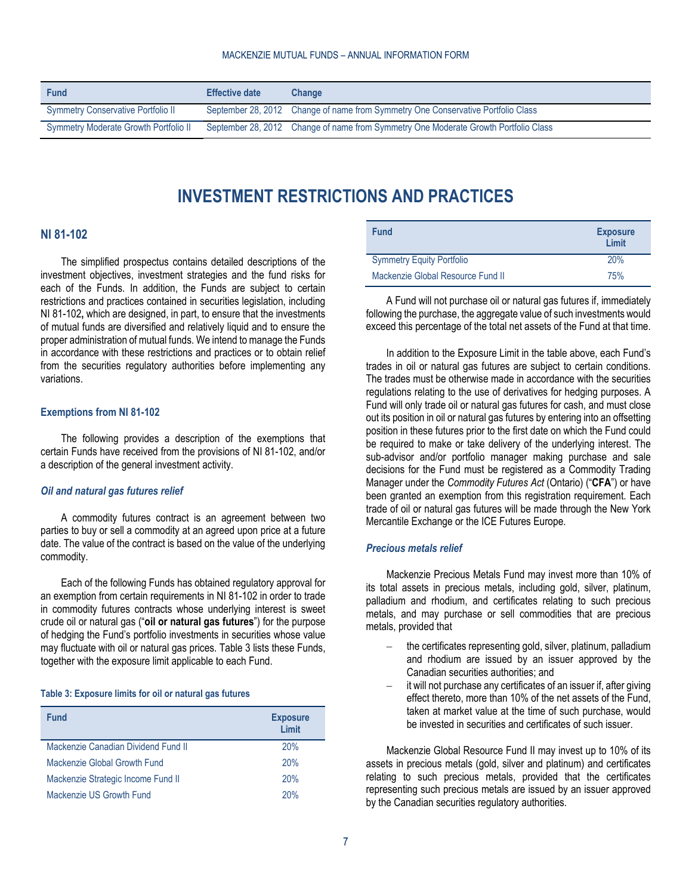| Fund | Effective date | Change |
| --- | --- | --- |
| Symmetry Conservative Portfolio II | September 28, 2012 | Change of name from Symmetry One Conservative Portfolio Class |
| Symmetry Moderate Growth Portfolio II | September 28, 2012 | Change of name from Symmetry One Moderate Growth Portfolio Class |

# INVESTMENT RESTRICTIONS AND PRACTICES

## NI 81-102

The simplified prospectus contains detailed descriptions of the investment objectives, investment strategies and the fund risks for each of the Funds. In addition, the Funds are subject to certain restrictions and practices contained in securities legislation, including NI 81-102, which are designed, in part, to ensure that the investments of mutual funds are diversified and relatively liquid and to ensure the proper administration of mutual funds. We intend to manage the Funds in accordance with these restrictions and practices or to obtain relief from the securities regulatory authorities before implementing any variations.

### Exemptions from NI 81-102

The following provides a description of the exemptions that certain Funds have received from the provisions of NI 81-102, and/or a description of the general investment activity.

#### *Oil and natural gas futures relief*

A commodity futures contract is an agreement between two parties to buy or sell a commodity at an agreed upon price at a future date. The value of the contract is based on the value of the underlying commodity.

Each of the following Funds has obtained regulatory approval for an exemption from certain requirements in NI 81-102 in order to trade in commodity futures contracts whose underlying interest is sweet crude oil or natural gas ("**oil or natural gas futures**") for the purpose of hedging the Fund's portfolio investments in securities whose value may fluctuate with oil or natural gas prices. Table 3 lists these Funds, together with the exposure limit applicable to each Fund.

**Table 3: Exposure limits for oil or natural gas futures**

| Fund | Exposure Limit |
| --- | --- |
| Mackenzie Canadian Dividend Fund II | 20% |
| Mackenzie Global Growth Fund | 20% |
| Mackenzie Strategic Income Fund II | 20% |
| Mackenzie US Growth Fund | 20% |
| Symmetry Equity Portfolio | 20% |
| Mackenzie Global Resource Fund II | 75% |

A Fund will not purchase oil or natural gas futures if, immediately following the purchase, the aggregate value of such investments would exceed this percentage of the total net assets of the Fund at that time.

In addition to the Exposure Limit in the table above, each Fund's trades in oil or natural gas futures are subject to certain conditions. The trades must be otherwise made in accordance with the securities regulations relating to the use of derivatives for hedging purposes. A Fund will only trade oil or natural gas futures for cash, and must close out its position in oil or natural gas futures by entering into an offsetting position in these futures prior to the first date on which the Fund could be required to make or take delivery of the underlying interest. The sub-advisor and/or portfolio manager making purchase and sale decisions for the Fund must be registered as a Commodity Trading Manager under the *Commodity Futures Act* (Ontario) ("**CFA**") or have been granted an exemption from this registration requirement. Each trade of oil or natural gas futures will be made through the New York Mercantile Exchange or the ICE Futures Europe.

#### *Precious metals relief*

Mackenzie Precious Metals Fund may invest more than 10% of its total assets in precious metals, including gold, silver, platinum, palladium and rhodium, and certificates relating to such precious metals, and may purchase or sell commodities that are precious metals, provided that

- the certificates representing gold, silver, platinum, palladium and rhodium are issued by an issuer approved by the Canadian securities authorities; and
- it will not purchase any certificates of an issuer if, after giving effect thereto, more than 10% of the net assets of the Fund, taken at market value at the time of such purchase, would be invested in securities and certificates of such issuer.

Mackenzie Global Resource Fund II may invest up to 10% of its assets in precious metals (gold, silver and platinum) and certificates relating to such precious metals, provided that the certificates representing such precious metals are issued by an issuer approved by the Canadian securities regulatory authorities.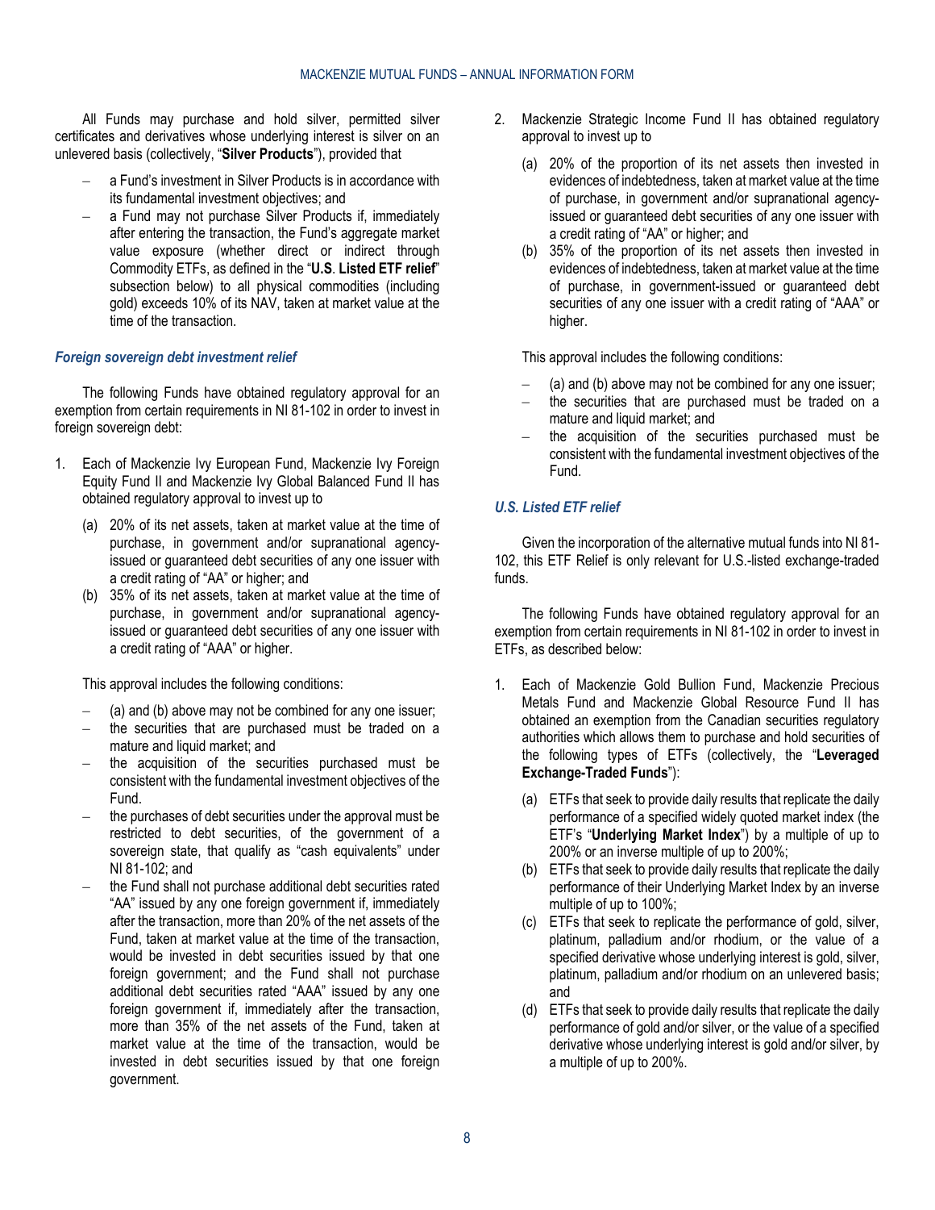All Funds may purchase and hold silver, permitted silver certificates and derivatives whose underlying interest is silver on an unlevered basis (collectively, "**Silver Products**"), provided that

- a Fund's investment in Silver Products is in accordance with its fundamental investment objectives; and
- a Fund may not purchase Silver Products if, immediately after entering the transaction, the Fund's aggregate market value exposure (whether direct or indirect through Commodity ETFs, as defined in the "**U.S. Listed ETF relief**" subsection below) to all physical commodities (including gold) exceeds 10% of its NAV, taken at market value at the time of the transaction.

### *Foreign sovereign debt investment relief*

The following Funds have obtained regulatory approval for an exemption from certain requirements in NI 81-102 in order to invest in foreign sovereign debt:

1. Each of Mackenzie Ivy European Fund, Mackenzie Ivy Foreign Equity Fund II and Mackenzie Ivy Global Balanced Fund II has obtained regulatory approval to invest up to
   (a) 20% of its net assets, taken at market value at the time of purchase, in government and/or supranational agency-issued or guaranteed debt securities of any one issuer with a credit rating of "AA" or higher; and
   (b) 35% of its net assets, taken at market value at the time of purchase, in government and/or supranational agency-issued or guaranteed debt securities of any one issuer with a credit rating of "AAA" or higher.

   This approval includes the following conditions:

   - (a) and (b) above may not be combined for any one issuer;
   - the securities that are purchased must be traded on a mature and liquid market; and
   - the acquisition of the securities purchased must be consistent with the fundamental investment objectives of the Fund.
   - the purchases of debt securities under the approval must be restricted to debt securities, of the government of a sovereign state, that qualify as "cash equivalents" under NI 81-102; and
   - the Fund shall not purchase additional debt securities rated "AA" issued by any one foreign government if, immediately after the transaction, more than 20% of the net assets of the Fund, taken at market value at the time of the transaction, would be invested in debt securities issued by that one foreign government; and the Fund shall not purchase additional debt securities rated "AAA" issued by any one foreign government if, immediately after the transaction, more than 35% of the net assets of the Fund, taken at market value at the time of the transaction, would be invested in debt securities issued by that one foreign government.

2. Mackenzie Strategic Income Fund II has obtained regulatory approval to invest up to
   (a) 20% of the proportion of its net assets then invested in evidences of indebtedness, taken at market value at the time of purchase, in government and/or supranational agency-issued or guaranteed debt securities of any one issuer with a credit rating of "AA" or higher; and
   (b) 35% of the proportion of its net assets then invested in evidences of indebtedness, taken at market value at the time of purchase, in government-issued or guaranteed debt securities of any one issuer with a credit rating of "AAA" or higher.

   This approval includes the following conditions:

   - (a) and (b) above may not be combined for any one issuer;
   - the securities that are purchased must be traded on a mature and liquid market; and
   - the acquisition of the securities purchased must be consistent with the fundamental investment objectives of the Fund.

### *U.S. Listed ETF relief*

Given the incorporation of the alternative mutual funds into NI 81-102, this ETF Relief is only relevant for U.S.-listed exchange-traded funds.

The following Funds have obtained regulatory approval for an exemption from certain requirements in NI 81-102 in order to invest in ETFs, as described below:

1. Each of Mackenzie Gold Bullion Fund, Mackenzie Precious Metals Fund and Mackenzie Global Resource Fund II has obtained an exemption from the Canadian securities regulatory authorities which allows them to purchase and hold securities of the following types of ETFs (collectively, the "**Leveraged Exchange-Traded Funds**"):
   (a) ETFs that seek to provide daily results that replicate the daily performance of a specified widely quoted market index (the ETF's "**Underlying Market Index**") by a multiple of up to 200% or an inverse multiple of up to 200%;
   (b) ETFs that seek to provide daily results that replicate the daily performance of their Underlying Market Index by an inverse multiple of up to 100%;
   (c) ETFs that seek to replicate the performance of gold, silver, platinum, palladium and/or rhodium, or the value of a specified derivative whose underlying interest is gold, silver, platinum, palladium and/or rhodium on an unlevered basis; and
   (d) ETFs that seek to provide daily results that replicate the daily performance of gold and/or silver, or the value of a specified derivative whose underlying interest is gold and/or silver, by a multiple of up to 200%.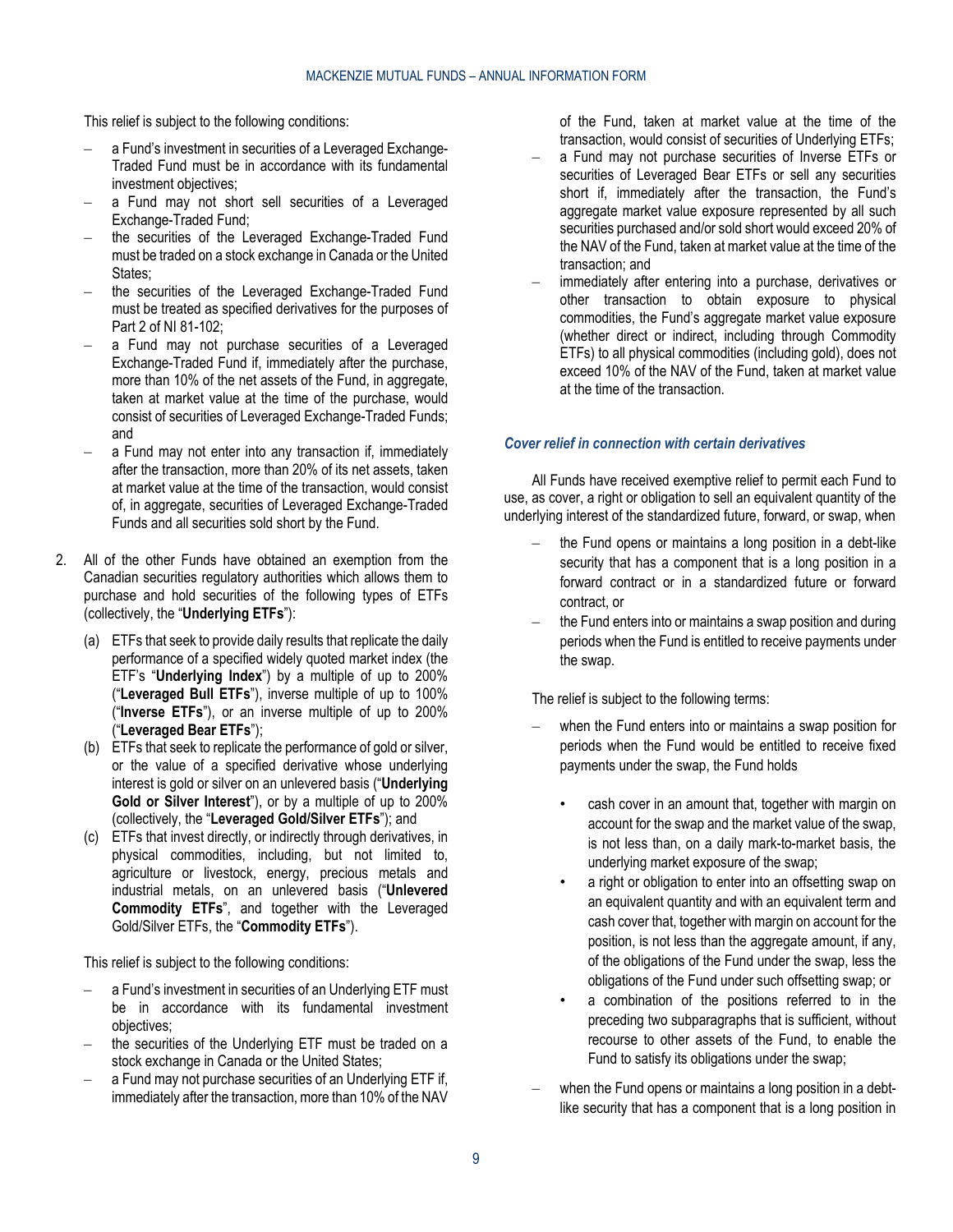This relief is subject to the following conditions:

- a Fund's investment in securities of a Leveraged Exchange-Traded Fund must be in accordance with its fundamental investment objectives;
- a Fund may not short sell securities of a Leveraged Exchange-Traded Fund;
- the securities of the Leveraged Exchange-Traded Fund must be traded on a stock exchange in Canada or the United States;
- the securities of the Leveraged Exchange-Traded Fund must be treated as specified derivatives for the purposes of Part 2 of NI 81-102;
- a Fund may not purchase securities of a Leveraged Exchange-Traded Fund if, immediately after the purchase, more than 10% of the net assets of the Fund, in aggregate, taken at market value at the time of the purchase, would consist of securities of Leveraged Exchange-Traded Funds; and
- a Fund may not enter into any transaction if, immediately after the transaction, more than 20% of its net assets, taken at market value at the time of the transaction, would consist of, in aggregate, securities of Leveraged Exchange-Traded Funds and all securities sold short by the Fund.

2. All of the other Funds have obtained an exemption from the Canadian securities regulatory authorities which allows them to purchase and hold securities of the following types of ETFs (collectively, the "**Underlying ETFs**"):

   (a) ETFs that seek to provide daily results that replicate the daily performance of a specified widely quoted market index (the ETF's "**Underlying Index**") by a multiple of up to 200% ("**Leveraged Bull ETFs**"), inverse multiple of up to 100% ("**Inverse ETFs**"), or an inverse multiple of up to 200% ("**Leveraged Bear ETFs**");
   (b) ETFs that seek to replicate the performance of gold or silver, or the value of a specified derivative whose underlying interest is gold or silver on an unlevered basis ("**Underlying Gold or Silver Interest**"), or by a multiple of up to 200% (collectively, the "**Leveraged Gold/Silver ETFs**"); and
   (c) ETFs that invest directly, or indirectly through derivatives, in physical commodities, including, but not limited to, agriculture or livestock, energy, precious metals and industrial metals, on an unlevered basis ("**Unlevered Commodity ETFs**", and together with the Leveraged Gold/Silver ETFs, the "**Commodity ETFs**").

   This relief is subject to the following conditions:

   - a Fund's investment in securities of an Underlying ETF must be in accordance with its fundamental investment objectives;
   - the securities of the Underlying ETF must be traded on a stock exchange in Canada or the United States;
   - a Fund may not purchase securities of an Underlying ETF if, immediately after the transaction, more than 10% of the NAV of the Fund, taken at market value at the time of the transaction, would consist of securities of Underlying ETFs;
   - a Fund may not purchase securities of Inverse ETFs or securities of Leveraged Bear ETFs or sell any securities short if, immediately after the transaction, the Fund's aggregate market value exposure represented by all such securities purchased and/or sold short would exceed 20% of the NAV of the Fund, taken at market value at the time of the transaction; and
   - immediately after entering into a purchase, derivatives or other transaction to obtain exposure to physical commodities, the Fund's aggregate market value exposure (whether direct or indirect, including through Commodity ETFs) to all physical commodities (including gold), does not exceed 10% of the NAV of the Fund, taken at market value at the time of the transaction.

### *Cover relief in connection with certain derivatives*

All Funds have received exemptive relief to permit each Fund to use, as cover, a right or obligation to sell an equivalent quantity of the underlying interest of the standardized future, forward, or swap, when

- the Fund opens or maintains a long position in a debt-like security that has a component that is a long position in a forward contract or in a standardized future or forward contract, or
- the Fund enters into or maintains a swap position and during periods when the Fund is entitled to receive payments under the swap.

The relief is subject to the following terms:

- when the Fund enters into or maintains a swap position for periods when the Fund would be entitled to receive fixed payments under the swap, the Fund holds
  - cash cover in an amount that, together with margin on account for the swap and the market value of the swap, is not less than, on a daily mark-to-market basis, the underlying market exposure of the swap;
  - a right or obligation to enter into an offsetting swap on an equivalent quantity and with an equivalent term and cash cover that, together with margin on account for the position, is not less than the aggregate amount, if any, of the obligations of the Fund under the swap, less the obligations of the Fund under such offsetting swap; or
  - a combination of the positions referred to in the preceding two subparagraphs that is sufficient, without recourse to other assets of the Fund, to enable the Fund to satisfy its obligations under the swap;
- when the Fund opens or maintains a long position in a debt-like security that has a component that is a long position in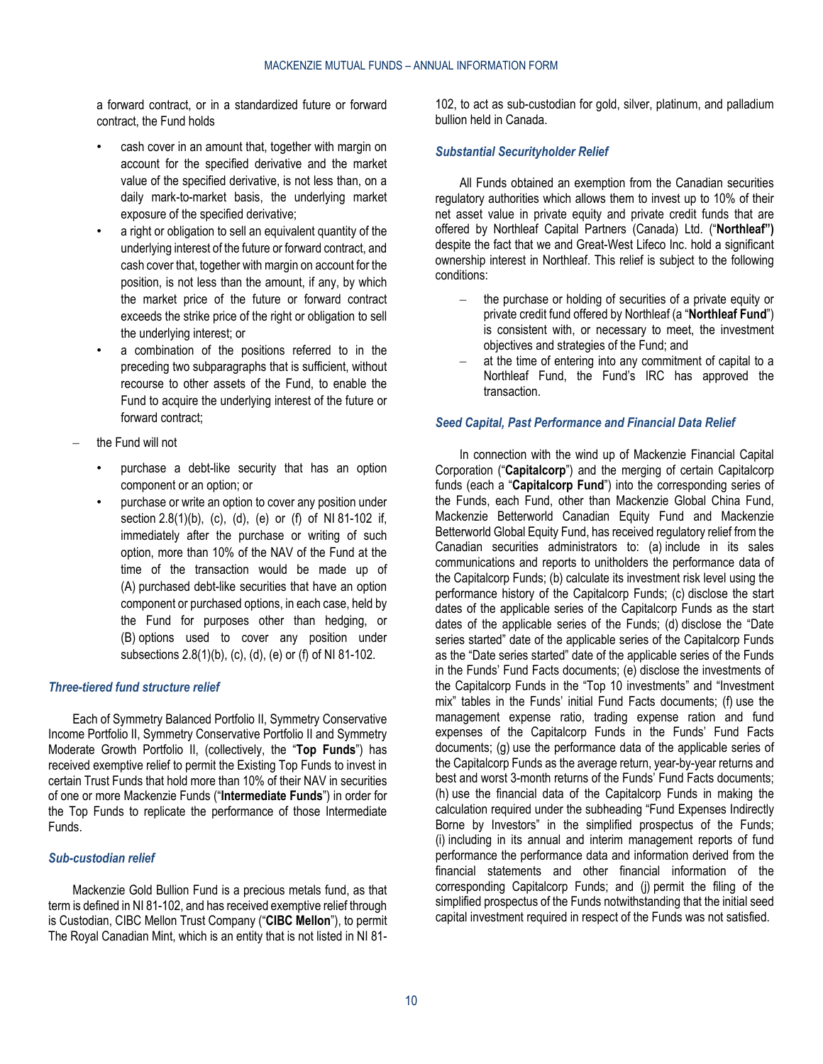a forward contract, or in a standardized future or forward contract, the Fund holds

- cash cover in an amount that, together with margin on account for the specified derivative and the market value of the specified derivative, is not less than, on a daily mark-to-market basis, the underlying market exposure of the specified derivative;
- a right or obligation to sell an equivalent quantity of the underlying interest of the future or forward contract, and cash cover that, together with margin on account for the position, is not less than the amount, if any, by which the market price of the future or forward contract exceeds the strike price of the right or obligation to sell the underlying interest; or
- a combination of the positions referred to in the preceding two subparagraphs that is sufficient, without recourse to other assets of the Fund, to enable the Fund to acquire the underlying interest of the future or forward contract;

– the Fund will not

- purchase a debt-like security that has an option component or an option; or
- purchase or write an option to cover any position under section 2.8(1)(b), (c), (d), (e) or (f) of NI 81-102 if, immediately after the purchase or writing of such option, more than 10% of the NAV of the Fund at the time of the transaction would be made up of (A) purchased debt-like securities that have an option component or purchased options, in each case, held by the Fund for purposes other than hedging, or (B) options used to cover any position under subsections 2.8(1)(b), (c), (d), (e) or (f) of NI 81-102.

### *Three-tiered fund structure relief*

Each of Symmetry Balanced Portfolio II, Symmetry Conservative Income Portfolio II, Symmetry Conservative Portfolio II and Symmetry Moderate Growth Portfolio II, (collectively, the "**Top Funds**") has received exemptive relief to permit the Existing Top Funds to invest in certain Trust Funds that hold more than 10% of their NAV in securities of one or more Mackenzie Funds ("**Intermediate Funds**") in order for the Top Funds to replicate the performance of those Intermediate Funds.

### *Sub-custodian relief*

Mackenzie Gold Bullion Fund is a precious metals fund, as that term is defined in NI 81-102, and has received exemptive relief through is Custodian, CIBC Mellon Trust Company ("**CIBC Mellon**"), to permit The Royal Canadian Mint, which is an entity that is not listed in NI 81-102, to act as sub-custodian for gold, silver, platinum, and palladium bullion held in Canada.

### *Substantial Securityholder Relief*

All Funds obtained an exemption from the Canadian securities regulatory authorities which allows them to invest up to 10% of their net asset value in private equity and private credit funds that are offered by Northleaf Capital Partners (Canada) Ltd. ("**Northleaf")** despite the fact that we and Great-West Lifeco Inc. hold a significant ownership interest in Northleaf. This relief is subject to the following conditions:

- the purchase or holding of securities of a private equity or private credit fund offered by Northleaf (a "**Northleaf Fund**") is consistent with, or necessary to meet, the investment objectives and strategies of the Fund; and
- at the time of entering into any commitment of capital to a Northleaf Fund, the Fund's IRC has approved the transaction.

### *Seed Capital, Past Performance and Financial Data Relief*

In connection with the wind up of Mackenzie Financial Capital Corporation ("**Capitalcorp**") and the merging of certain Capitalcorp funds (each a "**Capitalcorp Fund**") into the corresponding series of the Funds, each Fund, other than Mackenzie Global China Fund, Mackenzie Betterworld Canadian Equity Fund and Mackenzie Betterworld Global Equity Fund, has received regulatory relief from the Canadian securities administrators to: (a) include in its sales communications and reports to unitholders the performance data of the Capitalcorp Funds; (b) calculate its investment risk level using the performance history of the Capitalcorp Funds; (c) disclose the start dates of the applicable series of the Capitalcorp Funds as the start dates of the applicable series of the Funds; (d) disclose the "Date series started" date of the applicable series of the Capitalcorp Funds as the "Date series started" date of the applicable series of the Funds in the Funds' Fund Facts documents; (e) disclose the investments of the Capitalcorp Funds in the "Top 10 investments" and "Investment mix" tables in the Funds' initial Fund Facts documents; (f) use the management expense ratio, trading expense ration and fund expenses of the Capitalcorp Funds in the Funds' Fund Facts documents; (g) use the performance data of the applicable series of the Capitalcorp Funds as the average return, year-by-year returns and best and worst 3-month returns of the Funds' Fund Facts documents; (h) use the financial data of the Capitalcorp Funds in making the calculation required under the subheading "Fund Expenses Indirectly Borne by Investors" in the simplified prospectus of the Funds; (i) including in its annual and interim management reports of fund performance the performance data and information derived from the financial statements and other financial information of the corresponding Capitalcorp Funds; and (j) permit the filing of the simplified prospectus of the Funds notwithstanding that the initial seed capital investment required in respect of the Funds was not satisfied.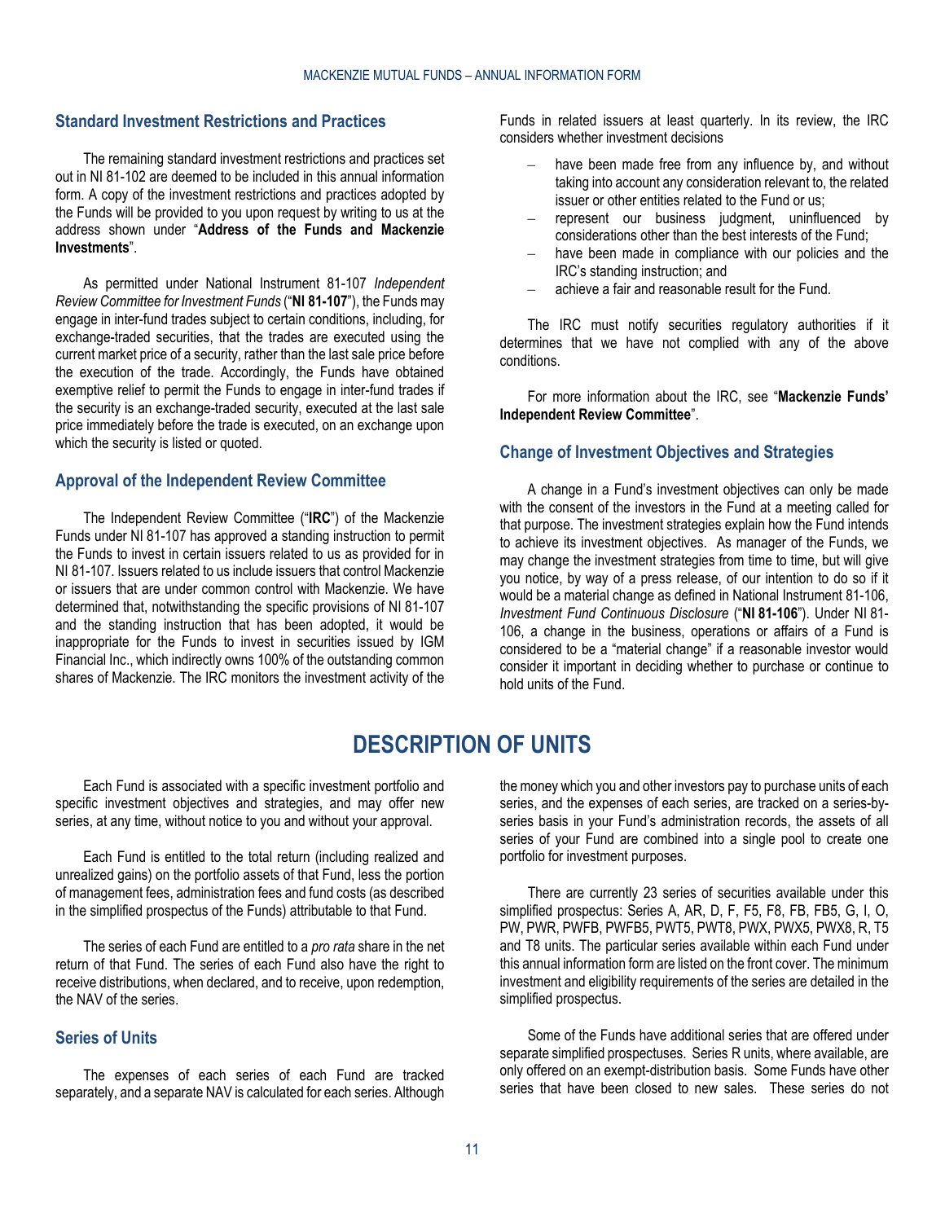## Standard Investment Restrictions and Practices

The remaining standard investment restrictions and practices set out in NI 81-102 are deemed to be included in this annual information form. A copy of the investment restrictions and practices adopted by the Funds will be provided to you upon request by writing to us at the address shown under "**Address of the Funds and Mackenzie Investments**".

As permitted under National Instrument 81-107 *Independent Review Committee for Investment Funds* ("**NI 81-107**"), the Funds may engage in inter-fund trades subject to certain conditions, including, for exchange-traded securities, that the trades are executed using the current market price of a security, rather than the last sale price before the execution of the trade. Accordingly, the Funds have obtained exemptive relief to permit the Funds to engage in inter-fund trades if the security is an exchange-traded security, executed at the last sale price immediately before the trade is executed, on an exchange upon which the security is listed or quoted.

## Approval of the Independent Review Committee

The Independent Review Committee ("**IRC**") of the Mackenzie Funds under NI 81-107 has approved a standing instruction to permit the Funds to invest in certain issuers related to us as provided for in NI 81-107. Issuers related to us include issuers that control Mackenzie or issuers that are under common control with Mackenzie. We have determined that, notwithstanding the specific provisions of NI 81-107 and the standing instruction that has been adopted, it would be inappropriate for the Funds to invest in securities issued by IGM Financial Inc., which indirectly owns 100% of the outstanding common shares of Mackenzie. The IRC monitors the investment activity of the Funds in related issuers at least quarterly. In its review, the IRC considers whether investment decisions

- have been made free from any influence by, and without taking into account any consideration relevant to, the related issuer or other entities related to the Fund or us;
- represent our business judgment, uninfluenced by considerations other than the best interests of the Fund;
- have been made in compliance with our policies and the IRC's standing instruction; and
- achieve a fair and reasonable result for the Fund.

The IRC must notify securities regulatory authorities if it determines that we have not complied with any of the above conditions.

For more information about the IRC, see "**Mackenzie Funds' Independent Review Committee**".

## Change of Investment Objectives and Strategies

A change in a Fund's investment objectives can only be made with the consent of the investors in the Fund at a meeting called for that purpose. The investment strategies explain how the Fund intends to achieve its investment objectives. As manager of the Funds, we may change the investment strategies from time to time, but will give you notice, by way of a press release, of our intention to do so if it would be a material change as defined in National Instrument 81-106, *Investment Fund Continuous Disclosure* ("**NI 81-106**"). Under NI 81-106, a change in the business, operations or affairs of a Fund is considered to be a "material change" if a reasonable investor would consider it important in deciding whether to purchase or continue to hold units of the Fund.

# DESCRIPTION OF UNITS

Each Fund is associated with a specific investment portfolio and specific investment objectives and strategies, and may offer new series, at any time, without notice to you and without your approval.

Each Fund is entitled to the total return (including realized and unrealized gains) on the portfolio assets of that Fund, less the portion of management fees, administration fees and fund costs (as described in the simplified prospectus of the Funds) attributable to that Fund.

The series of each Fund are entitled to a *pro rata* share in the net return of that Fund. The series of each Fund also have the right to receive distributions, when declared, and to receive, upon redemption, the NAV of the series.

## Series of Units

The expenses of each series of each Fund are tracked separately, and a separate NAV is calculated for each series. Although the money which you and other investors pay to purchase units of each series, and the expenses of each series, are tracked on a series-by-series basis in your Fund's administration records, the assets of all series of your Fund are combined into a single pool to create one portfolio for investment purposes.

There are currently 23 series of securities available under this simplified prospectus: Series A, AR, D, F, F5, F8, FB, FB5, G, I, O, PW, PWR, PWFB, PWFB5, PWT5, PWT8, PWX, PWX5, PWX8, R, T5 and T8 units. The particular series available within each Fund under this annual information form are listed on the front cover. The minimum investment and eligibility requirements of the series are detailed in the simplified prospectus.

Some of the Funds have additional series that are offered under separate simplified prospectuses. Series R units, where available, are only offered on an exempt-distribution basis. Some Funds have other series that have been closed to new sales. These series do not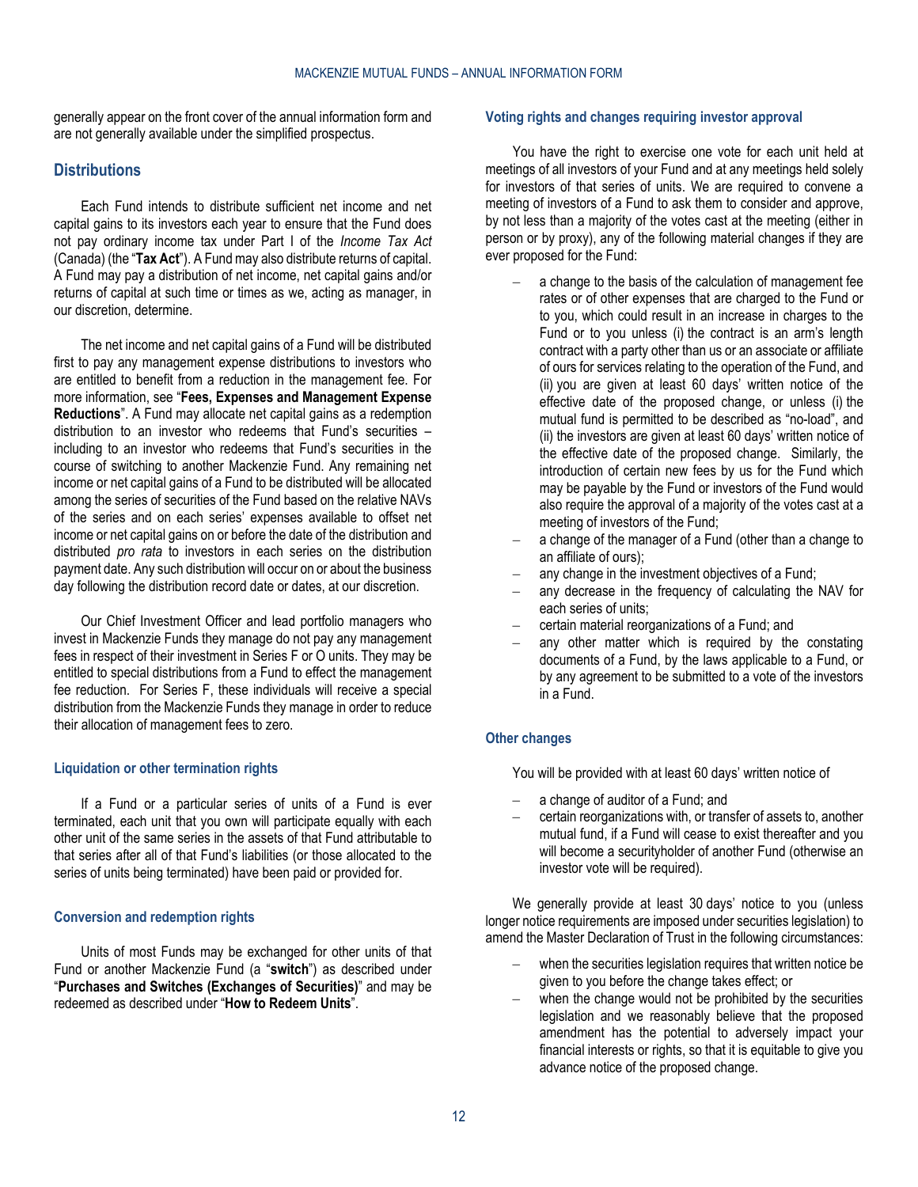generally appear on the front cover of the annual information form and are not generally available under the simplified prospectus.

## Distributions

Each Fund intends to distribute sufficient net income and net capital gains to its investors each year to ensure that the Fund does not pay ordinary income tax under Part I of the *Income Tax Act* (Canada) (the "**Tax Act**"). A Fund may also distribute returns of capital. A Fund may pay a distribution of net income, net capital gains and/or returns of capital at such time or times as we, acting as manager, in our discretion, determine.

The net income and net capital gains of a Fund will be distributed first to pay any management expense distributions to investors who are entitled to benefit from a reduction in the management fee. For more information, see "**Fees, Expenses and Management Expense Reductions**". A Fund may allocate net capital gains as a redemption distribution to an investor who redeems that Fund's securities – including to an investor who redeems that Fund's securities in the course of switching to another Mackenzie Fund. Any remaining net income or net capital gains of a Fund to be distributed will be allocated among the series of securities of the Fund based on the relative NAVs of the series and on each series' expenses available to offset net income or net capital gains on or before the date of the distribution and distributed *pro rata* to investors in each series on the distribution payment date. Any such distribution will occur on or about the business day following the distribution record date or dates, at our discretion.

Our Chief Investment Officer and lead portfolio managers who invest in Mackenzie Funds they manage do not pay any management fees in respect of their investment in Series F or O units. They may be entitled to special distributions from a Fund to effect the management fee reduction. For Series F, these individuals will receive a special distribution from the Mackenzie Funds they manage in order to reduce their allocation of management fees to zero.

### Liquidation or other termination rights

If a Fund or a particular series of units of a Fund is ever terminated, each unit that you own will participate equally with each other unit of the same series in the assets of that Fund attributable to that series after all of that Fund's liabilities (or those allocated to the series of units being terminated) have been paid or provided for.

### Conversion and redemption rights

Units of most Funds may be exchanged for other units of that Fund or another Mackenzie Fund (a "**switch**") as described under "**Purchases and Switches (Exchanges of Securities)**" and may be redeemed as described under "**How to Redeem Units**".

### Voting rights and changes requiring investor approval

You have the right to exercise one vote for each unit held at meetings of all investors of your Fund and at any meetings held solely for investors of that series of units. We are required to convene a meeting of investors of a Fund to ask them to consider and approve, by not less than a majority of the votes cast at the meeting (either in person or by proxy), any of the following material changes if they are ever proposed for the Fund:

- a change to the basis of the calculation of management fee rates or of other expenses that are charged to the Fund or to you, which could result in an increase in charges to the Fund or to you unless (i) the contract is an arm's length contract with a party other than us or an associate or affiliate of ours for services relating to the operation of the Fund, and (ii) you are given at least 60 days' written notice of the effective date of the proposed change, or unless (i) the mutual fund is permitted to be described as "no-load", and (ii) the investors are given at least 60 days' written notice of the effective date of the proposed change. Similarly, the introduction of certain new fees by us for the Fund which may be payable by the Fund or investors of the Fund would also require the approval of a majority of the votes cast at a meeting of investors of the Fund;
- a change of the manager of a Fund (other than a change to an affiliate of ours);
- any change in the investment objectives of a Fund;
- any decrease in the frequency of calculating the NAV for each series of units;
- certain material reorganizations of a Fund; and
- any other matter which is required by the constating documents of a Fund, by the laws applicable to a Fund, or by any agreement to be submitted to a vote of the investors in a Fund.

### Other changes

You will be provided with at least 60 days' written notice of

- a change of auditor of a Fund; and
- certain reorganizations with, or transfer of assets to, another mutual fund, if a Fund will cease to exist thereafter and you will become a securityholder of another Fund (otherwise an investor vote will be required).

We generally provide at least 30 days' notice to you (unless longer notice requirements are imposed under securities legislation) to amend the Master Declaration of Trust in the following circumstances:

- when the securities legislation requires that written notice be given to you before the change takes effect; or
- when the change would not be prohibited by the securities legislation and we reasonably believe that the proposed amendment has the potential to adversely impact your financial interests or rights, so that it is equitable to give you advance notice of the proposed change.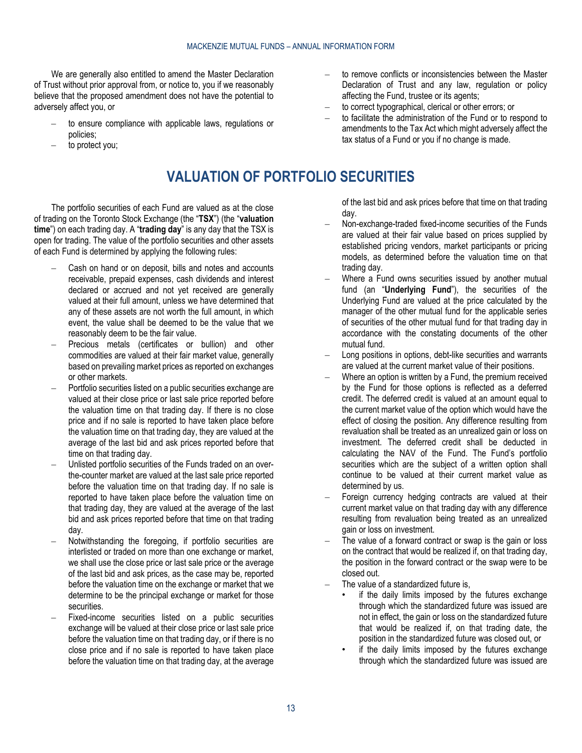We are generally also entitled to amend the Master Declaration of Trust without prior approval from, or notice to, you if we reasonably believe that the proposed amendment does not have the potential to adversely affect you, or

- to ensure compliance with applicable laws, regulations or policies;
- to protect you;
- to remove conflicts or inconsistencies between the Master Declaration of Trust and any law, regulation or policy affecting the Fund, trustee or its agents;
- to correct typographical, clerical or other errors; or
- to facilitate the administration of the Fund or to respond to amendments to the Tax Act which might adversely affect the tax status of a Fund or you if no change is made.

# VALUATION OF PORTFOLIO SECURITIES

The portfolio securities of each Fund are valued as at the close of trading on the Toronto Stock Exchange (the "**TSX**") (the "**valuation time**") on each trading day. A "**trading day**" is any day that the TSX is open for trading. The value of the portfolio securities and other assets of each Fund is determined by applying the following rules:

- Cash on hand or on deposit, bills and notes and accounts receivable, prepaid expenses, cash dividends and interest declared or accrued and not yet received are generally valued at their full amount, unless we have determined that any of these assets are not worth the full amount, in which event, the value shall be deemed to be the value that we reasonably deem to be the fair value.
- Precious metals (certificates or bullion) and other commodities are valued at their fair market value, generally based on prevailing market prices as reported on exchanges or other markets.
- Portfolio securities listed on a public securities exchange are valued at their close price or last sale price reported before the valuation time on that trading day. If there is no close price and if no sale is reported to have taken place before the valuation time on that trading day, they are valued at the average of the last bid and ask prices reported before that time on that trading day.
- Unlisted portfolio securities of the Funds traded on an over-the-counter market are valued at the last sale price reported before the valuation time on that trading day. If no sale is reported to have taken place before the valuation time on that trading day, they are valued at the average of the last bid and ask prices reported before that time on that trading day.
- Notwithstanding the foregoing, if portfolio securities are interlisted or traded on more than one exchange or market, we shall use the close price or last sale price or the average of the last bid and ask prices, as the case may be, reported before the valuation time on the exchange or market that we determine to be the principal exchange or market for those securities.
- Fixed-income securities listed on a public securities exchange will be valued at their close price or last sale price before the valuation time on that trading day, or if there is no close price and if no sale is reported to have taken place before the valuation time on that trading day, at the average of the last bid and ask prices before that time on that trading day.
- Non-exchange-traded fixed-income securities of the Funds are valued at their fair value based on prices supplied by established pricing vendors, market participants or pricing models, as determined before the valuation time on that trading day.
- Where a Fund owns securities issued by another mutual fund (an "**Underlying Fund**"), the securities of the Underlying Fund are valued at the price calculated by the manager of the other mutual fund for the applicable series of securities of the other mutual fund for that trading day in accordance with the constating documents of the other mutual fund.
- Long positions in options, debt-like securities and warrants are valued at the current market value of their positions.
- Where an option is written by a Fund, the premium received by the Fund for those options is reflected as a deferred credit. The deferred credit is valued at an amount equal to the current market value of the option which would have the effect of closing the position. Any difference resulting from revaluation shall be treated as an unrealized gain or loss on investment. The deferred credit shall be deducted in calculating the NAV of the Fund. The Fund's portfolio securities which are the subject of a written option shall continue to be valued at their current market value as determined by us.
- Foreign currency hedging contracts are valued at their current market value on that trading day with any difference resulting from revaluation being treated as an unrealized gain or loss on investment.
- The value of a forward contract or swap is the gain or loss on the contract that would be realized if, on that trading day, the position in the forward contract or the swap were to be closed out.
- The value of a standardized future is,
  - if the daily limits imposed by the futures exchange through which the standardized future was issued are not in effect, the gain or loss on the standardized future that would be realized if, on that trading date, the position in the standardized future was closed out, or
  - if the daily limits imposed by the futures exchange through which the standardized future was issued are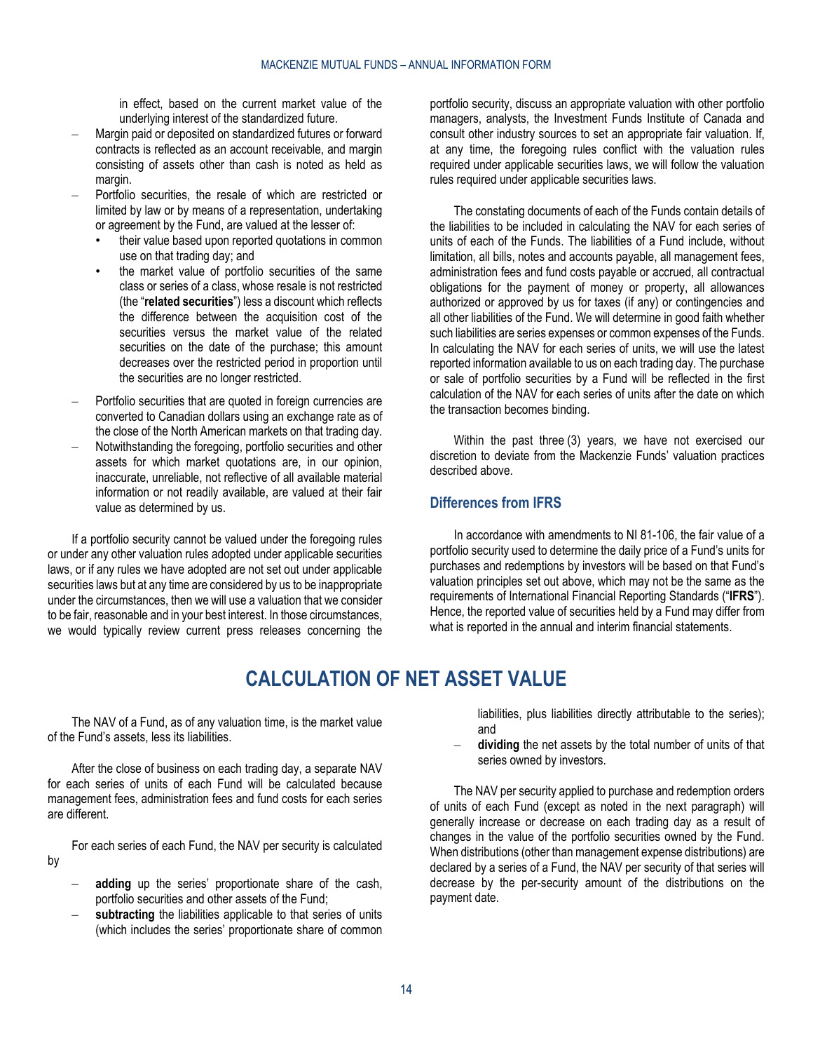in effect, based on the current market value of the underlying interest of the standardized future.

- Margin paid or deposited on standardized futures or forward contracts is reflected as an account receivable, and margin consisting of assets other than cash is noted as held as margin.
- Portfolio securities, the resale of which are restricted or limited by law or by means of a representation, undertaking or agreement by the Fund, are valued at the lesser of:
  - their value based upon reported quotations in common use on that trading day; and
  - the market value of portfolio securities of the same class or series of a class, whose resale is not restricted (the "**related securities**") less a discount which reflects the difference between the acquisition cost of the securities versus the market value of the related securities on the date of the purchase; this amount decreases over the restricted period in proportion until the securities are no longer restricted.
- Portfolio securities that are quoted in foreign currencies are converted to Canadian dollars using an exchange rate as of the close of the North American markets on that trading day.
- Notwithstanding the foregoing, portfolio securities and other assets for which market quotations are, in our opinion, inaccurate, unreliable, not reflective of all available material information or not readily available, are valued at their fair value as determined by us.

If a portfolio security cannot be valued under the foregoing rules or under any other valuation rules adopted under applicable securities laws, or if any rules we have adopted are not set out under applicable securities laws but at any time are considered by us to be inappropriate under the circumstances, then we will use a valuation that we consider to be fair, reasonable and in your best interest. In those circumstances, we would typically review current press releases concerning the portfolio security, discuss an appropriate valuation with other portfolio managers, analysts, the Investment Funds Institute of Canada and consult other industry sources to set an appropriate fair valuation. If, at any time, the foregoing rules conflict with the valuation rules required under applicable securities laws, we will follow the valuation rules required under applicable securities laws.

The constating documents of each of the Funds contain details of the liabilities to be included in calculating the NAV for each series of units of each of the Funds. The liabilities of a Fund include, without limitation, all bills, notes and accounts payable, all management fees, administration fees and fund costs payable or accrued, all contractual obligations for the payment of money or property, all allowances authorized or approved by us for taxes (if any) or contingencies and all other liabilities of the Fund. We will determine in good faith whether such liabilities are series expenses or common expenses of the Funds. In calculating the NAV for each series of units, we will use the latest reported information available to us on each trading day. The purchase or sale of portfolio securities by a Fund will be reflected in the first calculation of the NAV for each series of units after the date on which the transaction becomes binding.

Within the past three (3) years, we have not exercised our discretion to deviate from the Mackenzie Funds' valuation practices described above.

### Differences from IFRS

In accordance with amendments to NI 81-106, the fair value of a portfolio security used to determine the daily price of a Fund's units for purchases and redemptions by investors will be based on that Fund's valuation principles set out above, which may not be the same as the requirements of International Financial Reporting Standards ("**IFRS**"). Hence, the reported value of securities held by a Fund may differ from what is reported in the annual and interim financial statements.

## CALCULATION OF NET ASSET VALUE

The NAV of a Fund, as of any valuation time, is the market value of the Fund's assets, less its liabilities.

After the close of business on each trading day, a separate NAV for each series of units of each Fund will be calculated because management fees, administration fees and fund costs for each series are different.

For each series of each Fund, the NAV per security is calculated by

- **adding** up the series' proportionate share of the cash, portfolio securities and other assets of the Fund;
- **subtracting** the liabilities applicable to that series of units (which includes the series' proportionate share of common liabilities, plus liabilities directly attributable to the series); and
- **dividing** the net assets by the total number of units of that series owned by investors.

The NAV per security applied to purchase and redemption orders of units of each Fund (except as noted in the next paragraph) will generally increase or decrease on each trading day as a result of changes in the value of the portfolio securities owned by the Fund. When distributions (other than management expense distributions) are declared by a series of a Fund, the NAV per security of that series will decrease by the per-security amount of the distributions on the payment date.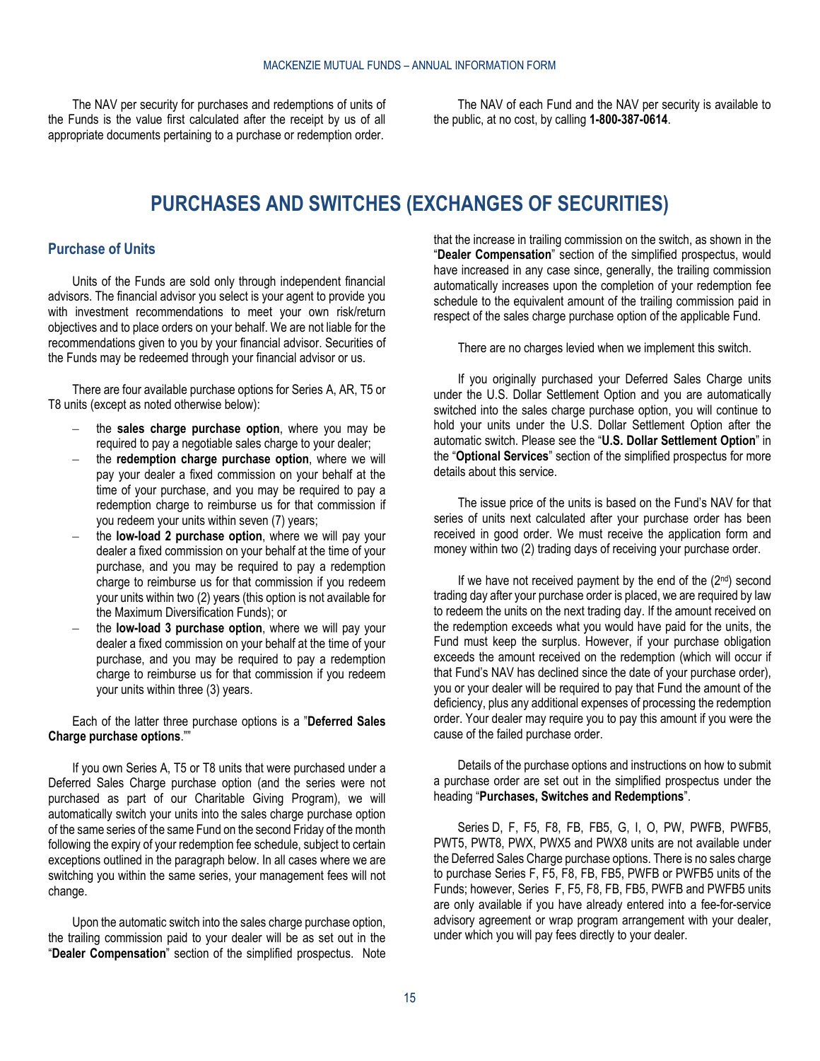The NAV per security for purchases and redemptions of units of the Funds is the value first calculated after the receipt by us of all appropriate documents pertaining to a purchase or redemption order.

The NAV of each Fund and the NAV per security is available to the public, at no cost, by calling **1-800-387-0614**.

# PURCHASES AND SWITCHES (EXCHANGES OF SECURITIES)

## Purchase of Units

Units of the Funds are sold only through independent financial advisors. The financial advisor you select is your agent to provide you with investment recommendations to meet your own risk/return objectives and to place orders on your behalf. We are not liable for the recommendations given to you by your financial advisor. Securities of the Funds may be redeemed through your financial advisor or us.

There are four available purchase options for Series A, AR, T5 or T8 units (except as noted otherwise below):

- the **sales charge purchase option**, where you may be required to pay a negotiable sales charge to your dealer;
- the **redemption charge purchase option**, where we will pay your dealer a fixed commission on your behalf at the time of your purchase, and you may be required to pay a redemption charge to reimburse us for that commission if you redeem your units within seven (7) years;
- the **low-load 2 purchase option**, where we will pay your dealer a fixed commission on your behalf at the time of your purchase, and you may be required to pay a redemption charge to reimburse us for that commission if you redeem your units within two (2) years (this option is not available for the Maximum Diversification Funds); or
- the **low-load 3 purchase option**, where we will pay your dealer a fixed commission on your behalf at the time of your purchase, and you may be required to pay a redemption charge to reimburse us for that commission if you redeem your units within three (3) years.

Each of the latter three purchase options is a "**Deferred Sales Charge purchase options**.""

If you own Series A, T5 or T8 units that were purchased under a Deferred Sales Charge purchase option (and the series were not purchased as part of our Charitable Giving Program), we will automatically switch your units into the sales charge purchase option of the same series of the same Fund on the second Friday of the month following the expiry of your redemption fee schedule, subject to certain exceptions outlined in the paragraph below. In all cases where we are switching you within the same series, your management fees will not change.

Upon the automatic switch into the sales charge purchase option, the trailing commission paid to your dealer will be as set out in the "**Dealer Compensation**" section of the simplified prospectus. Note that the increase in trailing commission on the switch, as shown in the "**Dealer Compensation**" section of the simplified prospectus, would have increased in any case since, generally, the trailing commission automatically increases upon the completion of your redemption fee schedule to the equivalent amount of the trailing commission paid in respect of the sales charge purchase option of the applicable Fund.

There are no charges levied when we implement this switch.

If you originally purchased your Deferred Sales Charge units under the U.S. Dollar Settlement Option and you are automatically switched into the sales charge purchase option, you will continue to hold your units under the U.S. Dollar Settlement Option after the automatic switch. Please see the "**U.S. Dollar Settlement Option**" in the "**Optional Services**" section of the simplified prospectus for more details about this service.

The issue price of the units is based on the Fund's NAV for that series of units next calculated after your purchase order has been received in good order. We must receive the application form and money within two (2) trading days of receiving your purchase order.

If we have not received payment by the end of the (2nd) second trading day after your purchase order is placed, we are required by law to redeem the units on the next trading day. If the amount received on the redemption exceeds what you would have paid for the units, the Fund must keep the surplus. However, if your purchase obligation exceeds the amount received on the redemption (which will occur if that Fund's NAV has declined since the date of your purchase order), you or your dealer will be required to pay that Fund the amount of the deficiency, plus any additional expenses of processing the redemption order. Your dealer may require you to pay this amount if you were the cause of the failed purchase order.

Details of the purchase options and instructions on how to submit a purchase order are set out in the simplified prospectus under the heading "**Purchases, Switches and Redemptions**".

Series D, F, F5, F8, FB, FB5, G, I, O, PW, PWFB, PWFB5, PWT5, PWT8, PWX, PWX5 and PWX8 units are not available under the Deferred Sales Charge purchase options. There is no sales charge to purchase Series F, F5, F8, FB, FB5, PWFB or PWFB5 units of the Funds; however, Series F, F5, F8, FB, FB5, PWFB and PWFB5 units are only available if you have already entered into a fee-for-service advisory agreement or wrap program arrangement with your dealer, under which you will pay fees directly to your dealer.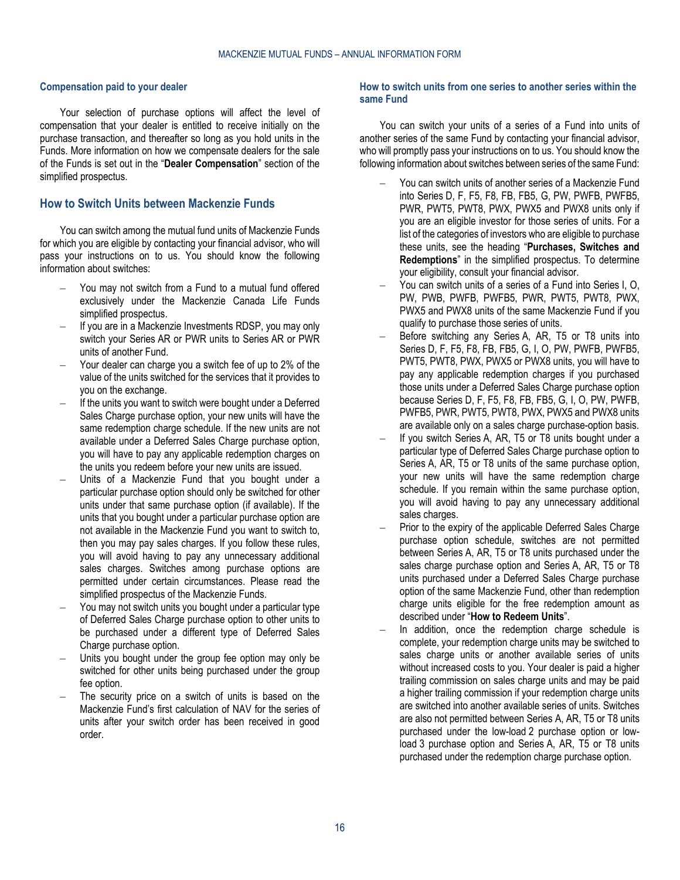### Compensation paid to your dealer

Your selection of purchase options will affect the level of compensation that your dealer is entitled to receive initially on the purchase transaction, and thereafter so long as you hold units in the Funds. More information on how we compensate dealers for the sale of the Funds is set out in the "**Dealer Compensation**" section of the simplified prospectus.

## How to Switch Units between Mackenzie Funds

You can switch among the mutual fund units of Mackenzie Funds for which you are eligible by contacting your financial advisor, who will pass your instructions on to us. You should know the following information about switches:

- You may not switch from a Fund to a mutual fund offered exclusively under the Mackenzie Canada Life Funds simplified prospectus.
- If you are in a Mackenzie Investments RDSP, you may only switch your Series AR or PWR units to Series AR or PWR units of another Fund.
- Your dealer can charge you a switch fee of up to 2% of the value of the units switched for the services that it provides to you on the exchange.
- If the units you want to switch were bought under a Deferred Sales Charge purchase option, your new units will have the same redemption charge schedule. If the new units are not available under a Deferred Sales Charge purchase option, you will have to pay any applicable redemption charges on the units you redeem before your new units are issued.
- Units of a Mackenzie Fund that you bought under a particular purchase option should only be switched for other units under that same purchase option (if available). If the units that you bought under a particular purchase option are not available in the Mackenzie Fund you want to switch to, then you may pay sales charges. If you follow these rules, you will avoid having to pay any unnecessary additional sales charges. Switches among purchase options are permitted under certain circumstances. Please read the simplified prospectus of the Mackenzie Funds.
- You may not switch units you bought under a particular type of Deferred Sales Charge purchase option to other units to be purchased under a different type of Deferred Sales Charge purchase option.
- Units you bought under the group fee option may only be switched for other units being purchased under the group fee option.
- The security price on a switch of units is based on the Mackenzie Fund's first calculation of NAV for the series of units after your switch order has been received in good order.

### How to switch units from one series to another series within the same Fund

You can switch your units of a series of a Fund into units of another series of the same Fund by contacting your financial advisor, who will promptly pass your instructions on to us. You should know the following information about switches between series of the same Fund:

- You can switch units of another series of a Mackenzie Fund into Series D, F, F5, F8, FB, FB5, G, PW, PWFB, PWFB5, PWR, PWT5, PWT8, PWX, PWX5 and PWX8 units only if you are an eligible investor for those series of units. For a list of the categories of investors who are eligible to purchase these units, see the heading "**Purchases, Switches and Redemptions**" in the simplified prospectus. To determine your eligibility, consult your financial advisor.
- You can switch units of a series of a Fund into Series I, O, PW, PWB, PWFB, PWFB5, PWR, PWT5, PWT8, PWX, PWX5 and PWX8 units of the same Mackenzie Fund if you qualify to purchase those series of units.
- Before switching any Series A, AR, T5 or T8 units into Series D, F, F5, F8, FB, FB5, G, I, O, PW, PWFB, PWFB5, PWT5, PWT8, PWX, PWX5 or PWX8 units, you will have to pay any applicable redemption charges if you purchased those units under a Deferred Sales Charge purchase option because Series D, F, F5, F8, FB, FB5, G, I, O, PW, PWFB, PWFB5, PWR, PWT5, PWT8, PWX, PWX5 and PWX8 units are available only on a sales charge purchase-option basis.
- If you switch Series A, AR, T5 or T8 units bought under a particular type of Deferred Sales Charge purchase option to Series A, AR, T5 or T8 units of the same purchase option, your new units will have the same redemption charge schedule. If you remain within the same purchase option, you will avoid having to pay any unnecessary additional sales charges.
- Prior to the expiry of the applicable Deferred Sales Charge purchase option schedule, switches are not permitted between Series A, AR, T5 or T8 units purchased under the sales charge purchase option and Series A, AR, T5 or T8 units purchased under a Deferred Sales Charge purchase option of the same Mackenzie Fund, other than redemption charge units eligible for the free redemption amount as described under "**How to Redeem Units**".
- In addition, once the redemption charge schedule is complete, your redemption charge units may be switched to sales charge units or another available series of units without increased costs to you. Your dealer is paid a higher trailing commission on sales charge units and may be paid a higher trailing commission if your redemption charge units are switched into another available series of units. Switches are also not permitted between Series A, AR, T5 or T8 units purchased under the low-load 2 purchase option or low-load 3 purchase option and Series A, AR, T5 or T8 units purchased under the redemption charge purchase option.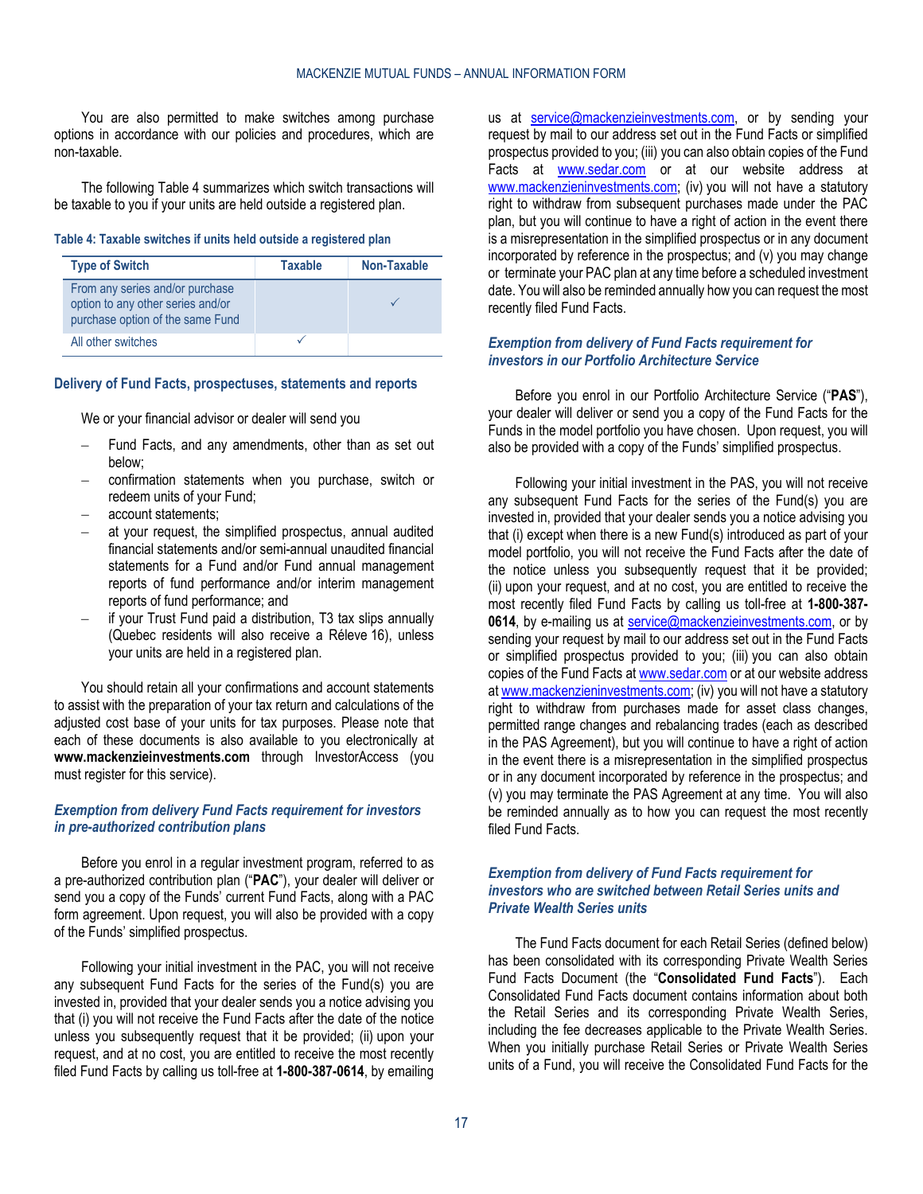You are also permitted to make switches among purchase options in accordance with our policies and procedures, which are non-taxable.

The following Table 4 summarizes which switch transactions will be taxable to you if your units are held outside a registered plan.

**Table 4: Taxable switches if units held outside a registered plan**

| Type of Switch | Taxable | Non-Taxable |
|---|---|---|
| From any series and/or purchase option to any other series and/or purchase option of the same Fund | | ✓ |
| All other switches | ✓ | |

### Delivery of Fund Facts, prospectuses, statements and reports

We or your financial advisor or dealer will send you

- Fund Facts, and any amendments, other than as set out below;
- confirmation statements when you purchase, switch or redeem units of your Fund;
- account statements;
- at your request, the simplified prospectus, annual audited financial statements and/or semi-annual unaudited financial statements for a Fund and/or Fund annual management reports of fund performance and/or interim management reports of fund performance; and
- if your Trust Fund paid a distribution, T3 tax slips annually (Quebec residents will also receive a Réleve 16), unless your units are held in a registered plan.

You should retain all your confirmations and account statements to assist with the preparation of your tax return and calculations of the adjusted cost base of your units for tax purposes. Please note that each of these documents is also available to you electronically at **www.mackenzieinvestments.com** through InvestorAccess (you must register for this service).

#### *Exemption from delivery Fund Facts requirement for investors in pre-authorized contribution plans*

Before you enrol in a regular investment program, referred to as a pre-authorized contribution plan ("**PAC**"), your dealer will deliver or send you a copy of the Funds' current Fund Facts, along with a PAC form agreement. Upon request, you will also be provided with a copy of the Funds' simplified prospectus.

Following your initial investment in the PAC, you will not receive any subsequent Fund Facts for the series of the Fund(s) you are invested in, provided that your dealer sends you a notice advising you that (i) you will not receive the Fund Facts after the date of the notice unless you subsequently request that it be provided; (ii) upon your request, and at no cost, you are entitled to receive the most recently filed Fund Facts by calling us toll-free at **1-800-387-0614**, by emailing us at service@mackenzieinvestments.com, or by sending your request by mail to our address set out in the Fund Facts or simplified prospectus provided to you; (iii) you can also obtain copies of the Fund Facts at www.sedar.com or at our website address at www.mackenzieinvestments.com; (iv) you will not have a statutory right to withdraw from subsequent purchases made under the PAC plan, but you will continue to have a right of action in the event there is a misrepresentation in the simplified prospectus or in any document incorporated by reference in the prospectus; and (v) you may change or terminate your PAC plan at any time before a scheduled investment date. You will also be reminded annually how you can request the most recently filed Fund Facts.

#### *Exemption from delivery of Fund Facts requirement for investors in our Portfolio Architecture Service*

Before you enrol in our Portfolio Architecture Service ("**PAS**"), your dealer will deliver or send you a copy of the Fund Facts for the Funds in the model portfolio you have chosen. Upon request, you will also be provided with a copy of the Funds' simplified prospectus.

Following your initial investment in the PAS, you will not receive any subsequent Fund Facts for the series of the Fund(s) you are invested in, provided that your dealer sends you a notice advising you that (i) except when there is a new Fund(s) introduced as part of your model portfolio, you will not receive the Fund Facts after the date of the notice unless you subsequently request that it be provided; (ii) upon your request, and at no cost, you are entitled to receive the most recently filed Fund Facts by calling us toll-free at **1-800-387-0614**, by e-mailing us at service@mackenzieinvestments.com, or by sending your request by mail to our address set out in the Fund Facts or simplified prospectus provided to you; (iii) you can also obtain copies of the Fund Facts at www.sedar.com or at our website address at www.mackenzieinvestments.com; (iv) you will not have a statutory right to withdraw from purchases made for asset class changes, permitted range changes and rebalancing trades (each as described in the PAS Agreement), but you will continue to have a right of action in the event there is a misrepresentation in the simplified prospectus or in any document incorporated by reference in the prospectus; and (v) you may terminate the PAS Agreement at any time. You will also be reminded annually as to how you can request the most recently filed Fund Facts.

#### *Exemption from delivery of Fund Facts requirement for investors who are switched between Retail Series units and Private Wealth Series units*

The Fund Facts document for each Retail Series (defined below) has been consolidated with its corresponding Private Wealth Series Fund Facts Document (the "**Consolidated Fund Facts**"). Each Consolidated Fund Facts document contains information about both the Retail Series and its corresponding Private Wealth Series, including the fee decreases applicable to the Private Wealth Series. When you initially purchase Retail Series or Private Wealth Series units of a Fund, you will receive the Consolidated Fund Facts for the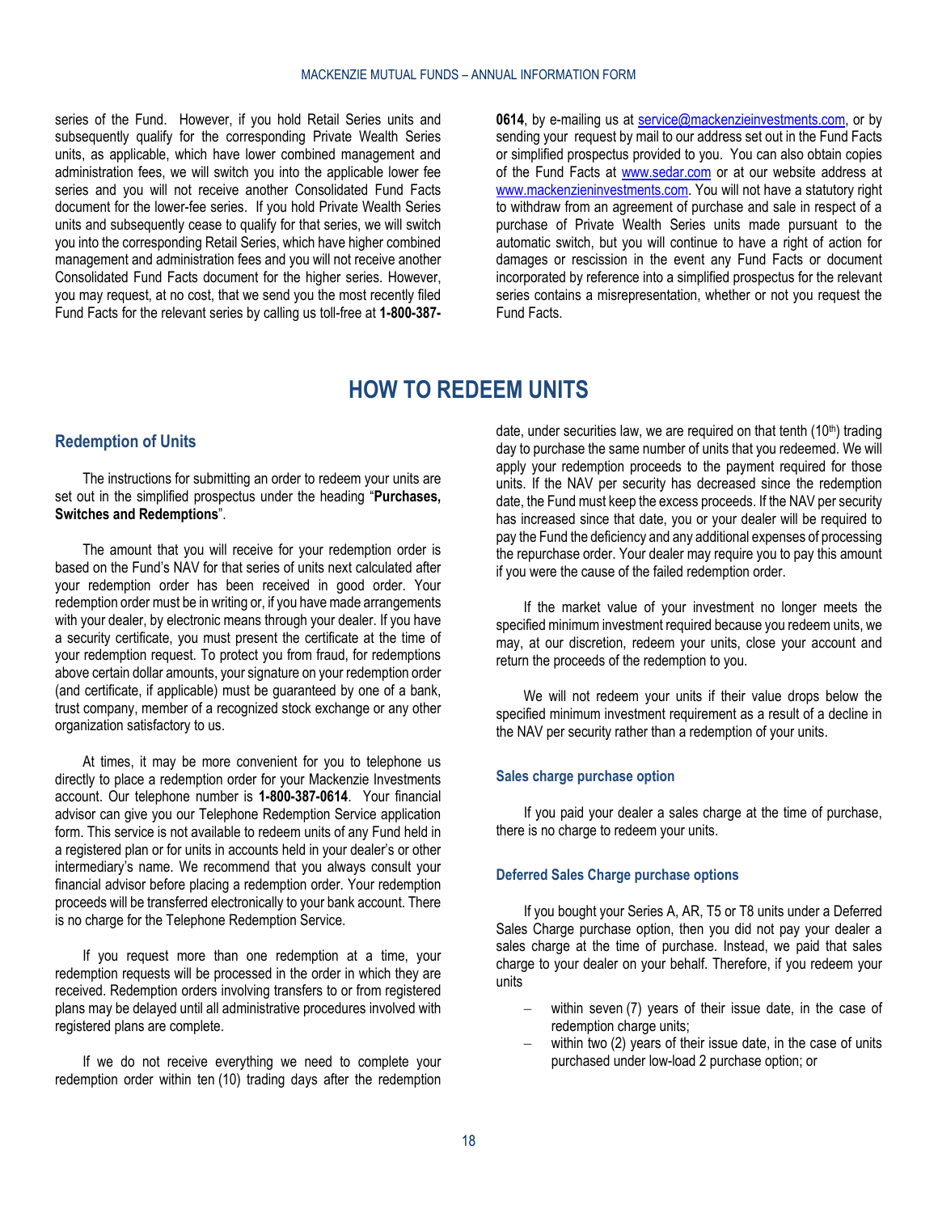series of the Fund. However, if you hold Retail Series units and subsequently qualify for the corresponding Private Wealth Series units, as applicable, which have lower combined management and administration fees, we will switch you into the applicable lower fee series and you will not receive another Consolidated Fund Facts document for the lower-fee series. If you hold Private Wealth Series units and subsequently cease to qualify for that series, we will switch you into the corresponding Retail Series, which have higher combined management and administration fees and you will not receive another Consolidated Fund Facts document for the higher series. However, you may request, at no cost, that we send you the most recently filed Fund Facts for the relevant series by calling us toll-free at **1-800-387-0614**, by e-mailing us at service@mackenzieinvestments.com, or by sending your request by mail to our address set out in the Fund Facts or simplified prospectus provided to you. You can also obtain copies of the Fund Facts at www.sedar.com or at our website address at www.mackenzieinvestments.com. You will not have a statutory right to withdraw from an agreement of purchase and sale in respect of a purchase of Private Wealth Series units made pursuant to the automatic switch, but you will continue to have a right of action for damages or rescission in the event any Fund Facts or document incorporated by reference into a simplified prospectus for the relevant series contains a misrepresentation, whether or not you request the Fund Facts.

# HOW TO REDEEM UNITS

## Redemption of Units

The instructions for submitting an order to redeem your units are set out in the simplified prospectus under the heading "**Purchases, Switches and Redemptions**".

The amount that you will receive for your redemption order is based on the Fund's NAV for that series of units next calculated after your redemption order has been received in good order. Your redemption order must be in writing or, if you have made arrangements with your dealer, by electronic means through your dealer. If you have a security certificate, you must present the certificate at the time of your redemption request. To protect you from fraud, for redemptions above certain dollar amounts, your signature on your redemption order (and certificate, if applicable) must be guaranteed by one of a bank, trust company, member of a recognized stock exchange or any other organization satisfactory to us.

At times, it may be more convenient for you to telephone us directly to place a redemption order for your Mackenzie Investments account. Our telephone number is **1-800-387-0614**. Your financial advisor can give you our Telephone Redemption Service application form. This service is not available to redeem units of any Fund held in a registered plan or for units in accounts held in your dealer's or other intermediary's name. We recommend that you always consult your financial advisor before placing a redemption order. Your redemption proceeds will be transferred electronically to your bank account. There is no charge for the Telephone Redemption Service.

If you request more than one redemption at a time, your redemption requests will be processed in the order in which they are received. Redemption orders involving transfers to or from registered plans may be delayed until all administrative procedures involved with registered plans are complete.

If we do not receive everything we need to complete your redemption order within ten (10) trading days after the redemption date, under securities law, we are required on that tenth (10th) trading day to purchase the same number of units that you redeemed. We will apply your redemption proceeds to the payment required for those units. If the NAV per security has decreased since the redemption date, the Fund must keep the excess proceeds. If the NAV per security has increased since that date, you or your dealer will be required to pay the Fund the deficiency and any additional expenses of processing the repurchase order. Your dealer may require you to pay this amount if you were the cause of the failed redemption order.

If the market value of your investment no longer meets the specified minimum investment required because you redeem units, we may, at our discretion, redeem your units, close your account and return the proceeds of the redemption to you.

We will not redeem your units if their value drops below the specified minimum investment requirement as a result of a decline in the NAV per security rather than a redemption of your units.

### Sales charge purchase option

If you paid your dealer a sales charge at the time of purchase, there is no charge to redeem your units.

### Deferred Sales Charge purchase options

If you bought your Series A, AR, T5 or T8 units under a Deferred Sales Charge purchase option, then you did not pay your dealer a sales charge at the time of purchase. Instead, we paid that sales charge to your dealer on your behalf. Therefore, if you redeem your units

- within seven (7) years of their issue date, in the case of redemption charge units;
- within two (2) years of their issue date, in the case of units purchased under low-load 2 purchase option; or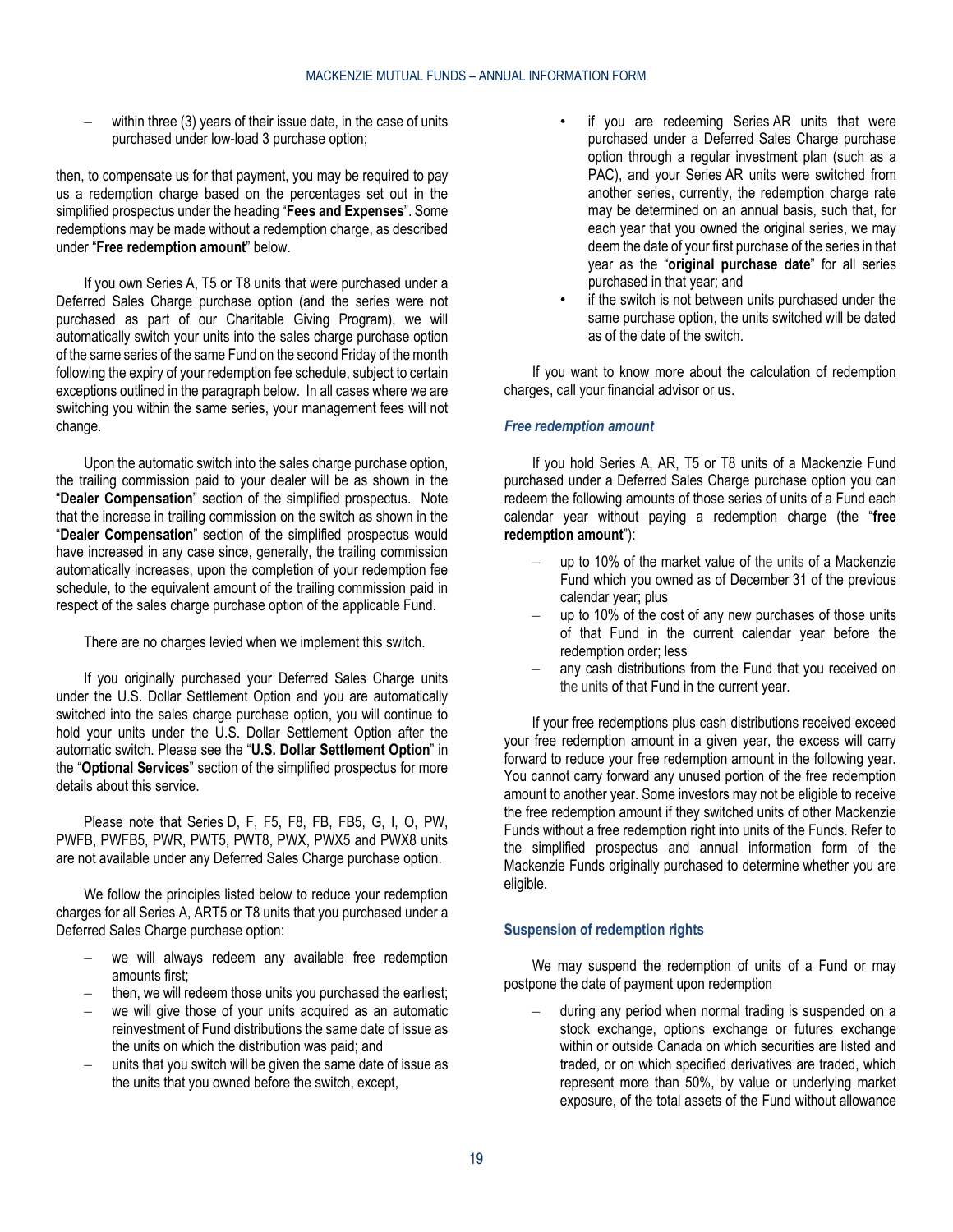- within three (3) years of their issue date, in the case of units purchased under low-load 3 purchase option;

then, to compensate us for that payment, you may be required to pay us a redemption charge based on the percentages set out in the simplified prospectus under the heading "**Fees and Expenses**". Some redemptions may be made without a redemption charge, as described under "**Free redemption amount**" below.

If you own Series A, T5 or T8 units that were purchased under a Deferred Sales Charge purchase option (and the series were not purchased as part of our Charitable Giving Program), we will automatically switch your units into the sales charge purchase option of the same series of the same Fund on the second Friday of the month following the expiry of your redemption fee schedule, subject to certain exceptions outlined in the paragraph below. In all cases where we are switching you within the same series, your management fees will not change.

Upon the automatic switch into the sales charge purchase option, the trailing commission paid to your dealer will be as shown in the "**Dealer Compensation**" section of the simplified prospectus. Note that the increase in trailing commission on the switch as shown in the "**Dealer Compensation**" section of the simplified prospectus would have increased in any case since, generally, the trailing commission automatically increases, upon the completion of your redemption fee schedule, to the equivalent amount of the trailing commission paid in respect of the sales charge purchase option of the applicable Fund.

There are no charges levied when we implement this switch.

If you originally purchased your Deferred Sales Charge units under the U.S. Dollar Settlement Option and you are automatically switched into the sales charge purchase option, you will continue to hold your units under the U.S. Dollar Settlement Option after the automatic switch. Please see the "**U.S. Dollar Settlement Option**" in the "**Optional Services**" section of the simplified prospectus for more details about this service.

Please note that Series D, F, F5, F8, FB, FB5, G, I, O, PW, PWFB, PWFB5, PWR, PWT5, PWT8, PWX, PWX5 and PWX8 units are not available under any Deferred Sales Charge purchase option.

We follow the principles listed below to reduce your redemption charges for all Series A, ART5 or T8 units that you purchased under a Deferred Sales Charge purchase option:

- we will always redeem any available free redemption amounts first;
- then, we will redeem those units you purchased the earliest;
- we will give those of your units acquired as an automatic reinvestment of Fund distributions the same date of issue as the units on which the distribution was paid; and
- units that you switch will be given the same date of issue as the units that you owned before the switch, except,
  - if you are redeeming Series AR units that were purchased under a Deferred Sales Charge purchase option through a regular investment plan (such as a PAC), and your Series AR units were switched from another series, currently, the redemption charge rate may be determined on an annual basis, such that, for each year that you owned the original series, we may deem the date of your first purchase of the series in that year as the "**original purchase date**" for all series purchased in that year; and
  - if the switch is not between units purchased under the same purchase option, the units switched will be dated as of the date of the switch.

If you want to know more about the calculation of redemption charges, call your financial advisor or us.

### *Free redemption amount*

If you hold Series A, AR, T5 or T8 units of a Mackenzie Fund purchased under a Deferred Sales Charge purchase option you can redeem the following amounts of those series of units of a Fund each calendar year without paying a redemption charge (the "**free redemption amount**"):

- up to 10% of the market value of the units of a Mackenzie Fund which you owned as of December 31 of the previous calendar year; plus
- up to 10% of the cost of any new purchases of those units of that Fund in the current calendar year before the redemption order; less
- any cash distributions from the Fund that you received on the units of that Fund in the current year.

If your free redemptions plus cash distributions received exceed your free redemption amount in a given year, the excess will carry forward to reduce your free redemption amount in the following year. You cannot carry forward any unused portion of the free redemption amount to another year. Some investors may not be eligible to receive the free redemption amount if they switched units of other Mackenzie Funds without a free redemption right into units of the Funds. Refer to the simplified prospectus and annual information form of the Mackenzie Funds originally purchased to determine whether you are eligible.

### Suspension of redemption rights

We may suspend the redemption of units of a Fund or may postpone the date of payment upon redemption

- during any period when normal trading is suspended on a stock exchange, options exchange or futures exchange within or outside Canada on which securities are listed and traded, or on which specified derivatives are traded, which represent more than 50%, by value or underlying market exposure, of the total assets of the Fund without allowance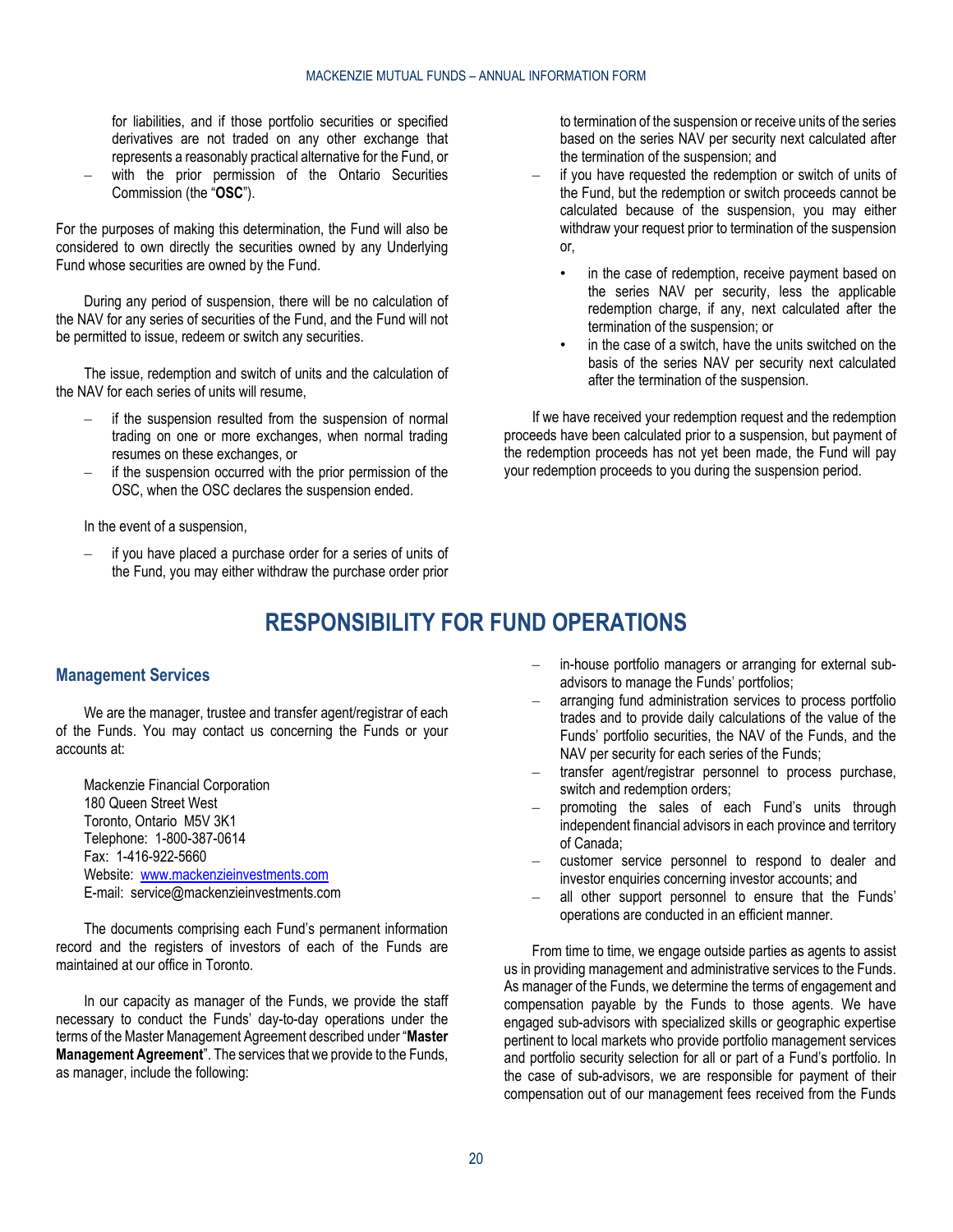for liabilities, and if those portfolio securities or specified derivatives are not traded on any other exchange that represents a reasonably practical alternative for the Fund, or

- with the prior permission of the Ontario Securities Commission (the "**OSC**").

For the purposes of making this determination, the Fund will also be considered to own directly the securities owned by any Underlying Fund whose securities are owned by the Fund.

During any period of suspension, there will be no calculation of the NAV for any series of securities of the Fund, and the Fund will not be permitted to issue, redeem or switch any securities.

The issue, redemption and switch of units and the calculation of the NAV for each series of units will resume,

- if the suspension resulted from the suspension of normal trading on one or more exchanges, when normal trading resumes on these exchanges, or
- if the suspension occurred with the prior permission of the OSC, when the OSC declares the suspension ended.

In the event of a suspension,

- if you have placed a purchase order for a series of units of the Fund, you may either withdraw the purchase order prior to termination of the suspension or receive units of the series based on the series NAV per security next calculated after the termination of the suspension; and
- if you have requested the redemption or switch of units of the Fund, but the redemption or switch proceeds cannot be calculated because of the suspension, you may either withdraw your request prior to termination of the suspension or,
  - in the case of redemption, receive payment based on the series NAV per security, less the applicable redemption charge, if any, next calculated after the termination of the suspension; or
  - in the case of a switch, have the units switched on the basis of the series NAV per security next calculated after the termination of the suspension.

If we have received your redemption request and the redemption proceeds have been calculated prior to a suspension, but payment of the redemption proceeds has not yet been made, the Fund will pay your redemption proceeds to you during the suspension period.

# RESPONSIBILITY FOR FUND OPERATIONS

## Management Services

We are the manager, trustee and transfer agent/registrar of each of the Funds. You may contact us concerning the Funds or your accounts at:

Mackenzie Financial Corporation
180 Queen Street West
Toronto, Ontario M5V 3K1
Telephone: 1-800-387-0614
Fax: 1-416-922-5660
Website: www.mackenzieinvestments.com
E-mail: service@mackenzieinvestments.com

The documents comprising each Fund's permanent information record and the registers of investors of each of the Funds are maintained at our office in Toronto.

In our capacity as manager of the Funds, we provide the staff necessary to conduct the Funds' day-to-day operations under the terms of the Master Management Agreement described under "**Master Management Agreement**". The services that we provide to the Funds, as manager, include the following:

- in-house portfolio managers or arranging for external sub-advisors to manage the Funds' portfolios;
- arranging fund administration services to process portfolio trades and to provide daily calculations of the value of the Funds' portfolio securities, the NAV of the Funds, and the NAV per security for each series of the Funds;
- transfer agent/registrar personnel to process purchase, switch and redemption orders;
- promoting the sales of each Fund's units through independent financial advisors in each province and territory of Canada;
- customer service personnel to respond to dealer and investor enquiries concerning investor accounts; and
- all other support personnel to ensure that the Funds' operations are conducted in an efficient manner.

From time to time, we engage outside parties as agents to assist us in providing management and administrative services to the Funds. As manager of the Funds, we determine the terms of engagement and compensation payable by the Funds to those agents. We have engaged sub-advisors with specialized skills or geographic expertise pertinent to local markets who provide portfolio management services and portfolio security selection for all or part of a Fund's portfolio. In the case of sub-advisors, we are responsible for payment of their compensation out of our management fees received from the Funds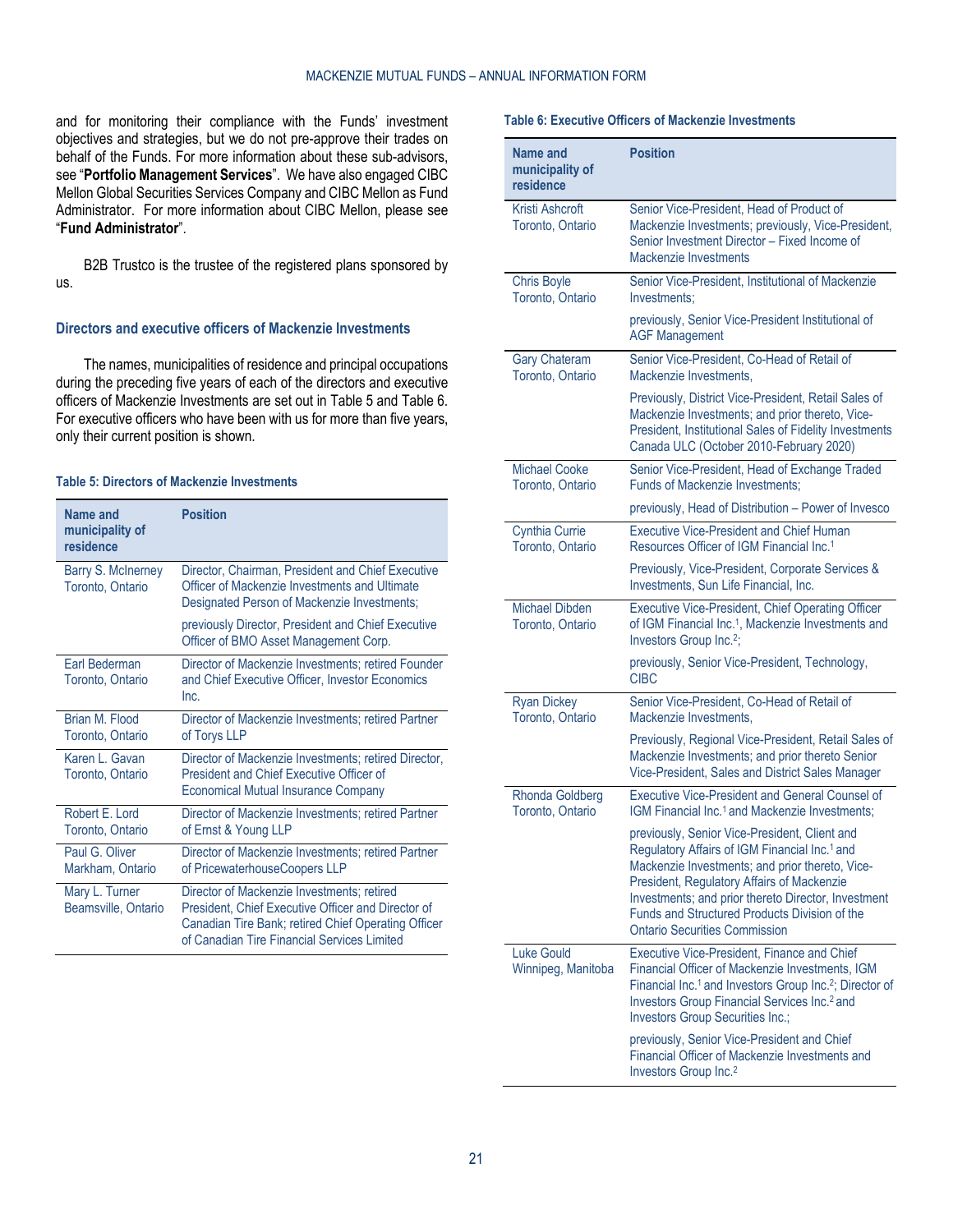and for monitoring their compliance with the Funds' investment objectives and strategies, but we do not pre-approve their trades on behalf of the Funds. For more information about these sub-advisors, see "**Portfolio Management Services**". We have also engaged CIBC Mellon Global Securities Services Company and CIBC Mellon as Fund Administrator. For more information about CIBC Mellon, please see "**Fund Administrator**".

B2B Trustco is the trustee of the registered plans sponsored by us.

### Directors and executive officers of Mackenzie Investments

The names, municipalities of residence and principal occupations during the preceding five years of each of the directors and executive officers of Mackenzie Investments are set out in Table 5 and Table 6. For executive officers who have been with us for more than five years, only their current position is shown.

**Table 5: Directors of Mackenzie Investments**

| Name and municipality of residence | Position |
|---|---|
| Barry S. McInerney<br>Toronto, Ontario | Director, Chairman, President and Chief Executive Officer of Mackenzie Investments and Ultimate Designated Person of Mackenzie Investments;<br><br>previously Director, President and Chief Executive Officer of BMO Asset Management Corp. |
| Earl Bederman<br>Toronto, Ontario | Director of Mackenzie Investments; retired Founder and Chief Executive Officer, Investor Economics Inc. |
| Brian M. Flood<br>Toronto, Ontario | Director of Mackenzie Investments; retired Partner of Torys LLP |
| Karen L. Gavan<br>Toronto, Ontario | Director of Mackenzie Investments; retired Director, President and Chief Executive Officer of Economical Mutual Insurance Company |
| Robert E. Lord<br>Toronto, Ontario | Director of Mackenzie Investments; retired Partner of Ernst & Young LLP |
| Paul G. Oliver<br>Markham, Ontario | Director of Mackenzie Investments; retired Partner of PricewaterhouseCoopers LLP |
| Mary L. Turner<br>Beamsville, Ontario | Director of Mackenzie Investments; retired President, Chief Executive Officer and Director of Canadian Tire Bank; retired Chief Operating Officer of Canadian Tire Financial Services Limited |

**Table 6: Executive Officers of Mackenzie Investments**

| Name and municipality of residence | Position |
|---|---|
| Kristi Ashcroft<br>Toronto, Ontario | Senior Vice-President, Head of Product of Mackenzie Investments; previously, Vice-President, Senior Investment Director – Fixed Income of Mackenzie Investments |
| Chris Boyle<br>Toronto, Ontario | Senior Vice-President, Institutional of Mackenzie Investments;<br><br>previously, Senior Vice-President Institutional of AGF Management |
| Gary Chateram<br>Toronto, Ontario | Senior Vice-President, Co-Head of Retail of Mackenzie Investments,<br><br>Previously, District Vice-President, Retail Sales of Mackenzie Investments; and prior thereto, Vice-President, Institutional Sales of Fidelity Investments Canada ULC (October 2010-February 2020) |
| Michael Cooke<br>Toronto, Ontario | Senior Vice-President, Head of Exchange Traded Funds of Mackenzie Investments;<br><br>previously, Head of Distribution – Power of Invesco |
| Cynthia Currie<br>Toronto, Ontario | Executive Vice-President and Chief Human Resources Officer of IGM Financial Inc.[1]<br><br>Previously, Vice-President, Corporate Services & Investments, Sun Life Financial, Inc. |
| Michael Dibden<br>Toronto, Ontario | Executive Vice-President, Chief Operating Officer of IGM Financial Inc.[1], Mackenzie Investments and Investors Group Inc.[2];<br><br>previously, Senior Vice-President, Technology, CIBC |
| Ryan Dickey<br>Toronto, Ontario | Senior Vice-President, Co-Head of Retail of Mackenzie Investments,<br><br>Previously, Regional Vice-President, Retail Sales of Mackenzie Investments; and prior thereto Senior Vice-President, Sales and District Sales Manager |
| Rhonda Goldberg<br>Toronto, Ontario | Executive Vice-President and General Counsel of IGM Financial Inc.[1] and Mackenzie Investments;<br><br>previously, Senior Vice-President, Client and Regulatory Affairs of IGM Financial Inc.[1] and Mackenzie Investments; and prior thereto, Vice-President, Regulatory Affairs of Mackenzie Investments; and prior thereto Director, Investment Funds and Structured Products Division of the Ontario Securities Commission |
| Luke Gould<br>Winnipeg, Manitoba | Executive Vice-President, Finance and Chief Financial Officer of Mackenzie Investments, IGM Financial Inc.[1] and Investors Group Inc.[2]; Director of Investors Group Financial Services Inc.[2] and Investors Group Securities Inc.;<br><br>previously, Senior Vice-President and Chief Financial Officer of Mackenzie Investments and Investors Group Inc.[2] |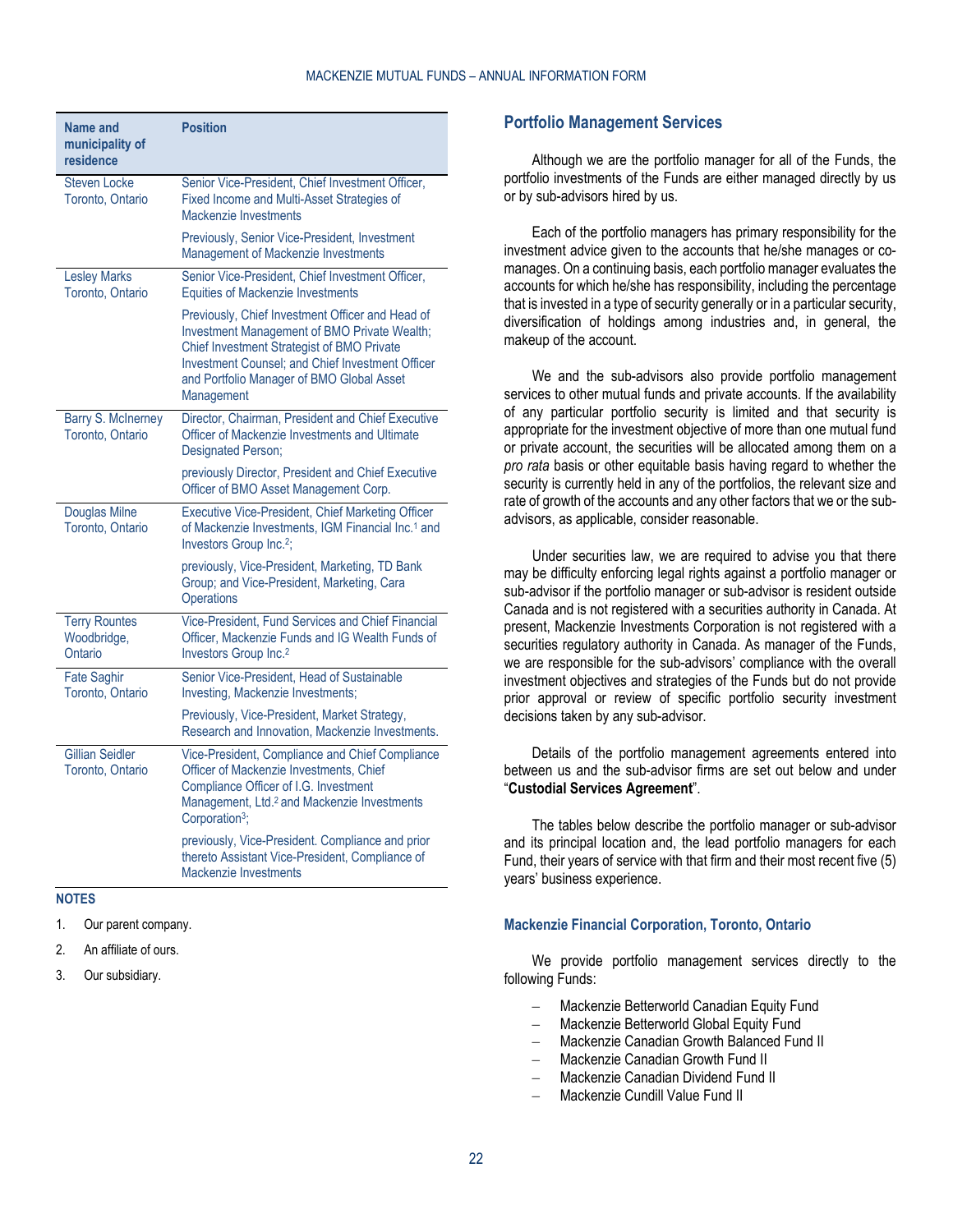| Name and municipality of residence | Position |
|---|---|
| Steven Locke<br>Toronto, Ontario | Senior Vice-President, Chief Investment Officer, Fixed Income and Multi-Asset Strategies of Mackenzie Investments<br><br>Previously, Senior Vice-President, Investment Management of Mackenzie Investments |
| Lesley Marks<br>Toronto, Ontario | Senior Vice-President, Chief Investment Officer, Equities of Mackenzie Investments<br><br>Previously, Chief Investment Officer and Head of Investment Management of BMO Private Wealth; Chief Investment Strategist of BMO Private Investment Counsel; and Chief Investment Officer and Portfolio Manager of BMO Global Asset Management |
| Barry S. McInerney<br>Toronto, Ontario | Director, Chairman, President and Chief Executive Officer of Mackenzie Investments and Ultimate Designated Person;<br><br>previously Director, President and Chief Executive Officer of BMO Asset Management Corp. |
| Douglas Milne<br>Toronto, Ontario | Executive Vice-President, Chief Marketing Officer of Mackenzie Investments, IGM Financial Inc.[1] and Investors Group Inc.[2];<br><br>previously, Vice-President, Marketing, TD Bank Group; and Vice-President, Marketing, Cara Operations |
| Terry Rountes<br>Woodbridge, Ontario | Vice-President, Fund Services and Chief Financial Officer, Mackenzie Funds and IG Wealth Funds of Investors Group Inc.[2] |
| Fate Saghir<br>Toronto, Ontario | Senior Vice-President, Head of Sustainable Investing, Mackenzie Investments;<br><br>Previously, Vice-President, Market Strategy, Research and Innovation, Mackenzie Investments. |
| Gillian Seidler<br>Toronto, Ontario | Vice-President, Compliance and Chief Compliance Officer of Mackenzie Investments, Chief Compliance Officer of I.G. Investment Management, Ltd.[2] and Mackenzie Investments Corporation[3];<br><br>previously, Vice-President. Compliance and prior thereto Assistant Vice-President, Compliance of Mackenzie Investments |

**NOTES**

1. Our parent company.
2. An affiliate of ours.
3. Our subsidiary.

## Portfolio Management Services

Although we are the portfolio manager for all of the Funds, the portfolio investments of the Funds are either managed directly by us or by sub-advisors hired by us.

Each of the portfolio managers has primary responsibility for the investment advice given to the accounts that he/she manages or co-manages. On a continuing basis, each portfolio manager evaluates the accounts for which he/she has responsibility, including the percentage that is invested in a type of security generally or in a particular security, diversification of holdings among industries and, in general, the makeup of the account.

We and the sub-advisors also provide portfolio management services to other mutual funds and private accounts. If the availability of any particular portfolio security is limited and that security is appropriate for the investment objective of more than one mutual fund or private account, the securities will be allocated among them on a *pro rata* basis or other equitable basis having regard to whether the security is currently held in any of the portfolios, the relevant size and rate of growth of the accounts and any other factors that we or the sub-advisors, as applicable, consider reasonable.

Under securities law, we are required to advise you that there may be difficulty enforcing legal rights against a portfolio manager or sub-advisor if the portfolio manager or sub-advisor is resident outside Canada and is not registered with a securities authority in Canada. At present, Mackenzie Investments Corporation is not registered with a securities regulatory authority in Canada. As manager of the Funds, we are responsible for the sub-advisors' compliance with the overall investment objectives and strategies of the Funds but do not provide prior approval or review of specific portfolio security investment decisions taken by any sub-advisor.

Details of the portfolio management agreements entered into between us and the sub-advisor firms are set out below and under "**Custodial Services Agreement**".

The tables below describe the portfolio manager or sub-advisor and its principal location and, the lead portfolio managers for each Fund, their years of service with that firm and their most recent five (5) years' business experience.

### Mackenzie Financial Corporation, Toronto, Ontario

We provide portfolio management services directly to the following Funds:

- Mackenzie Betterworld Canadian Equity Fund
- Mackenzie Betterworld Global Equity Fund
- Mackenzie Canadian Growth Balanced Fund II
- Mackenzie Canadian Growth Fund II
- Mackenzie Canadian Dividend Fund II
- Mackenzie Cundill Value Fund II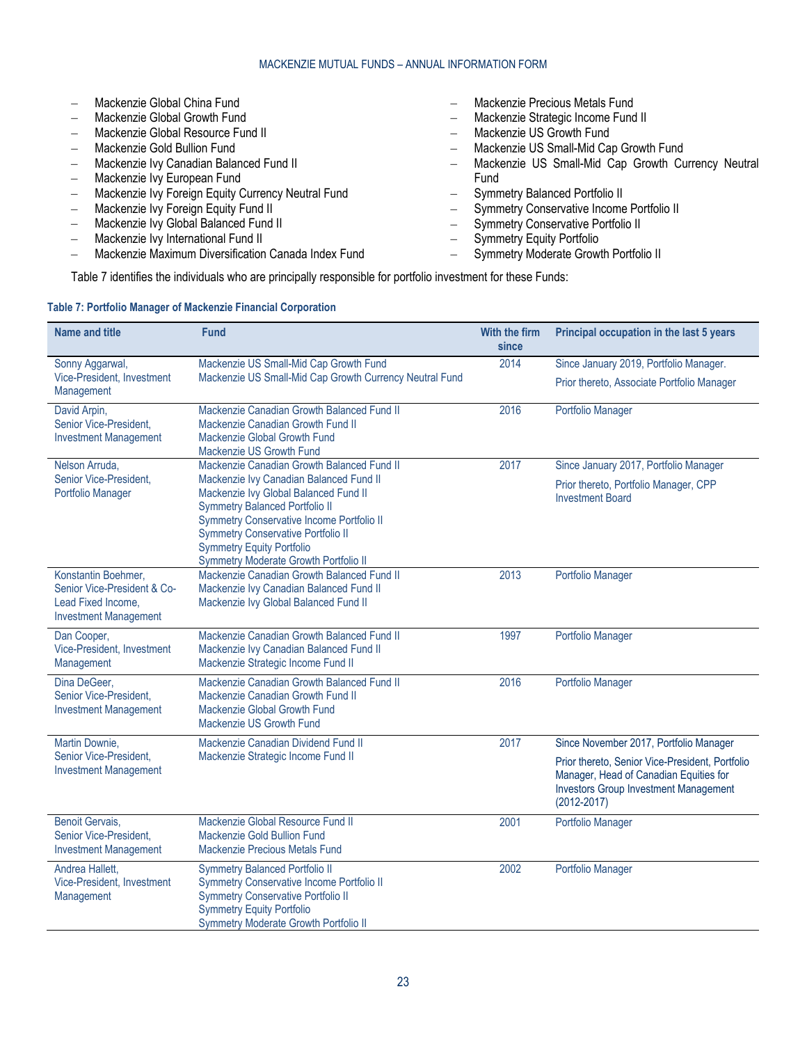- Mackenzie Global China Fund
- Mackenzie Global Growth Fund
- Mackenzie Global Resource Fund II
- Mackenzie Gold Bullion Fund
- Mackenzie Ivy Canadian Balanced Fund II
- Mackenzie Ivy European Fund
- Mackenzie Ivy Foreign Equity Currency Neutral Fund
- Mackenzie Ivy Foreign Equity Fund II
- Mackenzie Ivy Global Balanced Fund II
- Mackenzie Ivy International Fund II
- Mackenzie Maximum Diversification Canada Index Fund
- Mackenzie Precious Metals Fund
- Mackenzie Strategic Income Fund II
- Mackenzie US Growth Fund
- Mackenzie US Small-Mid Cap Growth Fund
- Mackenzie US Small-Mid Cap Growth Currency Neutral Fund
- Symmetry Balanced Portfolio II
- Symmetry Conservative Income Portfolio II
- Symmetry Conservative Portfolio II
- Symmetry Equity Portfolio
- Symmetry Moderate Growth Portfolio II

Table 7 identifies the individuals who are principally responsible for portfolio investment for these Funds:

**Table 7: Portfolio Manager of Mackenzie Financial Corporation**

| Name and title | Fund | With the firm since | Principal occupation in the last 5 years |
|---|---|---|---|
| Sonny Aggarwal, Vice-President, Investment Management | Mackenzie US Small-Mid Cap Growth Fund<br>Mackenzie US Small-Mid Cap Growth Currency Neutral Fund | 2014 | Since January 2019, Portfolio Manager.<br>Prior thereto, Associate Portfolio Manager |
| David Arpin, Senior Vice-President, Investment Management | Mackenzie Canadian Growth Balanced Fund II<br>Mackenzie Canadian Growth Fund II<br>Mackenzie Global Growth Fund<br>Mackenzie US Growth Fund | 2016 | Portfolio Manager |
| Nelson Arruda, Senior Vice-President, Portfolio Manager | Mackenzie Canadian Growth Balanced Fund II<br>Mackenzie Ivy Canadian Balanced Fund II<br>Mackenzie Ivy Global Balanced Fund II<br>Symmetry Balanced Portfolio II<br>Symmetry Conservative Income Portfolio II<br>Symmetry Conservative Portfolio II<br>Symmetry Equity Portfolio<br>Symmetry Moderate Growth Portfolio II | 2017 | Since January 2017, Portfolio Manager<br>Prior thereto, Portfolio Manager, CPP Investment Board |
| Konstantin Boehmer, Senior Vice-President & Co-Lead Fixed Income, Investment Management | Mackenzie Canadian Growth Balanced Fund II<br>Mackenzie Ivy Canadian Balanced Fund II<br>Mackenzie Ivy Global Balanced Fund II | 2013 | Portfolio Manager |
| Dan Cooper, Vice-President, Investment Management | Mackenzie Canadian Growth Balanced Fund II<br>Mackenzie Ivy Canadian Balanced Fund II<br>Mackenzie Strategic Income Fund II | 1997 | Portfolio Manager |
| Dina DeGeer, Senior Vice-President, Investment Management | Mackenzie Canadian Growth Balanced Fund II<br>Mackenzie Canadian Growth Fund II<br>Mackenzie Global Growth Fund<br>Mackenzie US Growth Fund | 2016 | Portfolio Manager |
| Martin Downie, Senior Vice-President, Investment Management | Mackenzie Canadian Dividend Fund II<br>Mackenzie Strategic Income Fund II | 2017 | Since November 2017, Portfolio Manager<br>Prior thereto, Senior Vice-President, Portfolio Manager, Head of Canadian Equities for Investors Group Investment Management (2012-2017) |
| Benoit Gervais, Senior Vice-President, Investment Management | Mackenzie Global Resource Fund II<br>Mackenzie Gold Bullion Fund<br>Mackenzie Precious Metals Fund | 2001 | Portfolio Manager |
| Andrea Hallett, Vice-President, Investment Management | Symmetry Balanced Portfolio II<br>Symmetry Conservative Income Portfolio II<br>Symmetry Conservative Portfolio II<br>Symmetry Equity Portfolio<br>Symmetry Moderate Growth Portfolio II | 2002 | Portfolio Manager |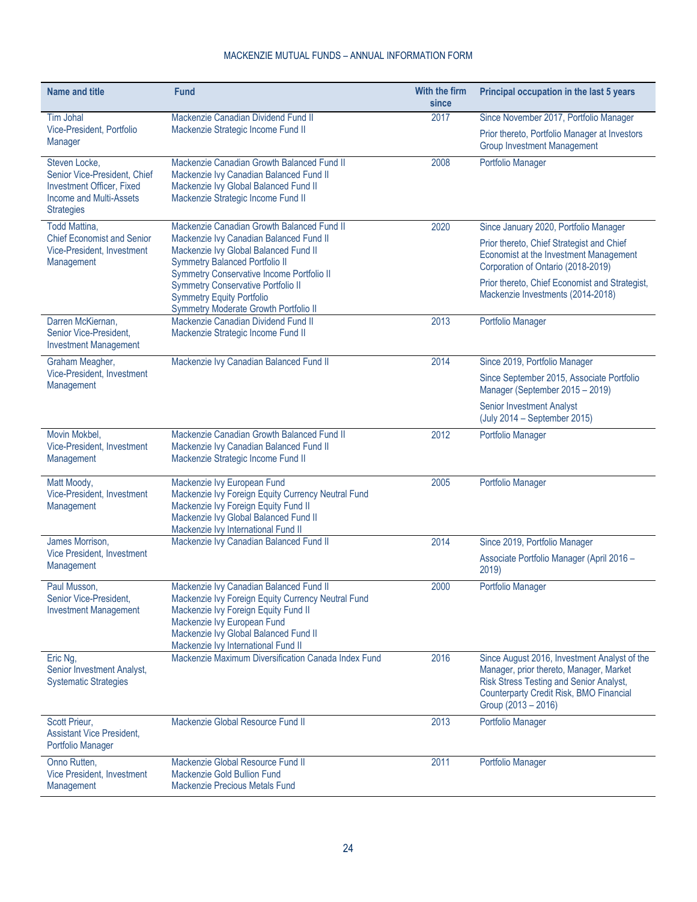| Name and title | Fund | With the firm since | Principal occupation in the last 5 years |
|---|---|---|---|
| Tim Johal<br>Vice-President, Portfolio Manager | Mackenzie Canadian Dividend Fund II<br>Mackenzie Strategic Income Fund II | 2017 | Since November 2017, Portfolio Manager<br>Prior thereto, Portfolio Manager at Investors Group Investment Management |
| Steven Locke,<br>Senior Vice-President, Chief Investment Officer, Fixed Income and Multi-Assets Strategies | Mackenzie Canadian Growth Balanced Fund II<br>Mackenzie Ivy Canadian Balanced Fund II<br>Mackenzie Ivy Global Balanced Fund II<br>Mackenzie Strategic Income Fund II | 2008 | Portfolio Manager |
| Todd Mattina,<br>Chief Economist and Senior Vice-President, Investment Management | Mackenzie Canadian Growth Balanced Fund II<br>Mackenzie Ivy Canadian Balanced Fund II<br>Mackenzie Ivy Global Balanced Fund II<br>Symmetry Balanced Portfolio II<br>Symmetry Conservative Income Portfolio II<br>Symmetry Conservative Portfolio II<br>Symmetry Equity Portfolio<br>Symmetry Moderate Growth Portfolio II | 2020 | Since January 2020, Portfolio Manager<br>Prior thereto, Chief Strategist and Chief Economist at the Investment Management Corporation of Ontario (2018-2019)<br>Prior thereto, Chief Economist and Strategist, Mackenzie Investments (2014-2018) |
| Darren McKiernan,<br>Senior Vice-President, Investment Management | Mackenzie Canadian Dividend Fund II<br>Mackenzie Strategic Income Fund II | 2013 | Portfolio Manager |
| Graham Meagher,<br>Vice-President, Investment Management | Mackenzie Ivy Canadian Balanced Fund II | 2014 | Since 2019, Portfolio Manager<br>Since September 2015, Associate Portfolio Manager (September 2015 – 2019)<br>Senior Investment Analyst (July 2014 – September 2015) |
| Movin Mokbel,<br>Vice-President, Investment Management | Mackenzie Canadian Growth Balanced Fund II<br>Mackenzie Ivy Canadian Balanced Fund II<br>Mackenzie Strategic Income Fund II | 2012 | Portfolio Manager |
| Matt Moody,<br>Vice-President, Investment Management | Mackenzie Ivy European Fund<br>Mackenzie Ivy Foreign Equity Currency Neutral Fund<br>Mackenzie Ivy Foreign Equity Fund II<br>Mackenzie Ivy Global Balanced Fund II<br>Mackenzie Ivy International Fund II | 2005 | Portfolio Manager |
| James Morrison,<br>Vice President, Investment Management | Mackenzie Ivy Canadian Balanced Fund II | 2014 | Since 2019, Portfolio Manager<br>Associate Portfolio Manager (April 2016 – 2019) |
| Paul Musson,<br>Senior Vice-President, Investment Management | Mackenzie Ivy Canadian Balanced Fund II<br>Mackenzie Ivy Foreign Equity Currency Neutral Fund<br>Mackenzie Ivy Foreign Equity Fund II<br>Mackenzie Ivy European Fund<br>Mackenzie Ivy Global Balanced Fund II<br>Mackenzie Ivy International Fund II | 2000 | Portfolio Manager |
| Eric Ng,<br>Senior Investment Analyst, Systematic Strategies | Mackenzie Maximum Diversification Canada Index Fund | 2016 | Since August 2016, Investment Analyst of the Manager, prior thereto, Manager, Market Risk Stress Testing and Senior Analyst, Counterparty Credit Risk, BMO Financial Group (2013 – 2016) |
| Scott Prieur,<br>Assistant Vice President, Portfolio Manager | Mackenzie Global Resource Fund II | 2013 | Portfolio Manager |
| Onno Rutten,<br>Vice President, Investment Management | Mackenzie Global Resource Fund II<br>Mackenzie Gold Bullion Fund<br>Mackenzie Precious Metals Fund | 2011 | Portfolio Manager |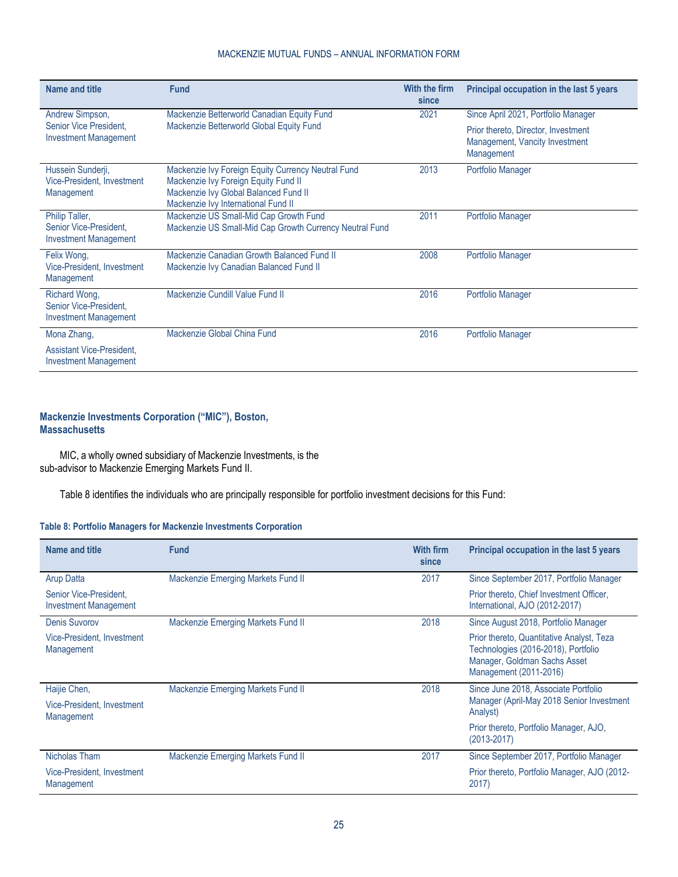| Name and title | Fund | With the firm since | Principal occupation in the last 5 years |
|---|---|---|---|
| Andrew Simpson, Senior Vice President, Investment Management | Mackenzie Betterworld Canadian Equity Fund<br>Mackenzie Betterworld Global Equity Fund | 2021 | Since April 2021, Portfolio Manager<br>Prior thereto, Director, Investment Management, Vancity Investment Management |
| Hussein Sunderji, Vice-President, Investment Management | Mackenzie Ivy Foreign Equity Currency Neutral Fund<br>Mackenzie Ivy Foreign Equity Fund II<br>Mackenzie Ivy Global Balanced Fund II<br>Mackenzie Ivy International Fund II | 2013 | Portfolio Manager |
| Philip Taller, Senior Vice-President, Investment Management | Mackenzie US Small-Mid Cap Growth Fund<br>Mackenzie US Small-Mid Cap Growth Currency Neutral Fund | 2011 | Portfolio Manager |
| Felix Wong, Vice-President, Investment Management | Mackenzie Canadian Growth Balanced Fund II<br>Mackenzie Ivy Canadian Balanced Fund II | 2008 | Portfolio Manager |
| Richard Wong, Senior Vice-President, Investment Management | Mackenzie Cundill Value Fund II | 2016 | Portfolio Manager |
| Mona Zhang, Assistant Vice-President, Investment Management | Mackenzie Global China Fund | 2016 | Portfolio Manager |

### Mackenzie Investments Corporation ("MIC"), Boston, Massachusetts

MIC, a wholly owned subsidiary of Mackenzie Investments, is the sub-advisor to Mackenzie Emerging Markets Fund II.

Table 8 identifies the individuals who are principally responsible for portfolio investment decisions for this Fund:

**Table 8: Portfolio Managers for Mackenzie Investments Corporation**

| Name and title | Fund | With firm since | Principal occupation in the last 5 years |
|---|---|---|---|
| Arup Datta<br>Senior Vice-President, Investment Management | Mackenzie Emerging Markets Fund II | 2017 | Since September 2017, Portfolio Manager<br>Prior thereto, Chief Investment Officer, International, AJO (2012-2017) |
| Denis Suvorov<br>Vice-President, Investment Management | Mackenzie Emerging Markets Fund II | 2018 | Since August 2018, Portfolio Manager<br>Prior thereto, Quantitative Analyst, Teza Technologies (2016-2018), Portfolio Manager, Goldman Sachs Asset Management (2011-2016) |
| Haijie Chen,<br>Vice-President, Investment Management | Mackenzie Emerging Markets Fund II | 2018 | Since June 2018, Associate Portfolio Manager (April-May 2018 Senior Investment Analyst)<br>Prior thereto, Portfolio Manager, AJO, (2013-2017) |
| Nicholas Tham<br>Vice-President, Investment Management | Mackenzie Emerging Markets Fund II | 2017 | Since September 2017, Portfolio Manager<br>Prior thereto, Portfolio Manager, AJO (2012-2017) |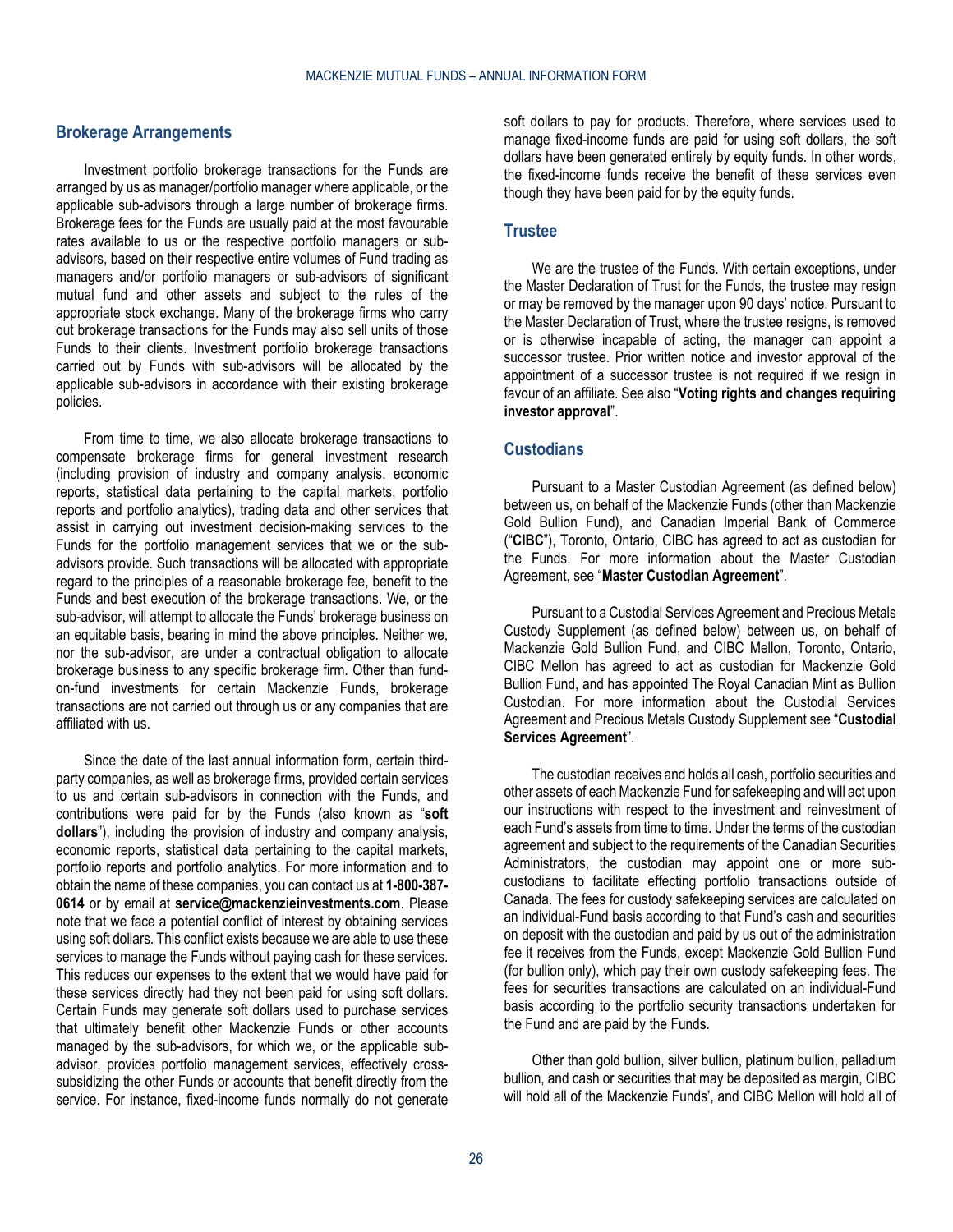## Brokerage Arrangements

Investment portfolio brokerage transactions for the Funds are arranged by us as manager/portfolio manager where applicable, or the applicable sub-advisors through a large number of brokerage firms. Brokerage fees for the Funds are usually paid at the most favourable rates available to us or the respective portfolio managers or sub-advisors, based on their respective entire volumes of Fund trading as managers and/or portfolio managers or sub-advisors of significant mutual fund and other assets and subject to the rules of the appropriate stock exchange. Many of the brokerage firms who carry out brokerage transactions for the Funds may also sell units of those Funds to their clients. Investment portfolio brokerage transactions carried out by Funds with sub-advisors will be allocated by the applicable sub-advisors in accordance with their existing brokerage policies.

From time to time, we also allocate brokerage transactions to compensate brokerage firms for general investment research (including provision of industry and company analysis, economic reports, statistical data pertaining to the capital markets, portfolio reports and portfolio analytics), trading data and other services that assist in carrying out investment decision-making services to the Funds for the portfolio management services that we or the sub-advisors provide. Such transactions will be allocated with appropriate regard to the principles of a reasonable brokerage fee, benefit to the Funds and best execution of the brokerage transactions. We, or the sub-advisor, will attempt to allocate the Funds' brokerage business on an equitable basis, bearing in mind the above principles. Neither we, nor the sub-advisor, are under a contractual obligation to allocate brokerage business to any specific brokerage firm. Other than fund-on-fund investments for certain Mackenzie Funds, brokerage transactions are not carried out through us or any companies that are affiliated with us.

Since the date of the last annual information form, certain third-party companies, as well as brokerage firms, provided certain services to us and certain sub-advisors in connection with the Funds, and contributions were paid for by the Funds (also known as "**soft dollars**"), including the provision of industry and company analysis, economic reports, statistical data pertaining to the capital markets, portfolio reports and portfolio analytics. For more information and to obtain the name of these companies, you can contact us at **1-800-387-0614** or by email at **service@mackenzieinvestments.com**. Please note that we face a potential conflict of interest by obtaining services using soft dollars. This conflict exists because we are able to use these services to manage the Funds without paying cash for these services. This reduces our expenses to the extent that we would have paid for these services directly had they not been paid for using soft dollars. Certain Funds may generate soft dollars used to purchase services that ultimately benefit other Mackenzie Funds or other accounts managed by the sub-advisors, for which we, or the applicable sub-advisor, provides portfolio management services, effectively cross-subsidizing the other Funds or accounts that benefit directly from the service. For instance, fixed-income funds normally do not generate soft dollars to pay for products. Therefore, where services used to manage fixed-income funds are paid for using soft dollars, the soft dollars have been generated entirely by equity funds. In other words, the fixed-income funds receive the benefit of these services even though they have been paid for by the equity funds.

## Trustee

We are the trustee of the Funds. With certain exceptions, under the Master Declaration of Trust for the Funds, the trustee may resign or may be removed by the manager upon 90 days' notice. Pursuant to the Master Declaration of Trust, where the trustee resigns, is removed or is otherwise incapable of acting, the manager can appoint a successor trustee. Prior written notice and investor approval of the appointment of a successor trustee is not required if we resign in favour of an affiliate. See also "**Voting rights and changes requiring investor approval**".

## Custodians

Pursuant to a Master Custodian Agreement (as defined below) between us, on behalf of the Mackenzie Funds (other than Mackenzie Gold Bullion Fund), and Canadian Imperial Bank of Commerce ("**CIBC**"), Toronto, Ontario, CIBC has agreed to act as custodian for the Funds. For more information about the Master Custodian Agreement, see "**Master Custodian Agreement**".

Pursuant to a Custodial Services Agreement and Precious Metals Custody Supplement (as defined below) between us, on behalf of Mackenzie Gold Bullion Fund, and CIBC Mellon, Toronto, Ontario, CIBC Mellon has agreed to act as custodian for Mackenzie Gold Bullion Fund, and has appointed The Royal Canadian Mint as Bullion Custodian. For more information about the Custodial Services Agreement and Precious Metals Custody Supplement see "**Custodial Services Agreement**".

The custodian receives and holds all cash, portfolio securities and other assets of each Mackenzie Fund for safekeeping and will act upon our instructions with respect to the investment and reinvestment of each Fund's assets from time to time. Under the terms of the custodian agreement and subject to the requirements of the Canadian Securities Administrators, the custodian may appoint one or more sub-custodians to facilitate effecting portfolio transactions outside of Canada. The fees for custody safekeeping services are calculated on an individual-Fund basis according to that Fund's cash and securities on deposit with the custodian and paid by us out of the administration fee it receives from the Funds, except Mackenzie Gold Bullion Fund (for bullion only), which pay their own custody safekeeping fees. The fees for securities transactions are calculated on an individual-Fund basis according to the portfolio security transactions undertaken for the Fund and are paid by the Funds.

Other than gold bullion, silver bullion, platinum bullion, palladium bullion, and cash or securities that may be deposited as margin, CIBC will hold all of the Mackenzie Funds', and CIBC Mellon will hold all of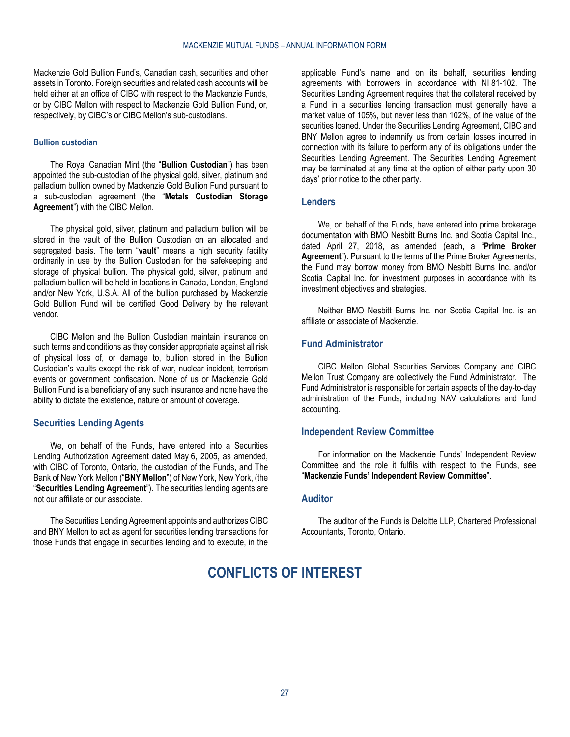Mackenzie Gold Bullion Fund's, Canadian cash, securities and other assets in Toronto. Foreign securities and related cash accounts will be held either at an office of CIBC with respect to the Mackenzie Funds, or by CIBC Mellon with respect to Mackenzie Gold Bullion Fund, or, respectively, by CIBC's or CIBC Mellon's sub-custodians.

### Bullion custodian

The Royal Canadian Mint (the "**Bullion Custodian**") has been appointed the sub-custodian of the physical gold, silver, platinum and palladium bullion owned by Mackenzie Gold Bullion Fund pursuant to a sub-custodian agreement (the "**Metals Custodian Storage Agreement**") with the CIBC Mellon.

The physical gold, silver, platinum and palladium bullion will be stored in the vault of the Bullion Custodian on an allocated and segregated basis. The term "**vault**" means a high security facility ordinarily in use by the Bullion Custodian for the safekeeping and storage of physical bullion. The physical gold, silver, platinum and palladium bullion will be held in locations in Canada, London, England and/or New York, U.S.A. All of the bullion purchased by Mackenzie Gold Bullion Fund will be certified Good Delivery by the relevant vendor.

CIBC Mellon and the Bullion Custodian maintain insurance on such terms and conditions as they consider appropriate against all risk of physical loss of, or damage to, bullion stored in the Bullion Custodian's vaults except the risk of war, nuclear incident, terrorism events or government confiscation. None of us or Mackenzie Gold Bullion Fund is a beneficiary of any such insurance and none have the ability to dictate the existence, nature or amount of coverage.

## Securities Lending Agents

We, on behalf of the Funds, have entered into a Securities Lending Authorization Agreement dated May 6, 2005, as amended, with CIBC of Toronto, Ontario, the custodian of the Funds, and The Bank of New York Mellon ("**BNY Mellon**") of New York, New York, (the "**Securities Lending Agreement**"). The securities lending agents are not our affiliate or our associate.

The Securities Lending Agreement appoints and authorizes CIBC and BNY Mellon to act as agent for securities lending transactions for those Funds that engage in securities lending and to execute, in the applicable Fund's name and on its behalf, securities lending agreements with borrowers in accordance with NI 81-102. The Securities Lending Agreement requires that the collateral received by a Fund in a securities lending transaction must generally have a market value of 105%, but never less than 102%, of the value of the securities loaned. Under the Securities Lending Agreement, CIBC and BNY Mellon agree to indemnify us from certain losses incurred in connection with its failure to perform any of its obligations under the Securities Lending Agreement. The Securities Lending Agreement may be terminated at any time at the option of either party upon 30 days' prior notice to the other party.

## Lenders

We, on behalf of the Funds, have entered into prime brokerage documentation with BMO Nesbitt Burns Inc. and Scotia Capital Inc., dated April 27, 2018, as amended (each, a "**Prime Broker Agreement**"). Pursuant to the terms of the Prime Broker Agreements, the Fund may borrow money from BMO Nesbitt Burns Inc. and/or Scotia Capital Inc. for investment purposes in accordance with its investment objectives and strategies.

Neither BMO Nesbitt Burns Inc. nor Scotia Capital Inc. is an affiliate or associate of Mackenzie.

## Fund Administrator

CIBC Mellon Global Securities Services Company and CIBC Mellon Trust Company are collectively the Fund Administrator. The Fund Administrator is responsible for certain aspects of the day-to-day administration of the Funds, including NAV calculations and fund accounting.

## Independent Review Committee

For information on the Mackenzie Funds' Independent Review Committee and the role it fulfils with respect to the Funds, see "**Mackenzie Funds' Independent Review Committee**".

## Auditor

The auditor of the Funds is Deloitte LLP, Chartered Professional Accountants, Toronto, Ontario.

# CONFLICTS OF INTEREST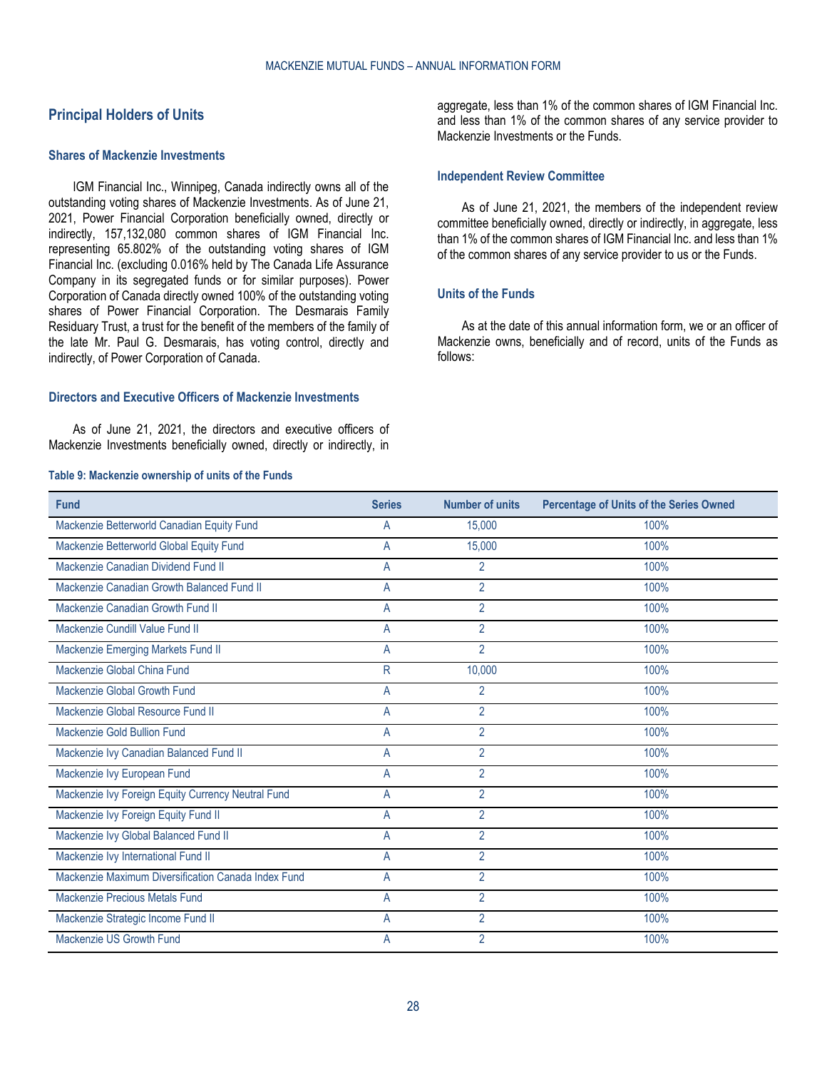## Principal Holders of Units

### Shares of Mackenzie Investments

IGM Financial Inc., Winnipeg, Canada indirectly owns all of the outstanding voting shares of Mackenzie Investments. As of June 21, 2021, Power Financial Corporation beneficially owned, directly or indirectly, 157,132,080 common shares of IGM Financial Inc. representing 65.802% of the outstanding voting shares of IGM Financial Inc. (excluding 0.016% held by The Canada Life Assurance Company in its segregated funds or for similar purposes). Power Corporation of Canada directly owned 100% of the outstanding voting shares of Power Financial Corporation. The Desmarais Family Residuary Trust, a trust for the benefit of the members of the family of the late Mr. Paul G. Desmarais, has voting control, directly and indirectly, of Power Corporation of Canada.

### Directors and Executive Officers of Mackenzie Investments

As of June 21, 2021, the directors and executive officers of Mackenzie Investments beneficially owned, directly or indirectly, in aggregate, less than 1% of the common shares of IGM Financial Inc. and less than 1% of the common shares of any service provider to Mackenzie Investments or the Funds.

### Independent Review Committee

As of June 21, 2021, the members of the independent review committee beneficially owned, directly or indirectly, in aggregate, less than 1% of the common shares of IGM Financial Inc. and less than 1% of the common shares of any service provider to us or the Funds.

### Units of the Funds

As at the date of this annual information form, we or an officer of Mackenzie owns, beneficially and of record, units of the Funds as follows:

**Table 9: Mackenzie ownership of units of the Funds**

| Fund | Series | Number of units | Percentage of Units of the Series Owned |
|---|---|---|---|
| Mackenzie Betterworld Canadian Equity Fund | A | 15,000 | 100% |
| Mackenzie Betterworld Global Equity Fund | A | 15,000 | 100% |
| Mackenzie Canadian Dividend Fund II | A | 2 | 100% |
| Mackenzie Canadian Growth Balanced Fund II | A | 2 | 100% |
| Mackenzie Canadian Growth Fund II | A | 2 | 100% |
| Mackenzie Cundill Value Fund II | A | 2 | 100% |
| Mackenzie Emerging Markets Fund II | A | 2 | 100% |
| Mackenzie Global China Fund | R | 10,000 | 100% |
| Mackenzie Global Growth Fund | A | 2 | 100% |
| Mackenzie Global Resource Fund II | A | 2 | 100% |
| Mackenzie Gold Bullion Fund | A | 2 | 100% |
| Mackenzie Ivy Canadian Balanced Fund II | A | 2 | 100% |
| Mackenzie Ivy European Fund | A | 2 | 100% |
| Mackenzie Ivy Foreign Equity Currency Neutral Fund | A | 2 | 100% |
| Mackenzie Ivy Foreign Equity Fund II | A | 2 | 100% |
| Mackenzie Ivy Global Balanced Fund II | A | 2 | 100% |
| Mackenzie Ivy International Fund II | A | 2 | 100% |
| Mackenzie Maximum Diversification Canada Index Fund | A | 2 | 100% |
| Mackenzie Precious Metals Fund | A | 2 | 100% |
| Mackenzie Strategic Income Fund II | A | 2 | 100% |
| Mackenzie US Growth Fund | A | 2 | 100% |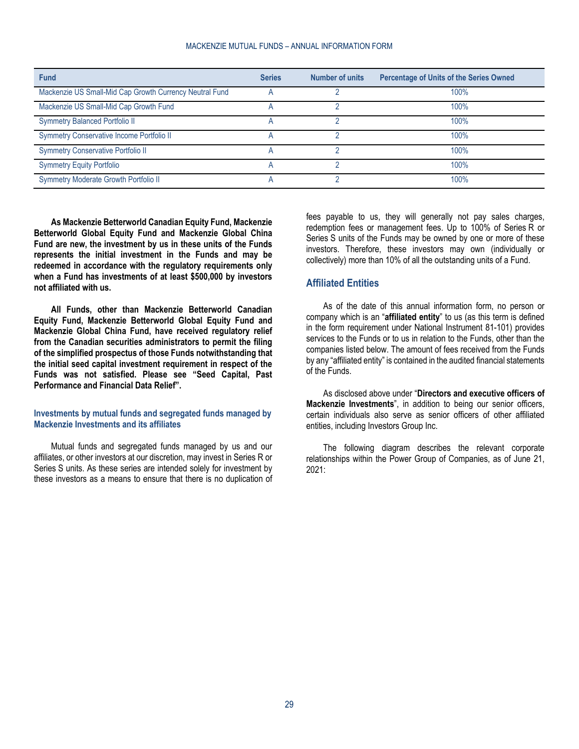| Fund | Series | Number of units | Percentage of Units of the Series Owned |
| --- | --- | --- | --- |
| Mackenzie US Small-Mid Cap Growth Currency Neutral Fund | A | 2 | 100% |
| Mackenzie US Small-Mid Cap Growth Fund | A | 2 | 100% |
| Symmetry Balanced Portfolio II | A | 2 | 100% |
| Symmetry Conservative Income Portfolio II | A | 2 | 100% |
| Symmetry Conservative Portfolio II | A | 2 | 100% |
| Symmetry Equity Portfolio | A | 2 | 100% |
| Symmetry Moderate Growth Portfolio II | A | 2 | 100% |

**As Mackenzie Betterworld Canadian Equity Fund, Mackenzie Betterworld Global Equity Fund and Mackenzie Global China Fund are new, the investment by us in these units of the Funds represents the initial investment in the Funds and may be redeemed in accordance with the regulatory requirements only when a Fund has investments of at least $500,000 by investors not affiliated with us.**

**All Funds, other than Mackenzie Betterworld Canadian Equity Fund, Mackenzie Betterworld Global Equity Fund and Mackenzie Global China Fund, have received regulatory relief from the Canadian securities administrators to permit the filing of the simplified prospectus of those Funds notwithstanding that the initial seed capital investment requirement in respect of the Funds was not satisfied. Please see "Seed Capital, Past Performance and Financial Data Relief".**

### Investments by mutual funds and segregated funds managed by Mackenzie Investments and its affiliates

Mutual funds and segregated funds managed by us and our affiliates, or other investors at our discretion, may invest in Series R or Series S units. As these series are intended solely for investment by these investors as a means to ensure that there is no duplication of fees payable to us, they will generally not pay sales charges, redemption fees or management fees. Up to 100% of Series R or Series S units of the Funds may be owned by one or more of these investors. Therefore, these investors may own (individually or collectively) more than 10% of all the outstanding units of a Fund.

## Affiliated Entities

As of the date of this annual information form, no person or company which is an "**affiliated entity**" to us (as this term is defined in the form requirement under National Instrument 81-101) provides services to the Funds or to us in relation to the Funds, other than the companies listed below. The amount of fees received from the Funds by any "affiliated entity" is contained in the audited financial statements of the Funds.

As disclosed above under "**Directors and executive officers of Mackenzie Investments**", in addition to being our senior officers, certain individuals also serve as senior officers of other affiliated entities, including Investors Group Inc.

The following diagram describes the relevant corporate relationships within the Power Group of Companies, as of June 21, 2021: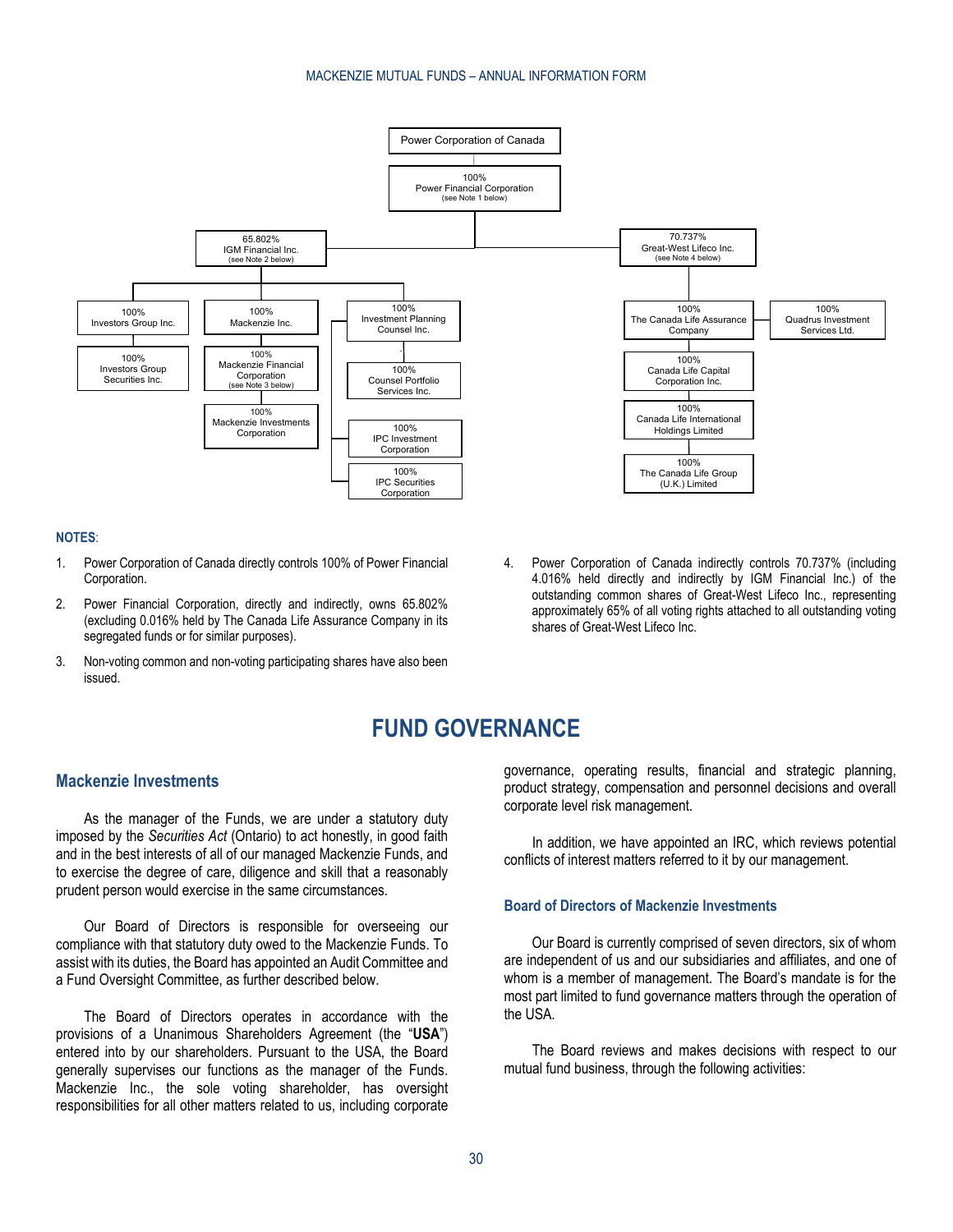Power Corporation of Canada

- 100% Power Financial Corporation (see Note 1 below)
  - 65.802% IGM Financial Inc. (see Note 2 below)
    - 100% Investors Group Inc.
      - 100% Investors Group Securities Inc.
    - 100% Mackenzie Inc.
      - 100% Mackenzie Financial Corporation (see Note 3 below)
        - 100% Mackenzie Investments Corporation
    - 100% Investment Planning Counsel Inc.
      - 100% Counsel Portfolio Services Inc.
      - 100% IPC Investment Corporation
      - 100% IPC Securities Corporation
  - 70.737% Great-West Lifeco Inc. (see Note 4 below)
    - 100% The Canada Life Assurance Company
      - 100% Canada Life Capital Corporation Inc.
        - 100% Canada Life International Holdings Limited
          - 100% The Canada Life Group (U.K.) Limited
    - 100% Quadrus Investment Services Ltd.

**NOTES**:

1. Power Corporation of Canada directly controls 100% of Power Financial Corporation.
2. Power Financial Corporation, directly and indirectly, owns 65.802% (excluding 0.016% held by The Canada Life Assurance Company in its segregated funds or for similar purposes).
3. Non-voting common and non-voting participating shares have also been issued.
4. Power Corporation of Canada indirectly controls 70.737% (including 4.016% held directly and indirectly by IGM Financial Inc.) of the outstanding common shares of Great-West Lifeco Inc., representing approximately 65% of all voting rights attached to all outstanding voting shares of Great-West Lifeco Inc.

# FUND GOVERNANCE

## Mackenzie Investments

As the manager of the Funds, we are under a statutory duty imposed by the *Securities Act* (Ontario) to act honestly, in good faith and in the best interests of all of our managed Mackenzie Funds, and to exercise the degree of care, diligence and skill that a reasonably prudent person would exercise in the same circumstances.

Our Board of Directors is responsible for overseeing our compliance with that statutory duty owed to the Mackenzie Funds. To assist with its duties, the Board has appointed an Audit Committee and a Fund Oversight Committee, as further described below.

The Board of Directors operates in accordance with the provisions of a Unanimous Shareholders Agreement (the "**USA**") entered into by our shareholders. Pursuant to the USA, the Board generally supervises our functions as the manager of the Funds. Mackenzie Inc., the sole voting shareholder, has oversight responsibilities for all other matters related to us, including corporate governance, operating results, financial and strategic planning, product strategy, compensation and personnel decisions and overall corporate level risk management.

In addition, we have appointed an IRC, which reviews potential conflicts of interest matters referred to it by our management.

### Board of Directors of Mackenzie Investments

Our Board is currently comprised of seven directors, six of whom are independent of us and our subsidiaries and affiliates, and one of whom is a member of management. The Board's mandate is for the most part limited to fund governance matters through the operation of the USA.

The Board reviews and makes decisions with respect to our mutual fund business, through the following activities: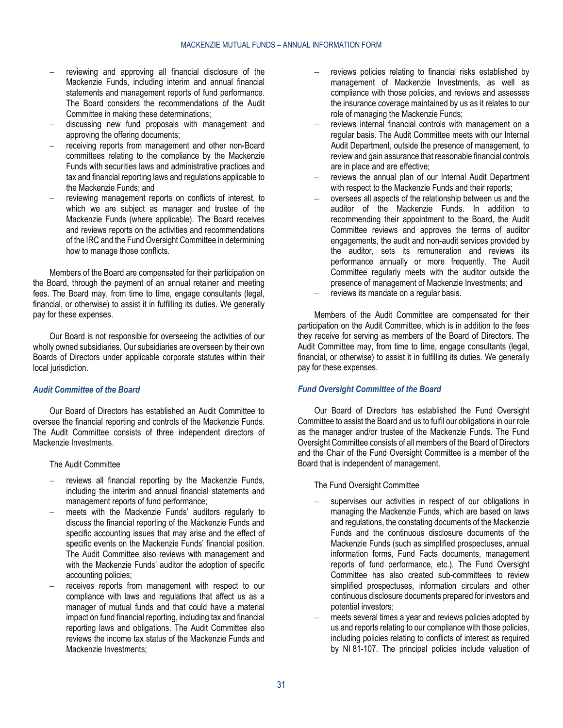- reviewing and approving all financial disclosure of the Mackenzie Funds, including interim and annual financial statements and management reports of fund performance. The Board considers the recommendations of the Audit Committee in making these determinations;
- discussing new fund proposals with management and approving the offering documents;
- receiving reports from management and other non-Board committees relating to the compliance by the Mackenzie Funds with securities laws and administrative practices and tax and financial reporting laws and regulations applicable to the Mackenzie Funds; and
- reviewing management reports on conflicts of interest, to which we are subject as manager and trustee of the Mackenzie Funds (where applicable). The Board receives and reviews reports on the activities and recommendations of the IRC and the Fund Oversight Committee in determining how to manage those conflicts.

Members of the Board are compensated for their participation on the Board, through the payment of an annual retainer and meeting fees. The Board may, from time to time, engage consultants (legal, financial, or otherwise) to assist it in fulfilling its duties. We generally pay for these expenses.

Our Board is not responsible for overseeing the activities of our wholly owned subsidiaries. Our subsidiaries are overseen by their own Boards of Directors under applicable corporate statutes within their local jurisdiction.

### *Audit Committee of the Board*

Our Board of Directors has established an Audit Committee to oversee the financial reporting and controls of the Mackenzie Funds. The Audit Committee consists of three independent directors of Mackenzie Investments.

The Audit Committee

- reviews all financial reporting by the Mackenzie Funds, including the interim and annual financial statements and management reports of fund performance;
- meets with the Mackenzie Funds' auditors regularly to discuss the financial reporting of the Mackenzie Funds and specific accounting issues that may arise and the effect of specific events on the Mackenzie Funds' financial position. The Audit Committee also reviews with management and with the Mackenzie Funds' auditor the adoption of specific accounting policies;
- receives reports from management with respect to our compliance with laws and regulations that affect us as a manager of mutual funds and that could have a material impact on fund financial reporting, including tax and financial reporting laws and obligations. The Audit Committee also reviews the income tax status of the Mackenzie Funds and Mackenzie Investments;
- reviews policies relating to financial risks established by management of Mackenzie Investments, as well as compliance with those policies, and reviews and assesses the insurance coverage maintained by us as it relates to our role of managing the Mackenzie Funds;
- reviews internal financial controls with management on a regular basis. The Audit Committee meets with our Internal Audit Department, outside the presence of management, to review and gain assurance that reasonable financial controls are in place and are effective;
- reviews the annual plan of our Internal Audit Department with respect to the Mackenzie Funds and their reports;
- oversees all aspects of the relationship between us and the auditor of the Mackenzie Funds. In addition to recommending their appointment to the Board, the Audit Committee reviews and approves the terms of auditor engagements, the audit and non-audit services provided by the auditor, sets its remuneration and reviews its performance annually or more frequently. The Audit Committee regularly meets with the auditor outside the presence of management of Mackenzie Investments; and
- reviews its mandate on a regular basis.

Members of the Audit Committee are compensated for their participation on the Audit Committee, which is in addition to the fees they receive for serving as members of the Board of Directors. The Audit Committee may, from time to time, engage consultants (legal, financial, or otherwise) to assist it in fulfilling its duties. We generally pay for these expenses.

### *Fund Oversight Committee of the Board*

Our Board of Directors has established the Fund Oversight Committee to assist the Board and us to fulfil our obligations in our role as the manager and/or trustee of the Mackenzie Funds. The Fund Oversight Committee consists of all members of the Board of Directors and the Chair of the Fund Oversight Committee is a member of the Board that is independent of management.

The Fund Oversight Committee

- supervises our activities in respect of our obligations in managing the Mackenzie Funds, which are based on laws and regulations, the constating documents of the Mackenzie Funds and the continuous disclosure documents of the Mackenzie Funds (such as simplified prospectuses, annual information forms, Fund Facts documents, management reports of fund performance, etc.). The Fund Oversight Committee has also created sub-committees to review simplified prospectuses, information circulars and other continuous disclosure documents prepared for investors and potential investors;
- meets several times a year and reviews policies adopted by us and reports relating to our compliance with those policies, including policies relating to conflicts of interest as required by NI 81-107. The principal policies include valuation of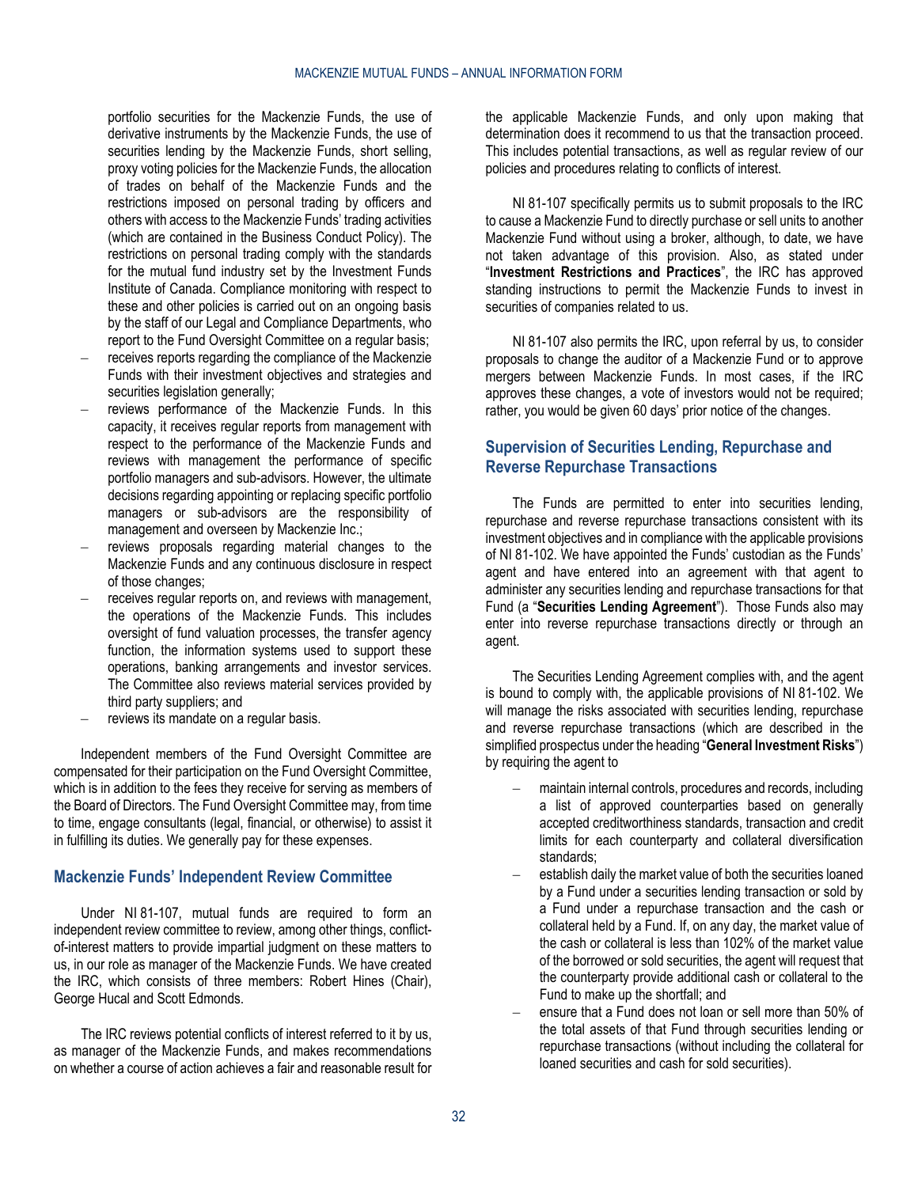portfolio securities for the Mackenzie Funds, the use of derivative instruments by the Mackenzie Funds, the use of securities lending by the Mackenzie Funds, short selling, proxy voting policies for the Mackenzie Funds, the allocation of trades on behalf of the Mackenzie Funds and the restrictions imposed on personal trading by officers and others with access to the Mackenzie Funds' trading activities (which are contained in the Business Conduct Policy). The restrictions on personal trading comply with the standards for the mutual fund industry set by the Investment Funds Institute of Canada. Compliance monitoring with respect to these and other policies is carried out on an ongoing basis by the staff of our Legal and Compliance Departments, who report to the Fund Oversight Committee on a regular basis;

- receives reports regarding the compliance of the Mackenzie Funds with their investment objectives and strategies and securities legislation generally;
- reviews performance of the Mackenzie Funds. In this capacity, it receives regular reports from management with respect to the performance of the Mackenzie Funds and reviews with management the performance of specific portfolio managers and sub-advisors. However, the ultimate decisions regarding appointing or replacing specific portfolio managers or sub-advisors are the responsibility of management and overseen by Mackenzie Inc.;
- reviews proposals regarding material changes to the Mackenzie Funds and any continuous disclosure in respect of those changes;
- receives regular reports on, and reviews with management, the operations of the Mackenzie Funds. This includes oversight of fund valuation processes, the transfer agency function, the information systems used to support these operations, banking arrangements and investor services. The Committee also reviews material services provided by third party suppliers; and
- reviews its mandate on a regular basis.

Independent members of the Fund Oversight Committee are compensated for their participation on the Fund Oversight Committee, which is in addition to the fees they receive for serving as members of the Board of Directors. The Fund Oversight Committee may, from time to time, engage consultants (legal, financial, or otherwise) to assist it in fulfilling its duties. We generally pay for these expenses.

## Mackenzie Funds' Independent Review Committee

Under NI 81-107, mutual funds are required to form an independent review committee to review, among other things, conflict-of-interest matters to provide impartial judgment on these matters to us, in our role as manager of the Mackenzie Funds. We have created the IRC, which consists of three members: Robert Hines (Chair), George Hucal and Scott Edmonds.

The IRC reviews potential conflicts of interest referred to it by us, as manager of the Mackenzie Funds, and makes recommendations on whether a course of action achieves a fair and reasonable result for the applicable Mackenzie Funds, and only upon making that determination does it recommend to us that the transaction proceed. This includes potential transactions, as well as regular review of our policies and procedures relating to conflicts of interest.

NI 81-107 specifically permits us to submit proposals to the IRC to cause a Mackenzie Fund to directly purchase or sell units to another Mackenzie Fund without using a broker, although, to date, we have not taken advantage of this provision. Also, as stated under "**Investment Restrictions and Practices**", the IRC has approved standing instructions to permit the Mackenzie Funds to invest in securities of companies related to us.

NI 81-107 also permits the IRC, upon referral by us, to consider proposals to change the auditor of a Mackenzie Fund or to approve mergers between Mackenzie Funds. In most cases, if the IRC approves these changes, a vote of investors would not be required; rather, you would be given 60 days' prior notice of the changes.

## Supervision of Securities Lending, Repurchase and Reverse Repurchase Transactions

The Funds are permitted to enter into securities lending, repurchase and reverse repurchase transactions consistent with its investment objectives and in compliance with the applicable provisions of NI 81-102. We have appointed the Funds' custodian as the Funds' agent and have entered into an agreement with that agent to administer any securities lending and repurchase transactions for that Fund (a "**Securities Lending Agreement**"). Those Funds also may enter into reverse repurchase transactions directly or through an agent.

The Securities Lending Agreement complies with, and the agent is bound to comply with, the applicable provisions of NI 81-102. We will manage the risks associated with securities lending, repurchase and reverse repurchase transactions (which are described in the simplified prospectus under the heading "**General Investment Risks**") by requiring the agent to

- maintain internal controls, procedures and records, including a list of approved counterparties based on generally accepted creditworthiness standards, transaction and credit limits for each counterparty and collateral diversification standards;
- establish daily the market value of both the securities loaned by a Fund under a securities lending transaction or sold by a Fund under a repurchase transaction and the cash or collateral held by a Fund. If, on any day, the market value of the cash or collateral is less than 102% of the market value of the borrowed or sold securities, the agent will request that the counterparty provide additional cash or collateral to the Fund to make up the shortfall; and
- ensure that a Fund does not loan or sell more than 50% of the total assets of that Fund through securities lending or repurchase transactions (without including the collateral for loaned securities and cash for sold securities).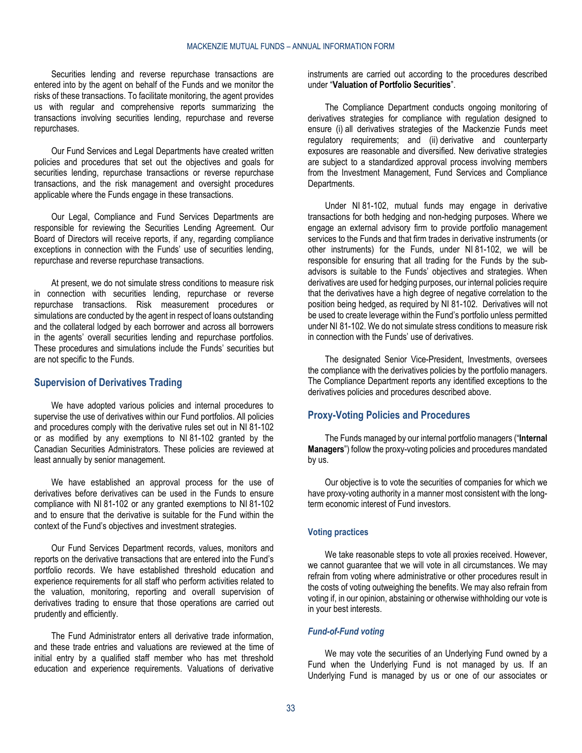Securities lending and reverse repurchase transactions are entered into by the agent on behalf of the Funds and we monitor the risks of these transactions. To facilitate monitoring, the agent provides us with regular and comprehensive reports summarizing the transactions involving securities lending, repurchase and reverse repurchases.

Our Fund Services and Legal Departments have created written policies and procedures that set out the objectives and goals for securities lending, repurchase transactions or reverse repurchase transactions, and the risk management and oversight procedures applicable where the Funds engage in these transactions.

Our Legal, Compliance and Fund Services Departments are responsible for reviewing the Securities Lending Agreement. Our Board of Directors will receive reports, if any, regarding compliance exceptions in connection with the Funds' use of securities lending, repurchase and reverse repurchase transactions.

At present, we do not simulate stress conditions to measure risk in connection with securities lending, repurchase or reverse repurchase transactions. Risk measurement procedures or simulations are conducted by the agent in respect of loans outstanding and the collateral lodged by each borrower and across all borrowers in the agents' overall securities lending and repurchase portfolios. These procedures and simulations include the Funds' securities but are not specific to the Funds.

## Supervision of Derivatives Trading

We have adopted various policies and internal procedures to supervise the use of derivatives within our Fund portfolios. All policies and procedures comply with the derivative rules set out in NI 81-102 or as modified by any exemptions to NI 81-102 granted by the Canadian Securities Administrators. These policies are reviewed at least annually by senior management.

We have established an approval process for the use of derivatives before derivatives can be used in the Funds to ensure compliance with NI 81-102 or any granted exemptions to NI 81-102 and to ensure that the derivative is suitable for the Fund within the context of the Fund's objectives and investment strategies.

Our Fund Services Department records, values, monitors and reports on the derivative transactions that are entered into the Fund's portfolio records. We have established threshold education and experience requirements for all staff who perform activities related to the valuation, monitoring, reporting and overall supervision of derivatives trading to ensure that those operations are carried out prudently and efficiently.

The Fund Administrator enters all derivative trade information, and these trade entries and valuations are reviewed at the time of initial entry by a qualified staff member who has met threshold education and experience requirements. Valuations of derivative instruments are carried out according to the procedures described under "**Valuation of Portfolio Securities**".

The Compliance Department conducts ongoing monitoring of derivatives strategies for compliance with regulation designed to ensure (i) all derivatives strategies of the Mackenzie Funds meet regulatory requirements; and (ii) derivative and counterparty exposures are reasonable and diversified. New derivative strategies are subject to a standardized approval process involving members from the Investment Management, Fund Services and Compliance Departments.

Under NI 81-102, mutual funds may engage in derivative transactions for both hedging and non-hedging purposes. Where we engage an external advisory firm to provide portfolio management services to the Funds and that firm trades in derivative instruments (or other instruments) for the Funds, under NI 81-102, we will be responsible for ensuring that all trading for the Funds by the sub-advisors is suitable to the Funds' objectives and strategies. When derivatives are used for hedging purposes, our internal policies require that the derivatives have a high degree of negative correlation to the position being hedged, as required by NI 81-102. Derivatives will not be used to create leverage within the Fund's portfolio unless permitted under NI 81-102. We do not simulate stress conditions to measure risk in connection with the Funds' use of derivatives.

The designated Senior Vice-President, Investments, oversees the compliance with the derivatives policies by the portfolio managers. The Compliance Department reports any identified exceptions to the derivatives policies and procedures described above.

## Proxy-Voting Policies and Procedures

The Funds managed by our internal portfolio managers ("**Internal Managers**") follow the proxy-voting policies and procedures mandated by us.

Our objective is to vote the securities of companies for which we have proxy-voting authority in a manner most consistent with the long-term economic interest of Fund investors.

### Voting practices

We take reasonable steps to vote all proxies received. However, we cannot guarantee that we will vote in all circumstances. We may refrain from voting where administrative or other procedures result in the costs of voting outweighing the benefits. We may also refrain from voting if, in our opinion, abstaining or otherwise withholding our vote is in your best interests.

#### *Fund-of-Fund voting*

We may vote the securities of an Underlying Fund owned by a Fund when the Underlying Fund is not managed by us. If an Underlying Fund is managed by us or one of our associates or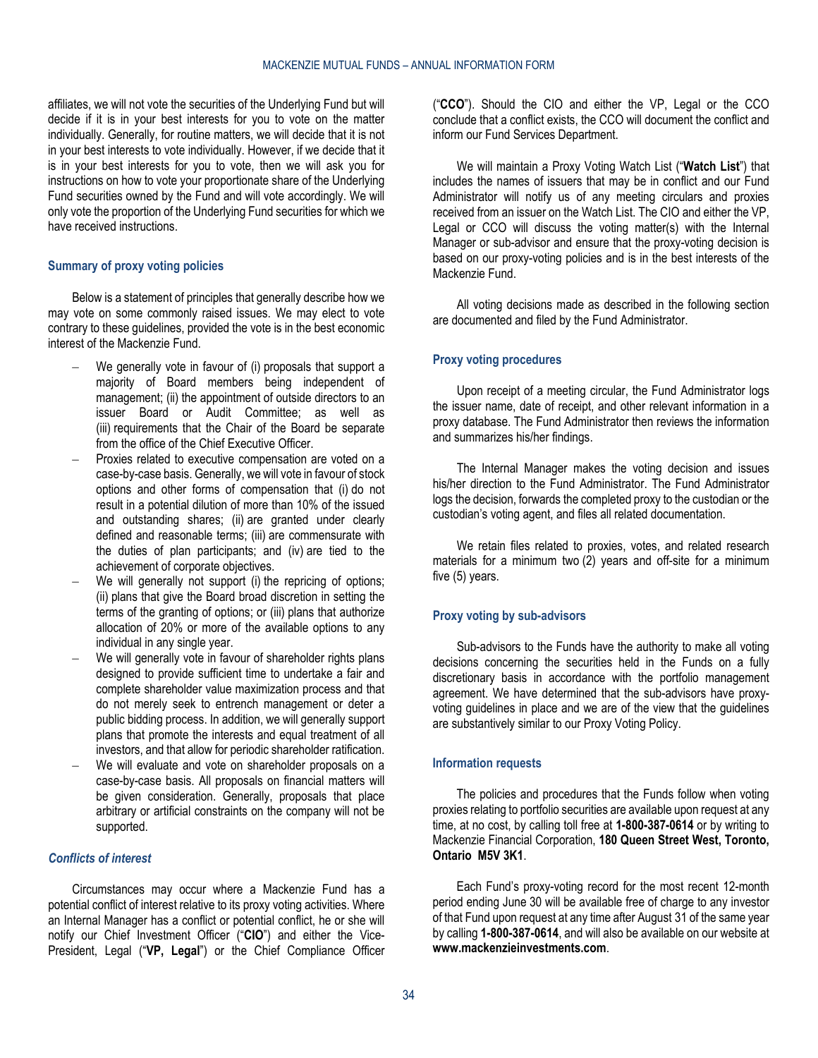affiliates, we will not vote the securities of the Underlying Fund but will decide if it is in your best interests for you to vote on the matter individually. Generally, for routine matters, we will decide that it is not in your best interests to vote individually. However, if we decide that it is in your best interests for you to vote, then we will ask you for instructions on how to vote your proportionate share of the Underlying Fund securities owned by the Fund and will vote accordingly. We will only vote the proportion of the Underlying Fund securities for which we have received instructions.

### Summary of proxy voting policies

Below is a statement of principles that generally describe how we may vote on some commonly raised issues. We may elect to vote contrary to these guidelines, provided the vote is in the best economic interest of the Mackenzie Fund.

- We generally vote in favour of (i) proposals that support a majority of Board members being independent of management; (ii) the appointment of outside directors to an issuer Board or Audit Committee; as well as (iii) requirements that the Chair of the Board be separate from the office of the Chief Executive Officer.
- Proxies related to executive compensation are voted on a case-by-case basis. Generally, we will vote in favour of stock options and other forms of compensation that (i) do not result in a potential dilution of more than 10% of the issued and outstanding shares; (ii) are granted under clearly defined and reasonable terms; (iii) are commensurate with the duties of plan participants; and (iv) are tied to the achievement of corporate objectives.
- We will generally not support (i) the repricing of options; (ii) plans that give the Board broad discretion in setting the terms of the granting of options; or (iii) plans that authorize allocation of 20% or more of the available options to any individual in any single year.
- We will generally vote in favour of shareholder rights plans designed to provide sufficient time to undertake a fair and complete shareholder value maximization process and that do not merely seek to entrench management or deter a public bidding process. In addition, we will generally support plans that promote the interests and equal treatment of all investors, and that allow for periodic shareholder ratification.
- We will evaluate and vote on shareholder proposals on a case-by-case basis. All proposals on financial matters will be given consideration. Generally, proposals that place arbitrary or artificial constraints on the company will not be supported.

#### *Conflicts of interest*

Circumstances may occur where a Mackenzie Fund has a potential conflict of interest relative to its proxy voting activities. Where an Internal Manager has a conflict or potential conflict, he or she will notify our Chief Investment Officer ("**CIO**") and either the Vice-President, Legal ("**VP, Legal**") or the Chief Compliance Officer ("**CCO**"). Should the CIO and either the VP, Legal or the CCO conclude that a conflict exists, the CCO will document the conflict and inform our Fund Services Department.

We will maintain a Proxy Voting Watch List ("**Watch List**") that includes the names of issuers that may be in conflict and our Fund Administrator will notify us of any meeting circulars and proxies received from an issuer on the Watch List. The CIO and either the VP, Legal or CCO will discuss the voting matter(s) with the Internal Manager or sub-advisor and ensure that the proxy-voting decision is based on our proxy-voting policies and is in the best interests of the Mackenzie Fund.

All voting decisions made as described in the following section are documented and filed by the Fund Administrator.

### Proxy voting procedures

Upon receipt of a meeting circular, the Fund Administrator logs the issuer name, date of receipt, and other relevant information in a proxy database. The Fund Administrator then reviews the information and summarizes his/her findings.

The Internal Manager makes the voting decision and issues his/her direction to the Fund Administrator. The Fund Administrator logs the decision, forwards the completed proxy to the custodian or the custodian's voting agent, and files all related documentation.

We retain files related to proxies, votes, and related research materials for a minimum two (2) years and off-site for a minimum five (5) years.

### Proxy voting by sub-advisors

Sub-advisors to the Funds have the authority to make all voting decisions concerning the securities held in the Funds on a fully discretionary basis in accordance with the portfolio management agreement. We have determined that the sub-advisors have proxy-voting guidelines in place and we are of the view that the guidelines are substantively similar to our Proxy Voting Policy.

### Information requests

The policies and procedures that the Funds follow when voting proxies relating to portfolio securities are available upon request at any time, at no cost, by calling toll free at **1-800-387-0614** or by writing to Mackenzie Financial Corporation, **180 Queen Street West, Toronto, Ontario M5V 3K1**.

Each Fund's proxy-voting record for the most recent 12-month period ending June 30 will be available free of charge to any investor of that Fund upon request at any time after August 31 of the same year by calling **1-800-387-0614**, and will also be available on our website at **www.mackenzieinvestments.com**.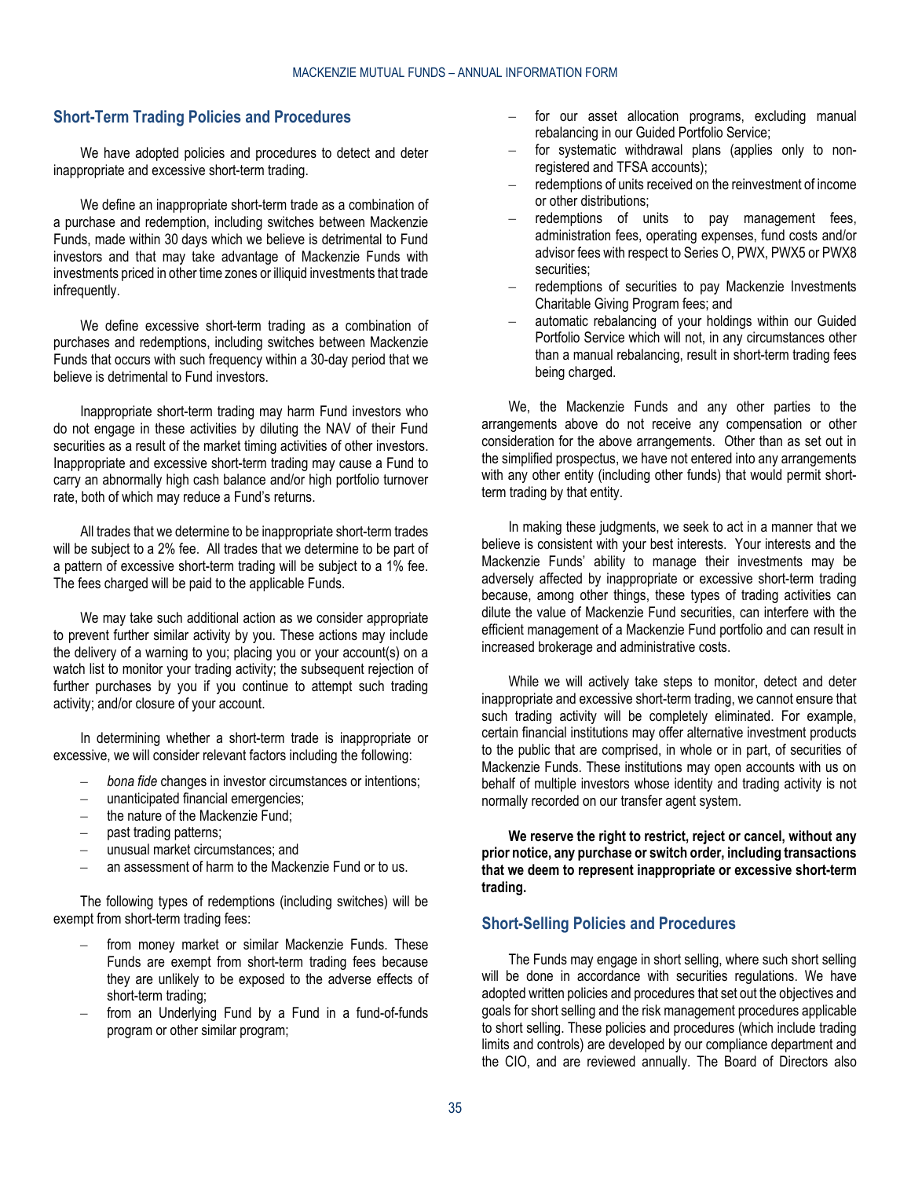## Short-Term Trading Policies and Procedures

We have adopted policies and procedures to detect and deter inappropriate and excessive short-term trading.

We define an inappropriate short-term trade as a combination of a purchase and redemption, including switches between Mackenzie Funds, made within 30 days which we believe is detrimental to Fund investors and that may take advantage of Mackenzie Funds with investments priced in other time zones or illiquid investments that trade infrequently.

We define excessive short-term trading as a combination of purchases and redemptions, including switches between Mackenzie Funds that occurs with such frequency within a 30-day period that we believe is detrimental to Fund investors.

Inappropriate short-term trading may harm Fund investors who do not engage in these activities by diluting the NAV of their Fund securities as a result of the market timing activities of other investors. Inappropriate and excessive short-term trading may cause a Fund to carry an abnormally high cash balance and/or high portfolio turnover rate, both of which may reduce a Fund's returns.

All trades that we determine to be inappropriate short-term trades will be subject to a 2% fee. All trades that we determine to be part of a pattern of excessive short-term trading will be subject to a 1% fee. The fees charged will be paid to the applicable Funds.

We may take such additional action as we consider appropriate to prevent further similar activity by you. These actions may include the delivery of a warning to you; placing you or your account(s) on a watch list to monitor your trading activity; the subsequent rejection of further purchases by you if you continue to attempt such trading activity; and/or closure of your account.

In determining whether a short-term trade is inappropriate or excessive, we will consider relevant factors including the following:

- *bona fide* changes in investor circumstances or intentions;
- unanticipated financial emergencies;
- the nature of the Mackenzie Fund;
- past trading patterns;
- unusual market circumstances; and
- an assessment of harm to the Mackenzie Fund or to us.

The following types of redemptions (including switches) will be exempt from short-term trading fees:

- from money market or similar Mackenzie Funds. These Funds are exempt from short-term trading fees because they are unlikely to be exposed to the adverse effects of short-term trading;
- from an Underlying Fund by a Fund in a fund-of-funds program or other similar program;
- for our asset allocation programs, excluding manual rebalancing in our Guided Portfolio Service;
- for systematic withdrawal plans (applies only to non-registered and TFSA accounts);
- redemptions of units received on the reinvestment of income or other distributions;
- redemptions of units to pay management fees, administration fees, operating expenses, fund costs and/or advisor fees with respect to Series O, PWX, PWX5 or PWX8 securities;
- redemptions of securities to pay Mackenzie Investments Charitable Giving Program fees; and
- automatic rebalancing of your holdings within our Guided Portfolio Service which will not, in any circumstances other than a manual rebalancing, result in short-term trading fees being charged.

We, the Mackenzie Funds and any other parties to the arrangements above do not receive any compensation or other consideration for the above arrangements. Other than as set out in the simplified prospectus, we have not entered into any arrangements with any other entity (including other funds) that would permit short-term trading by that entity.

In making these judgments, we seek to act in a manner that we believe is consistent with your best interests. Your interests and the Mackenzie Funds' ability to manage their investments may be adversely affected by inappropriate or excessive short-term trading because, among other things, these types of trading activities can dilute the value of Mackenzie Fund securities, can interfere with the efficient management of a Mackenzie Fund portfolio and can result in increased brokerage and administrative costs.

While we will actively take steps to monitor, detect and deter inappropriate and excessive short-term trading, we cannot ensure that such trading activity will be completely eliminated. For example, certain financial institutions may offer alternative investment products to the public that are comprised, in whole or in part, of securities of Mackenzie Funds. These institutions may open accounts with us on behalf of multiple investors whose identity and trading activity is not normally recorded on our transfer agent system.

**We reserve the right to restrict, reject or cancel, without any prior notice, any purchase or switch order, including transactions that we deem to represent inappropriate or excessive short-term trading.**

## Short-Selling Policies and Procedures

The Funds may engage in short selling, where such short selling will be done in accordance with securities regulations. We have adopted written policies and procedures that set out the objectives and goals for short selling and the risk management procedures applicable to short selling. These policies and procedures (which include trading limits and controls) are developed by our compliance department and the CIO, and are reviewed annually. The Board of Directors also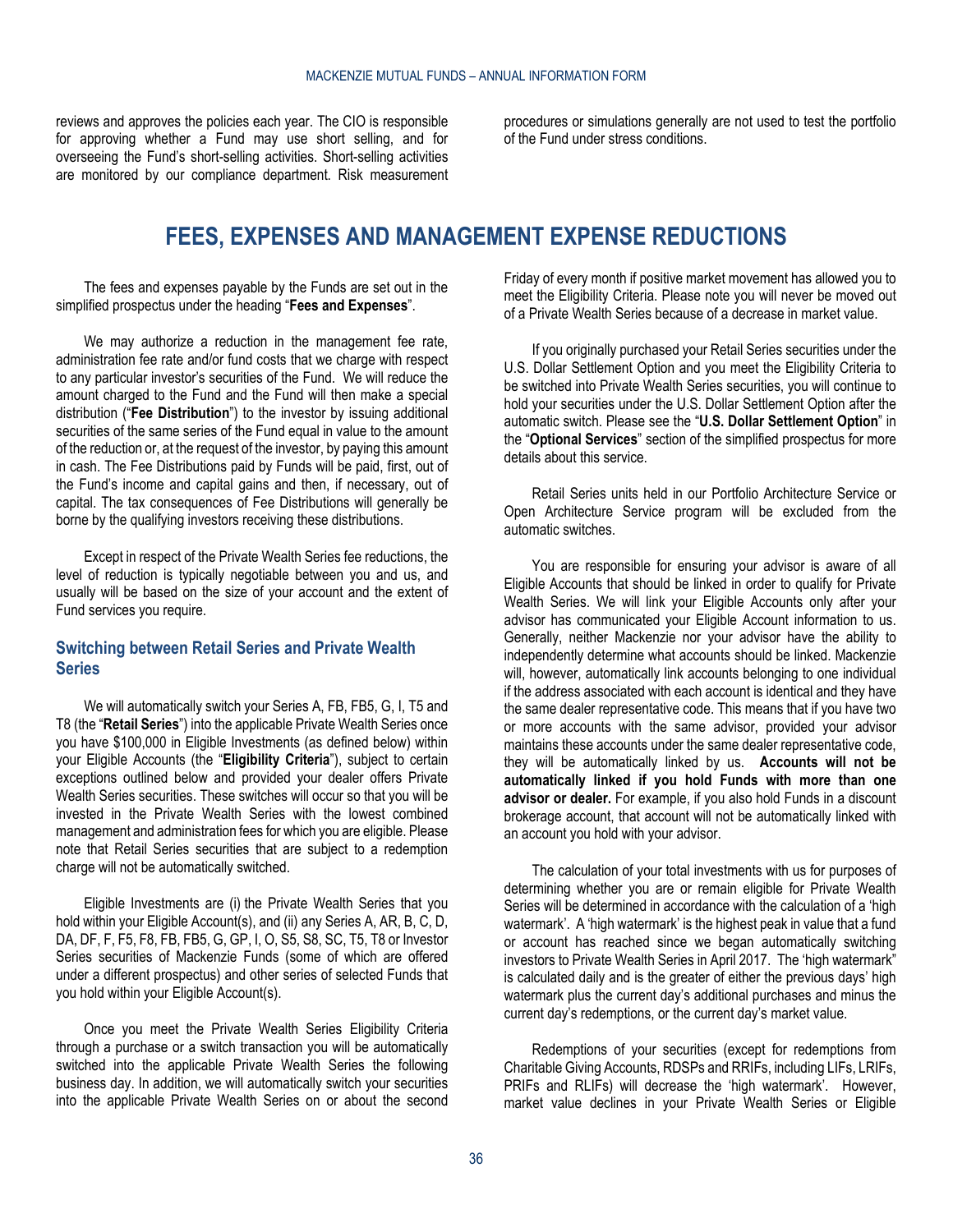reviews and approves the policies each year. The CIO is responsible for approving whether a Fund may use short selling, and for overseeing the Fund's short-selling activities. Short-selling activities are monitored by our compliance department. Risk measurement procedures or simulations generally are not used to test the portfolio of the Fund under stress conditions.

# FEES, EXPENSES AND MANAGEMENT EXPENSE REDUCTIONS

The fees and expenses payable by the Funds are set out in the simplified prospectus under the heading "**Fees and Expenses**".

We may authorize a reduction in the management fee rate, administration fee rate and/or fund costs that we charge with respect to any particular investor's securities of the Fund. We will reduce the amount charged to the Fund and the Fund will then make a special distribution ("**Fee Distribution**") to the investor by issuing additional securities of the same series of the Fund equal in value to the amount of the reduction or, at the request of the investor, by paying this amount in cash. The Fee Distributions paid by Funds will be paid, first, out of the Fund's income and capital gains and then, if necessary, out of capital. The tax consequences of Fee Distributions will generally be borne by the qualifying investors receiving these distributions.

Except in respect of the Private Wealth Series fee reductions, the level of reduction is typically negotiable between you and us, and usually will be based on the size of your account and the extent of Fund services you require.

## Switching between Retail Series and Private Wealth Series

We will automatically switch your Series A, FB, FB5, G, I, T5 and T8 (the "**Retail Series**") into the applicable Private Wealth Series once you have $100,000 in Eligible Investments (as defined below) within your Eligible Accounts (the "**Eligibility Criteria**"), subject to certain exceptions outlined below and provided your dealer offers Private Wealth Series securities. These switches will occur so that you will be invested in the Private Wealth Series with the lowest combined management and administration fees for which you are eligible. Please note that Retail Series securities that are subject to a redemption charge will not be automatically switched.

Eligible Investments are (i) the Private Wealth Series that you hold within your Eligible Account(s), and (ii) any Series A, AR, B, C, D, DA, DF, F, F5, F8, FB, FB5, G, GP, I, O, S5, S8, SC, T5, T8 or Investor Series securities of Mackenzie Funds (some of which are offered under a different prospectus) and other series of selected Funds that you hold within your Eligible Account(s).

Once you meet the Private Wealth Series Eligibility Criteria through a purchase or a switch transaction you will be automatically switched into the applicable Private Wealth Series the following business day. In addition, we will automatically switch your securities into the applicable Private Wealth Series on or about the second Friday of every month if positive market movement has allowed you to meet the Eligibility Criteria. Please note you will never be moved out of a Private Wealth Series because of a decrease in market value.

If you originally purchased your Retail Series securities under the U.S. Dollar Settlement Option and you meet the Eligibility Criteria to be switched into Private Wealth Series securities, you will continue to hold your securities under the U.S. Dollar Settlement Option after the automatic switch. Please see the "**U.S. Dollar Settlement Option**" in the "**Optional Services**" section of the simplified prospectus for more details about this service.

Retail Series units held in our Portfolio Architecture Service or Open Architecture Service program will be excluded from the automatic switches.

You are responsible for ensuring your advisor is aware of all Eligible Accounts that should be linked in order to qualify for Private Wealth Series. We will link your Eligible Accounts only after your advisor has communicated your Eligible Account information to us. Generally, neither Mackenzie nor your advisor have the ability to independently determine what accounts should be linked. Mackenzie will, however, automatically link accounts belonging to one individual if the address associated with each account is identical and they have the same dealer representative code. This means that if you have two or more accounts with the same advisor, provided your advisor maintains these accounts under the same dealer representative code, they will be automatically linked by us. **Accounts will not be automatically linked if you hold Funds with more than one advisor or dealer.** For example, if you also hold Funds in a discount brokerage account, that account will not be automatically linked with an account you hold with your advisor.

The calculation of your total investments with us for purposes of determining whether you are or remain eligible for Private Wealth Series will be determined in accordance with the calculation of a 'high watermark'. A 'high watermark' is the highest peak in value that a fund or account has reached since we began automatically switching investors to Private Wealth Series in April 2017. The 'high watermark' is calculated daily and is the greater of either the previous days' high watermark plus the current day's additional purchases and minus the current day's redemptions, or the current day's market value.

Redemptions of your securities (except for redemptions from Charitable Giving Accounts, RDSPs and RRIFs, including LIFs, LRIFs, PRIFs and RLIFs) will decrease the 'high watermark'. However, market value declines in your Private Wealth Series or Eligible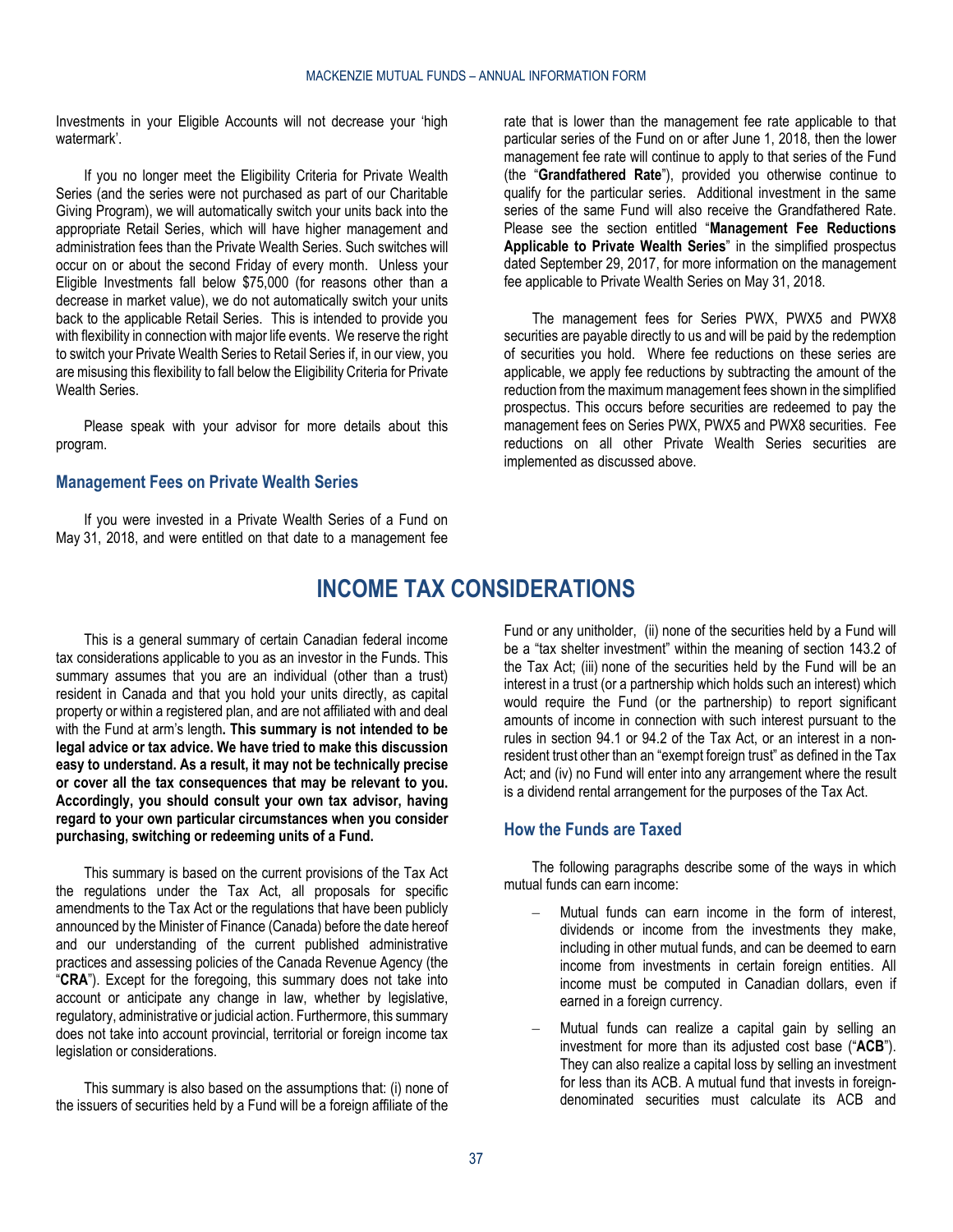Investments in your Eligible Accounts will not decrease your 'high watermark'.

If you no longer meet the Eligibility Criteria for Private Wealth Series (and the series were not purchased as part of our Charitable Giving Program), we will automatically switch your units back into the appropriate Retail Series, which will have higher management and administration fees than the Private Wealth Series. Such switches will occur on or about the second Friday of every month. Unless your Eligible Investments fall below $75,000 (for reasons other than a decrease in market value), we do not automatically switch your units back to the applicable Retail Series. This is intended to provide you with flexibility in connection with major life events. We reserve the right to switch your Private Wealth Series to Retail Series if, in our view, you are misusing this flexibility to fall below the Eligibility Criteria for Private Wealth Series.

Please speak with your advisor for more details about this program.

### Management Fees on Private Wealth Series

If you were invested in a Private Wealth Series of a Fund on May 31, 2018, and were entitled on that date to a management fee rate that is lower than the management fee rate applicable to that particular series of the Fund on or after June 1, 2018, then the lower management fee rate will continue to apply to that series of the Fund (the "**Grandfathered Rate**"), provided you otherwise continue to qualify for the particular series. Additional investment in the same series of the same Fund will also receive the Grandfathered Rate. Please see the section entitled "**Management Fee Reductions Applicable to Private Wealth Series**" in the simplified prospectus dated September 29, 2017, for more information on the management fee applicable to Private Wealth Series on May 31, 2018.

The management fees for Series PWX, PWX5 and PWX8 securities are payable directly to us and will be paid by the redemption of securities you hold. Where fee reductions on these series are applicable, we apply fee reductions by subtracting the amount of the reduction from the maximum management fees shown in the simplified prospectus. This occurs before securities are redeemed to pay the management fees on Series PWX, PWX5 and PWX8 securities. Fee reductions on all other Private Wealth Series securities are implemented as discussed above.

# INCOME TAX CONSIDERATIONS

This is a general summary of certain Canadian federal income tax considerations applicable to you as an investor in the Funds. This summary assumes that you are an individual (other than a trust) resident in Canada and that you hold your units directly, as capital property or within a registered plan, and are not affiliated with and deal with the Fund at arm's length**. This summary is not intended to be legal advice or tax advice. We have tried to make this discussion easy to understand. As a result, it may not be technically precise or cover all the tax consequences that may be relevant to you. Accordingly, you should consult your own tax advisor, having regard to your own particular circumstances when you consider purchasing, switching or redeeming units of a Fund.**

This summary is based on the current provisions of the Tax Act the regulations under the Tax Act, all proposals for specific amendments to the Tax Act or the regulations that have been publicly announced by the Minister of Finance (Canada) before the date hereof and our understanding of the current published administrative practices and assessing policies of the Canada Revenue Agency (the "**CRA**"). Except for the foregoing, this summary does not take into account or anticipate any change in law, whether by legislative, regulatory, administrative or judicial action. Furthermore, this summary does not take into account provincial, territorial or foreign income tax legislation or considerations.

This summary is also based on the assumptions that: (i) none of the issuers of securities held by a Fund will be a foreign affiliate of the Fund or any unitholder, (ii) none of the securities held by a Fund will be a "tax shelter investment" within the meaning of section 143.2 of the Tax Act; (iii) none of the securities held by the Fund will be an interest in a trust (or a partnership which holds such an interest) which would require the Fund (or the partnership) to report significant amounts of income in connection with such interest pursuant to the rules in section 94.1 or 94.2 of the Tax Act, or an interest in a non-resident trust other than an "exempt foreign trust" as defined in the Tax Act; and (iv) no Fund will enter into any arrangement where the result is a dividend rental arrangement for the purposes of the Tax Act.

### How the Funds are Taxed

The following paragraphs describe some of the ways in which mutual funds can earn income:

- Mutual funds can earn income in the form of interest, dividends or income from the investments they make, including in other mutual funds, and can be deemed to earn income from investments in certain foreign entities. All income must be computed in Canadian dollars, even if earned in a foreign currency.
- Mutual funds can realize a capital gain by selling an investment for more than its adjusted cost base ("**ACB**"). They can also realize a capital loss by selling an investment for less than its ACB. A mutual fund that invests in foreign-denominated securities must calculate its ACB and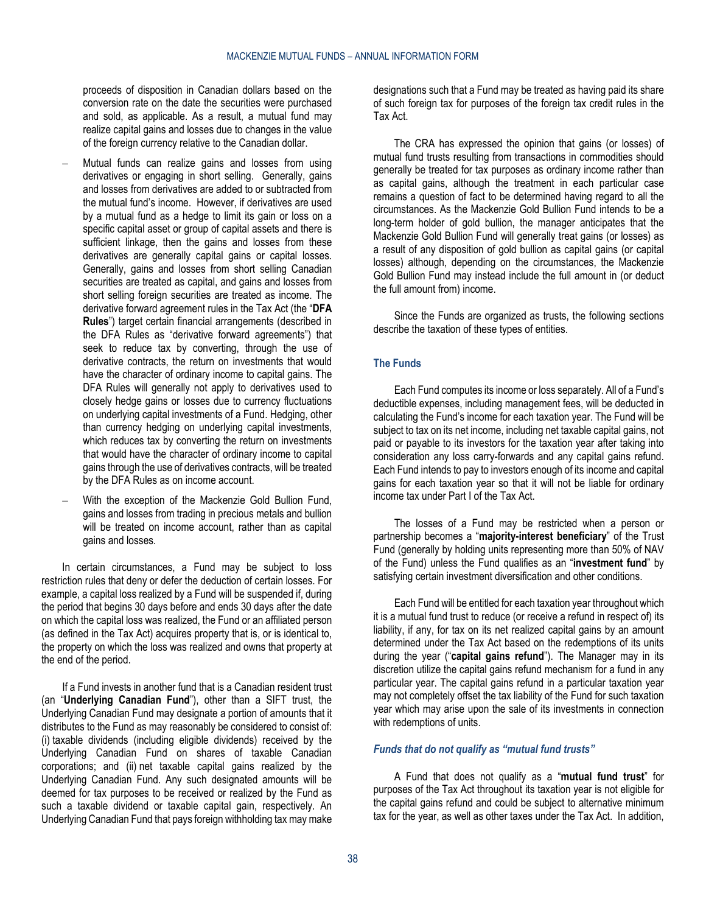proceeds of disposition in Canadian dollars based on the conversion rate on the date the securities were purchased and sold, as applicable. As a result, a mutual fund may realize capital gains and losses due to changes in the value of the foreign currency relative to the Canadian dollar.

- Mutual funds can realize gains and losses from using derivatives or engaging in short selling. Generally, gains and losses from derivatives are added to or subtracted from the mutual fund's income. However, if derivatives are used by a mutual fund as a hedge to limit its gain or loss on a specific capital asset or group of capital assets and there is sufficient linkage, then the gains and losses from these derivatives are generally capital gains or capital losses. Generally, gains and losses from short selling Canadian securities are treated as capital, and gains and losses from short selling foreign securities are treated as income. The derivative forward agreement rules in the Tax Act (the "**DFA Rules**") target certain financial arrangements (described in the DFA Rules as "derivative forward agreements") that seek to reduce tax by converting, through the use of derivative contracts, the return on investments that would have the character of ordinary income to capital gains. The DFA Rules will generally not apply to derivatives used to closely hedge gains or losses due to currency fluctuations on underlying capital investments of a Fund. Hedging, other than currency hedging on underlying capital investments, which reduces tax by converting the return on investments that would have the character of ordinary income to capital gains through the use of derivatives contracts, will be treated by the DFA Rules as on income account.
- With the exception of the Mackenzie Gold Bullion Fund, gains and losses from trading in precious metals and bullion will be treated on income account, rather than as capital gains and losses.

In certain circumstances, a Fund may be subject to loss restriction rules that deny or defer the deduction of certain losses. For example, a capital loss realized by a Fund will be suspended if, during the period that begins 30 days before and ends 30 days after the date on which the capital loss was realized, the Fund or an affiliated person (as defined in the Tax Act) acquires property that is, or is identical to, the property on which the loss was realized and owns that property at the end of the period.

If a Fund invests in another fund that is a Canadian resident trust (an "**Underlying Canadian Fund**"), other than a SIFT trust, the Underlying Canadian Fund may designate a portion of amounts that it distributes to the Fund as may reasonably be considered to consist of: (i) taxable dividends (including eligible dividends) received by the Underlying Canadian Fund on shares of taxable Canadian corporations; and (ii) net taxable capital gains realized by the Underlying Canadian Fund. Any such designated amounts will be deemed for tax purposes to be received or realized by the Fund as such a taxable dividend or taxable capital gain, respectively. An Underlying Canadian Fund that pays foreign withholding tax may make designations such that a Fund may be treated as having paid its share of such foreign tax for purposes of the foreign tax credit rules in the Tax Act.

The CRA has expressed the opinion that gains (or losses) of mutual fund trusts resulting from transactions in commodities should generally be treated for tax purposes as ordinary income rather than as capital gains, although the treatment in each particular case remains a question of fact to be determined having regard to all the circumstances. As the Mackenzie Gold Bullion Fund intends to be a long-term holder of gold bullion, the manager anticipates that the Mackenzie Gold Bullion Fund will generally treat gains (or losses) as a result of any disposition of gold bullion as capital gains (or capital losses) although, depending on the circumstances, the Mackenzie Gold Bullion Fund may instead include the full amount in (or deduct the full amount from) income.

Since the Funds are organized as trusts, the following sections describe the taxation of these types of entities.

### The Funds

Each Fund computes its income or loss separately. All of a Fund's deductible expenses, including management fees, will be deducted in calculating the Fund's income for each taxation year. The Fund will be subject to tax on its net income, including net taxable capital gains, not paid or payable to its investors for the taxation year after taking into consideration any loss carry-forwards and any capital gains refund. Each Fund intends to pay to investors enough of its income and capital gains for each taxation year so that it will not be liable for ordinary income tax under Part I of the Tax Act.

The losses of a Fund may be restricted when a person or partnership becomes a "**majority-interest beneficiary**" of the Trust Fund (generally by holding units representing more than 50% of NAV of the Fund) unless the Fund qualifies as an "**investment fund**" by satisfying certain investment diversification and other conditions.

Each Fund will be entitled for each taxation year throughout which it is a mutual fund trust to reduce (or receive a refund in respect of) its liability, if any, for tax on its net realized capital gains by an amount determined under the Tax Act based on the redemptions of its units during the year ("**capital gains refund**"). The Manager may in its discretion utilize the capital gains refund mechanism for a fund in any particular year. The capital gains refund in a particular taxation year may not completely offset the tax liability of the Fund for such taxation year which may arise upon the sale of its investments in connection with redemptions of units.

#### *Funds that do not qualify as "mutual fund trusts"*

A Fund that does not qualify as a "**mutual fund trust**" for purposes of the Tax Act throughout its taxation year is not eligible for the capital gains refund and could be subject to alternative minimum tax for the year, as well as other taxes under the Tax Act. In addition,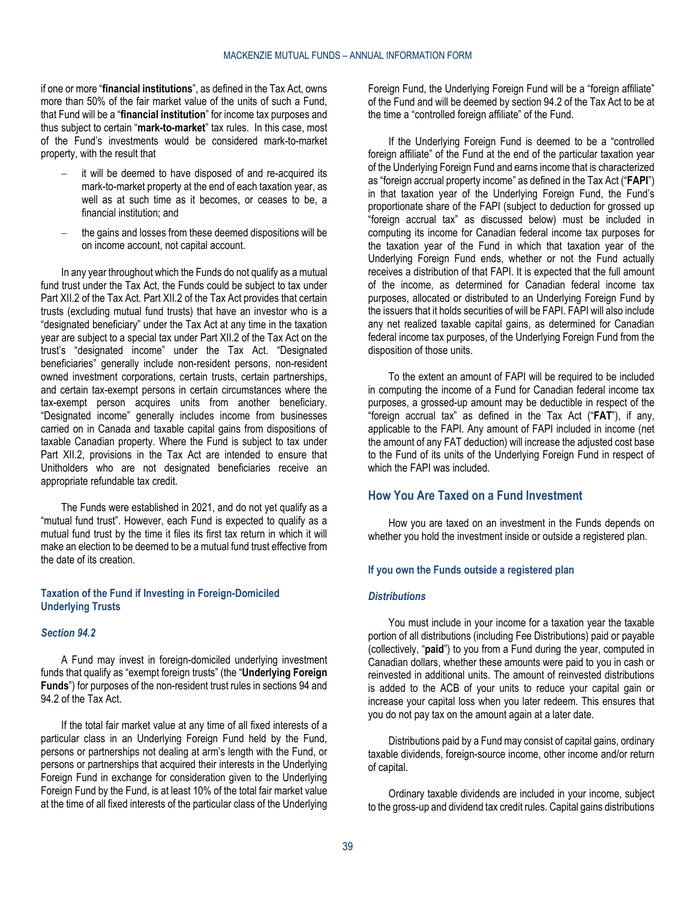if one or more "**financial institutions**", as defined in the Tax Act, owns more than 50% of the fair market value of the units of such a Fund, that Fund will be a "**financial institution**" for income tax purposes and thus subject to certain "**mark-to-market**" tax rules. In this case, most of the Fund's investments would be considered mark-to-market property, with the result that

- it will be deemed to have disposed of and re-acquired its mark-to-market property at the end of each taxation year, as well as at such time as it becomes, or ceases to be, a financial institution; and
- the gains and losses from these deemed dispositions will be on income account, not capital account.

In any year throughout which the Funds do not qualify as a mutual fund trust under the Tax Act, the Funds could be subject to tax under Part XII.2 of the Tax Act. Part XII.2 of the Tax Act provides that certain trusts (excluding mutual fund trusts) that have an investor who is a "designated beneficiary" under the Tax Act at any time in the taxation year are subject to a special tax under Part XII.2 of the Tax Act on the trust's "designated income" under the Tax Act. "Designated beneficiaries" generally include non-resident persons, non-resident owned investment corporations, certain trusts, certain partnerships, and certain tax-exempt persons in certain circumstances where the tax-exempt person acquires units from another beneficiary. "Designated income" generally includes income from businesses carried on in Canada and taxable capital gains from dispositions of taxable Canadian property. Where the Fund is subject to tax under Part XII.2, provisions in the Tax Act are intended to ensure that Unitholders who are not designated beneficiaries receive an appropriate refundable tax credit.

The Funds were established in 2021, and do not yet qualify as a "mutual fund trust". However, each Fund is expected to qualify as a mutual fund trust by the time it files its first tax return in which it will make an election to be deemed to be a mutual fund trust effective from the date of its creation.

### Taxation of the Fund if Investing in Foreign-Domiciled Underlying Trusts

#### *Section 94.2*

A Fund may invest in foreign-domiciled underlying investment funds that qualify as "exempt foreign trusts" (the "**Underlying Foreign Funds**") for purposes of the non-resident trust rules in sections 94 and 94.2 of the Tax Act.

If the total fair market value at any time of all fixed interests of a particular class in an Underlying Foreign Fund held by the Fund, persons or partnerships not dealing at arm's length with the Fund, or persons or partnerships that acquired their interests in the Underlying Foreign Fund in exchange for consideration given to the Underlying Foreign Fund by the Fund, is at least 10% of the total fair market value at the time of all fixed interests of the particular class of the Underlying Foreign Fund, the Underlying Foreign Fund will be a "foreign affiliate" of the Fund and will be deemed by section 94.2 of the Tax Act to be at the time a "controlled foreign affiliate" of the Fund.

If the Underlying Foreign Fund is deemed to be a "controlled foreign affiliate" of the Fund at the end of the particular taxation year of the Underlying Foreign Fund and earns income that is characterized as "foreign accrual property income" as defined in the Tax Act ("**FAPI**") in that taxation year of the Underlying Foreign Fund, the Fund's proportionate share of the FAPI (subject to deduction for grossed up "foreign accrual tax" as discussed below) must be included in computing its income for Canadian federal income tax purposes for the taxation year of the Fund in which that taxation year of the Underlying Foreign Fund ends, whether or not the Fund actually receives a distribution of that FAPI. It is expected that the full amount of the income, as determined for Canadian federal income tax purposes, allocated or distributed to an Underlying Foreign Fund by the issuers that it holds securities of will be FAPI. FAPI will also include any net realized taxable capital gains, as determined for Canadian federal income tax purposes, of the Underlying Foreign Fund from the disposition of those units.

To the extent an amount of FAPI will be required to be included in computing the income of a Fund for Canadian federal income tax purposes, a grossed-up amount may be deductible in respect of the "foreign accrual tax" as defined in the Tax Act ("**FAT**"), if any, applicable to the FAPI. Any amount of FAPI included in income (net the amount of any FAT deduction) will increase the adjusted cost base to the Fund of its units of the Underlying Foreign Fund in respect of which the FAPI was included.

## How You Are Taxed on a Fund Investment

How you are taxed on an investment in the Funds depends on whether you hold the investment inside or outside a registered plan.

### If you own the Funds outside a registered plan

#### *Distributions*

You must include in your income for a taxation year the taxable portion of all distributions (including Fee Distributions) paid or payable (collectively, "**paid**") to you from a Fund during the year, computed in Canadian dollars, whether these amounts were paid to you in cash or reinvested in additional units. The amount of reinvested distributions is added to the ACB of your units to reduce your capital gain or increase your capital loss when you later redeem. This ensures that you do not pay tax on the amount again at a later date.

Distributions paid by a Fund may consist of capital gains, ordinary taxable dividends, foreign-source income, other income and/or return of capital.

Ordinary taxable dividends are included in your income, subject to the gross-up and dividend tax credit rules. Capital gains distributions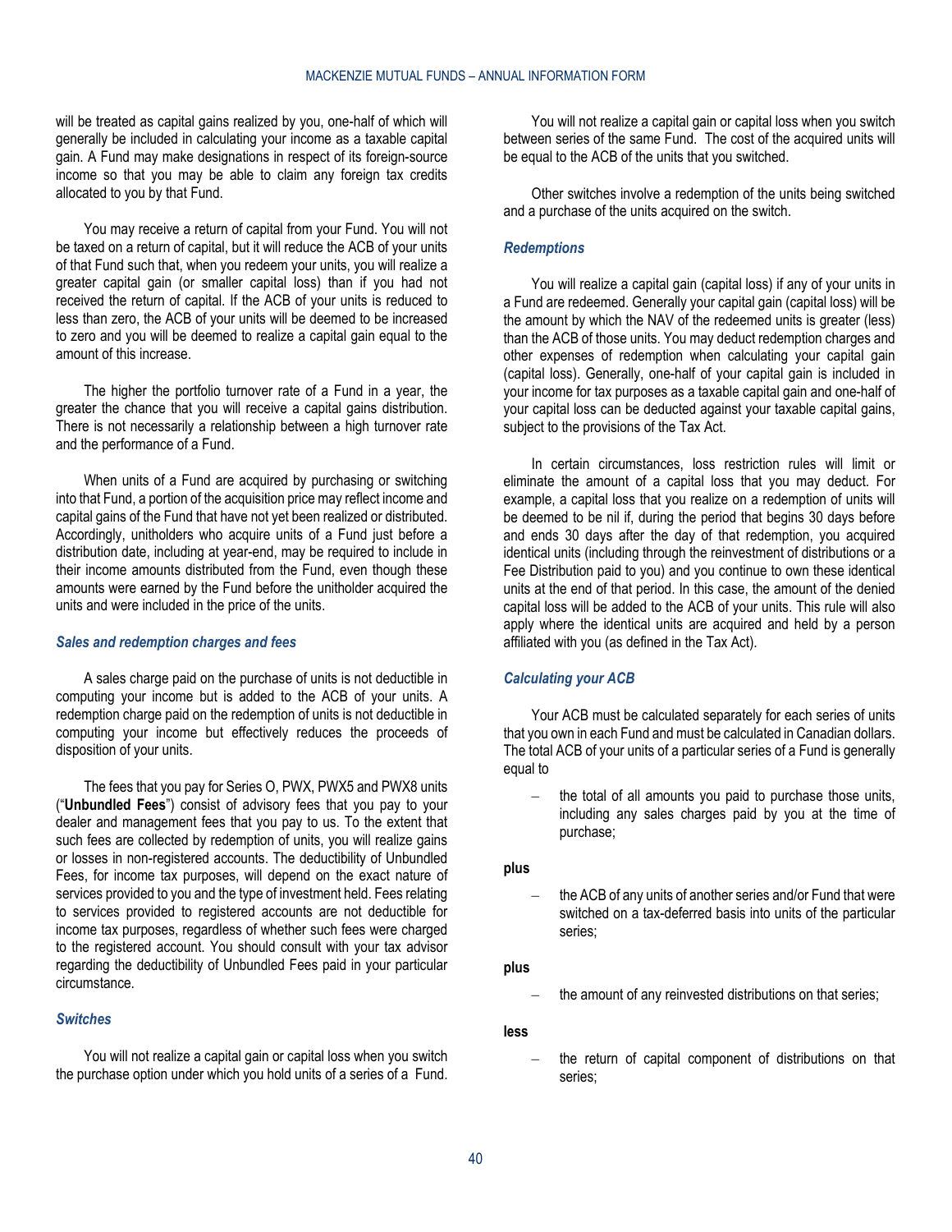will be treated as capital gains realized by you, one-half of which will generally be included in calculating your income as a taxable capital gain. A Fund may make designations in respect of its foreign-source income so that you may be able to claim any foreign tax credits allocated to you by that Fund.

You may receive a return of capital from your Fund. You will not be taxed on a return of capital, but it will reduce the ACB of your units of that Fund such that, when you redeem your units, you will realize a greater capital gain (or smaller capital loss) than if you had not received the return of capital. If the ACB of your units is reduced to less than zero, the ACB of your units will be deemed to be increased to zero and you will be deemed to realize a capital gain equal to the amount of this increase.

The higher the portfolio turnover rate of a Fund in a year, the greater the chance that you will receive a capital gains distribution. There is not necessarily a relationship between a high turnover rate and the performance of a Fund.

When units of a Fund are acquired by purchasing or switching into that Fund, a portion of the acquisition price may reflect income and capital gains of the Fund that have not yet been realized or distributed. Accordingly, unitholders who acquire units of a Fund just before a distribution date, including at year-end, may be required to include in their income amounts distributed from the Fund, even though these amounts were earned by the Fund before the unitholder acquired the units and were included in the price of the units.

### *Sales and redemption charges and fees*

A sales charge paid on the purchase of units is not deductible in computing your income but is added to the ACB of your units. A redemption charge paid on the redemption of units is not deductible in computing your income but effectively reduces the proceeds of disposition of your units.

The fees that you pay for Series O, PWX, PWX5 and PWX8 units ("**Unbundled Fees**") consist of advisory fees that you pay to your dealer and management fees that you pay to us. To the extent that such fees are collected by redemption of units, you will realize gains or losses in non-registered accounts. The deductibility of Unbundled Fees, for income tax purposes, will depend on the exact nature of services provided to you and the type of investment held. Fees relating to services provided to registered accounts are not deductible for income tax purposes, regardless of whether such fees were charged to the registered account. You should consult with your tax advisor regarding the deductibility of Unbundled Fees paid in your particular circumstance.

### *Switches*

You will not realize a capital gain or capital loss when you switch the purchase option under which you hold units of a series of a Fund.

You will not realize a capital gain or capital loss when you switch between series of the same Fund. The cost of the acquired units will be equal to the ACB of the units that you switched.

Other switches involve a redemption of the units being switched and a purchase of the units acquired on the switch.

### *Redemptions*

You will realize a capital gain (capital loss) if any of your units in a Fund are redeemed. Generally your capital gain (capital loss) will be the amount by which the NAV of the redeemed units is greater (less) than the ACB of those units. You may deduct redemption charges and other expenses of redemption when calculating your capital gain (capital loss). Generally, one-half of your capital gain is included in your income for tax purposes as a taxable capital gain and one-half of your capital loss can be deducted against your taxable capital gains, subject to the provisions of the Tax Act.

In certain circumstances, loss restriction rules will limit or eliminate the amount of a capital loss that you may deduct. For example, a capital loss that you realize on a redemption of units will be deemed to be nil if, during the period that begins 30 days before and ends 30 days after the day of that redemption, you acquired identical units (including through the reinvestment of distributions or a Fee Distribution paid to you) and you continue to own these identical units at the end of that period. In this case, the amount of the denied capital loss will be added to the ACB of your units. This rule will also apply where the identical units are acquired and held by a person affiliated with you (as defined in the Tax Act).

### *Calculating your ACB*

Your ACB must be calculated separately for each series of units that you own in each Fund and must be calculated in Canadian dollars. The total ACB of your units of a particular series of a Fund is generally equal to

- the total of all amounts you paid to purchase those units, including any sales charges paid by you at the time of purchase;

**plus**

- the ACB of any units of another series and/or Fund that were switched on a tax-deferred basis into units of the particular series;

**plus**

- the amount of any reinvested distributions on that series;

**less**

- the return of capital component of distributions on that series;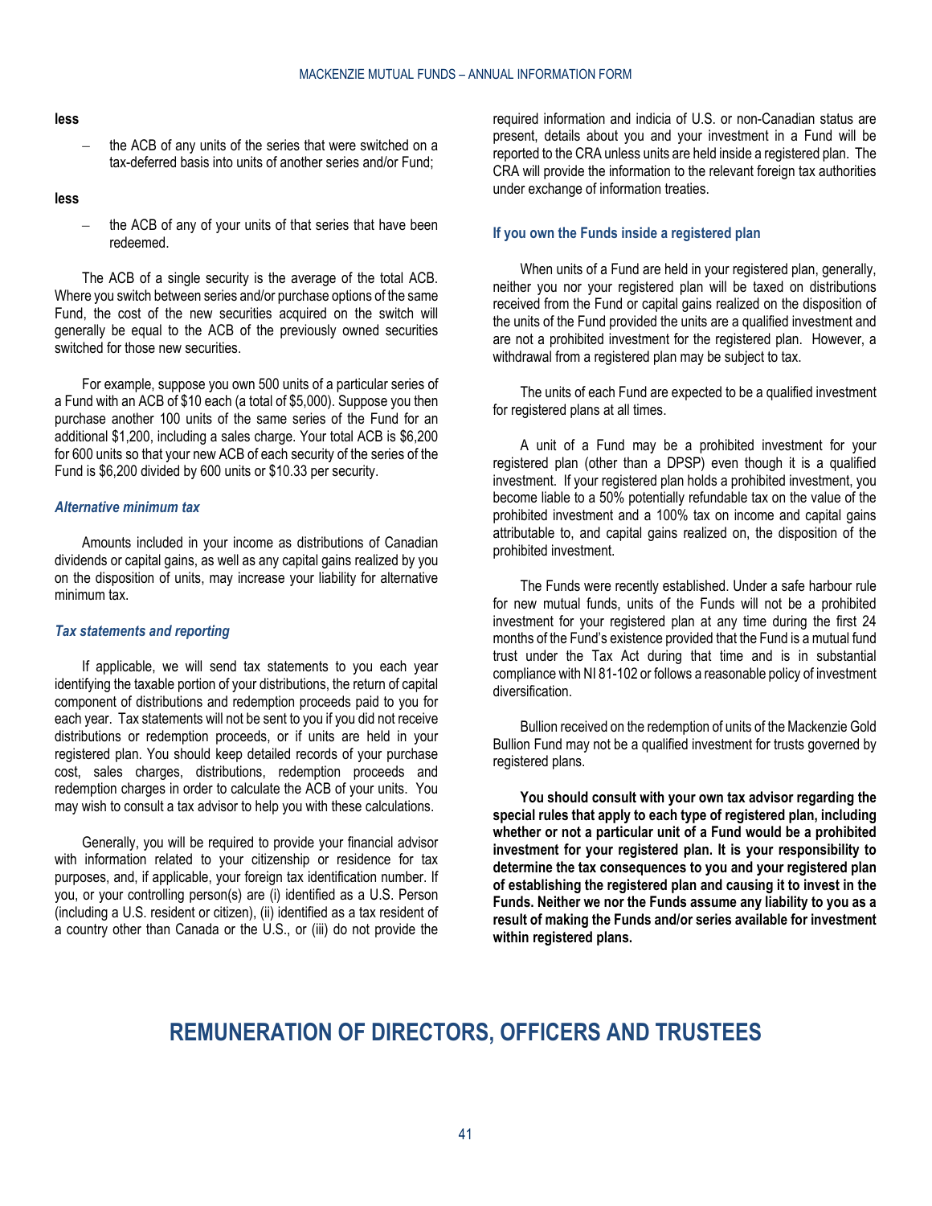**less**

- the ACB of any units of the series that were switched on a tax-deferred basis into units of another series and/or Fund;

**less**

- the ACB of any of your units of that series that have been redeemed.

The ACB of a single security is the average of the total ACB. Where you switch between series and/or purchase options of the same Fund, the cost of the new securities acquired on the switch will generally be equal to the ACB of the previously owned securities switched for those new securities.

For example, suppose you own 500 units of a particular series of a Fund with an ACB of $10 each (a total of $5,000). Suppose you then purchase another 100 units of the same series of the Fund for an additional $1,200, including a sales charge. Your total ACB is $6,200 for 600 units so that your new ACB of each security of the series of the Fund is $6,200 divided by 600 units or $10.33 per security.

### *Alternative minimum tax*

Amounts included in your income as distributions of Canadian dividends or capital gains, as well as any capital gains realized by you on the disposition of units, may increase your liability for alternative minimum tax.

### *Tax statements and reporting*

If applicable, we will send tax statements to you each year identifying the taxable portion of your distributions, the return of capital component of distributions and redemption proceeds paid to you for each year. Tax statements will not be sent to you if you did not receive distributions or redemption proceeds, or if units are held in your registered plan. You should keep detailed records of your purchase cost, sales charges, distributions, redemption proceeds and redemption charges in order to calculate the ACB of your units. You may wish to consult a tax advisor to help you with these calculations.

Generally, you will be required to provide your financial advisor with information related to your citizenship or residence for tax purposes, and, if applicable, your foreign tax identification number. If you, or your controlling person(s) are (i) identified as a U.S. Person (including a U.S. resident or citizen), (ii) identified as a tax resident of a country other than Canada or the U.S., or (iii) do not provide the required information and indicia of U.S. or non-Canadian status are present, details about you and your investment in a Fund will be reported to the CRA unless units are held inside a registered plan. The CRA will provide the information to the relevant foreign tax authorities under exchange of information treaties.

### If you own the Funds inside a registered plan

When units of a Fund are held in your registered plan, generally, neither you nor your registered plan will be taxed on distributions received from the Fund or capital gains realized on the disposition of the units of the Fund provided the units are a qualified investment and are not a prohibited investment for the registered plan. However, a withdrawal from a registered plan may be subject to tax.

The units of each Fund are expected to be a qualified investment for registered plans at all times.

A unit of a Fund may be a prohibited investment for your registered plan (other than a DPSP) even though it is a qualified investment. If your registered plan holds a prohibited investment, you become liable to a 50% potentially refundable tax on the value of the prohibited investment and a 100% tax on income and capital gains attributable to, and capital gains realized on, the disposition of the prohibited investment.

The Funds were recently established. Under a safe harbour rule for new mutual funds, units of the Funds will not be a prohibited investment for your registered plan at any time during the first 24 months of the Fund's existence provided that the Fund is a mutual fund trust under the Tax Act during that time and is in substantial compliance with NI 81-102 or follows a reasonable policy of investment diversification.

Bullion received on the redemption of units of the Mackenzie Gold Bullion Fund may not be a qualified investment for trusts governed by registered plans.

**You should consult with your own tax advisor regarding the special rules that apply to each type of registered plan, including whether or not a particular unit of a Fund would be a prohibited investment for your registered plan. It is your responsibility to determine the tax consequences to you and your registered plan of establishing the registered plan and causing it to invest in the Funds. Neither we nor the Funds assume any liability to you as a result of making the Funds and/or series available for investment within registered plans.**

# REMUNERATION OF DIRECTORS, OFFICERS AND TRUSTEES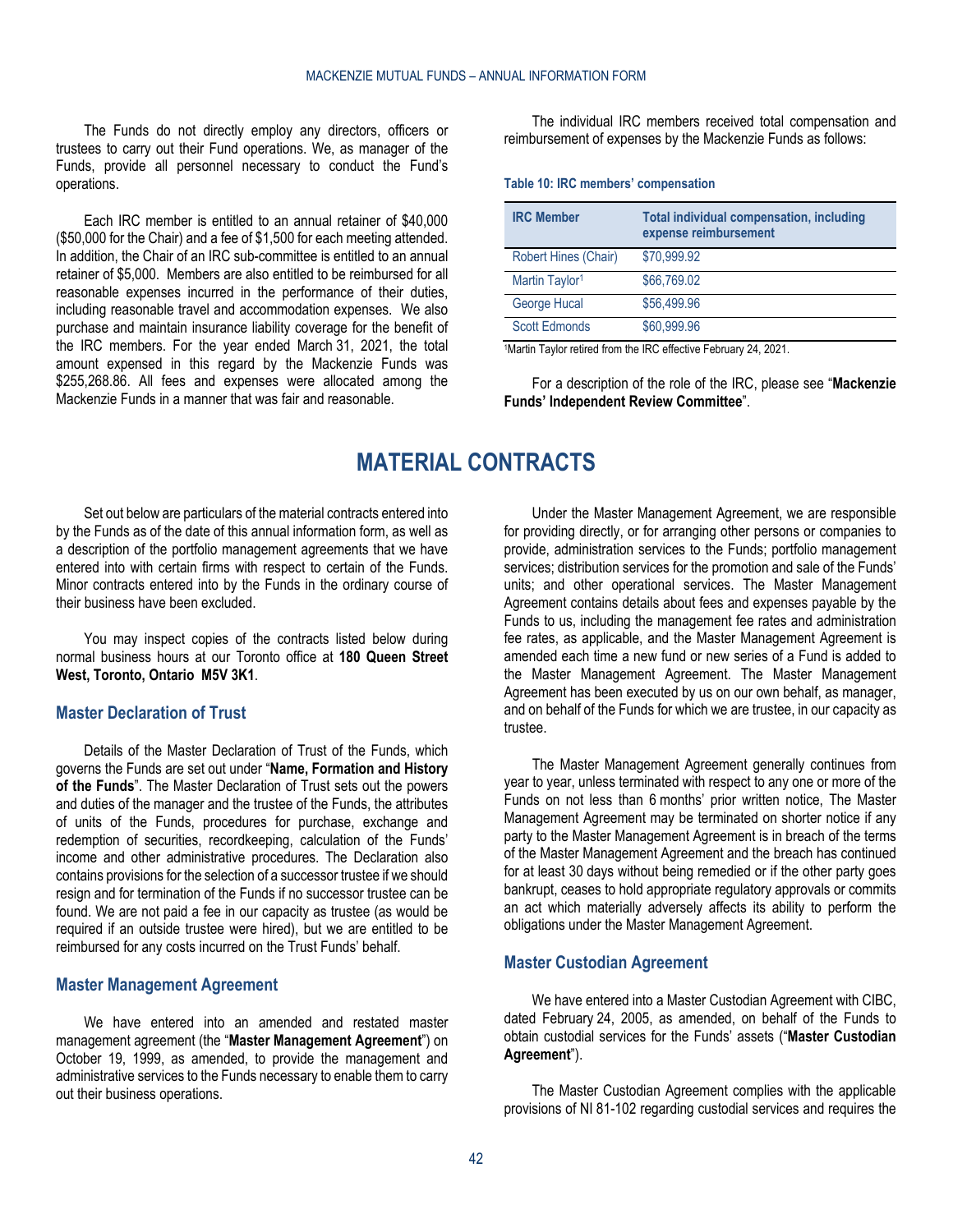The Funds do not directly employ any directors, officers or trustees to carry out their Fund operations. We, as manager of the Funds, provide all personnel necessary to conduct the Fund's operations.

Each IRC member is entitled to an annual retainer of $40,000 ($50,000 for the Chair) and a fee of $1,500 for each meeting attended. In addition, the Chair of an IRC sub-committee is entitled to an annual retainer of $5,000. Members are also entitled to be reimbursed for all reasonable expenses incurred in the performance of their duties, including reasonable travel and accommodation expenses. We also purchase and maintain insurance liability coverage for the benefit of the IRC members. For the year ended March 31, 2021, the total amount expensed in this regard by the Mackenzie Funds was $255,268.86. All fees and expenses were allocated among the Mackenzie Funds in a manner that was fair and reasonable.

The individual IRC members received total compensation and reimbursement of expenses by the Mackenzie Funds as follows:

**Table 10: IRC members' compensation**

| IRC Member | Total individual compensation, including expense reimbursement |
|---|---|
| Robert Hines (Chair) | $70,999.92 |
| Martin Taylor[1] | $66,769.02 |
| George Hucal | $56,499.96 |
| Scott Edmonds | $60,999.96 |

[1]Martin Taylor retired from the IRC effective February 24, 2021.

For a description of the role of the IRC, please see "**Mackenzie Funds' Independent Review Committee**".

# MATERIAL CONTRACTS

Set out below are particulars of the material contracts entered into by the Funds as of the date of this annual information form, as well as a description of the portfolio management agreements that we have entered into with certain firms with respect to certain of the Funds. Minor contracts entered into by the Funds in the ordinary course of their business have been excluded.

You may inspect copies of the contracts listed below during normal business hours at our Toronto office at **180 Queen Street West, Toronto, Ontario M5V 3K1**.

## Master Declaration of Trust

Details of the Master Declaration of Trust of the Funds, which governs the Funds are set out under "**Name, Formation and History of the Funds**". The Master Declaration of Trust sets out the powers and duties of the manager and the trustee of the Funds, the attributes of units of the Funds, procedures for purchase, exchange and redemption of securities, recordkeeping, calculation of the Funds' income and other administrative procedures. The Declaration also contains provisions for the selection of a successor trustee if we should resign and for termination of the Funds if no successor trustee can be found. We are not paid a fee in our capacity as trustee (as would be required if an outside trustee were hired), but we are entitled to be reimbursed for any costs incurred on the Trust Funds' behalf.

## Master Management Agreement

We have entered into an amended and restated master management agreement (the "**Master Management Agreement**") on October 19, 1999, as amended, to provide the management and administrative services to the Funds necessary to enable them to carry out their business operations.

Under the Master Management Agreement, we are responsible for providing directly, or for arranging other persons or companies to provide, administration services to the Funds; portfolio management services; distribution services for the promotion and sale of the Funds' units; and other operational services. The Master Management Agreement contains details about fees and expenses payable by the Funds to us, including the management fee rates and administration fee rates, as applicable, and the Master Management Agreement is amended each time a new fund or new series of a Fund is added to the Master Management Agreement. The Master Management Agreement has been executed by us on our own behalf, as manager, and on behalf of the Funds for which we are trustee, in our capacity as trustee.

The Master Management Agreement generally continues from year to year, unless terminated with respect to any one or more of the Funds on not less than 6 months' prior written notice, The Master Management Agreement may be terminated on shorter notice if any party to the Master Management Agreement is in breach of the terms of the Master Management Agreement and the breach has continued for at least 30 days without being remedied or if the other party goes bankrupt, ceases to hold appropriate regulatory approvals or commits an act which materially adversely affects its ability to perform the obligations under the Master Management Agreement.

## Master Custodian Agreement

We have entered into a Master Custodian Agreement with CIBC, dated February 24, 2005, as amended, on behalf of the Funds to obtain custodial services for the Funds' assets ("**Master Custodian Agreement**").

The Master Custodian Agreement complies with the applicable provisions of NI 81-102 regarding custodial services and requires the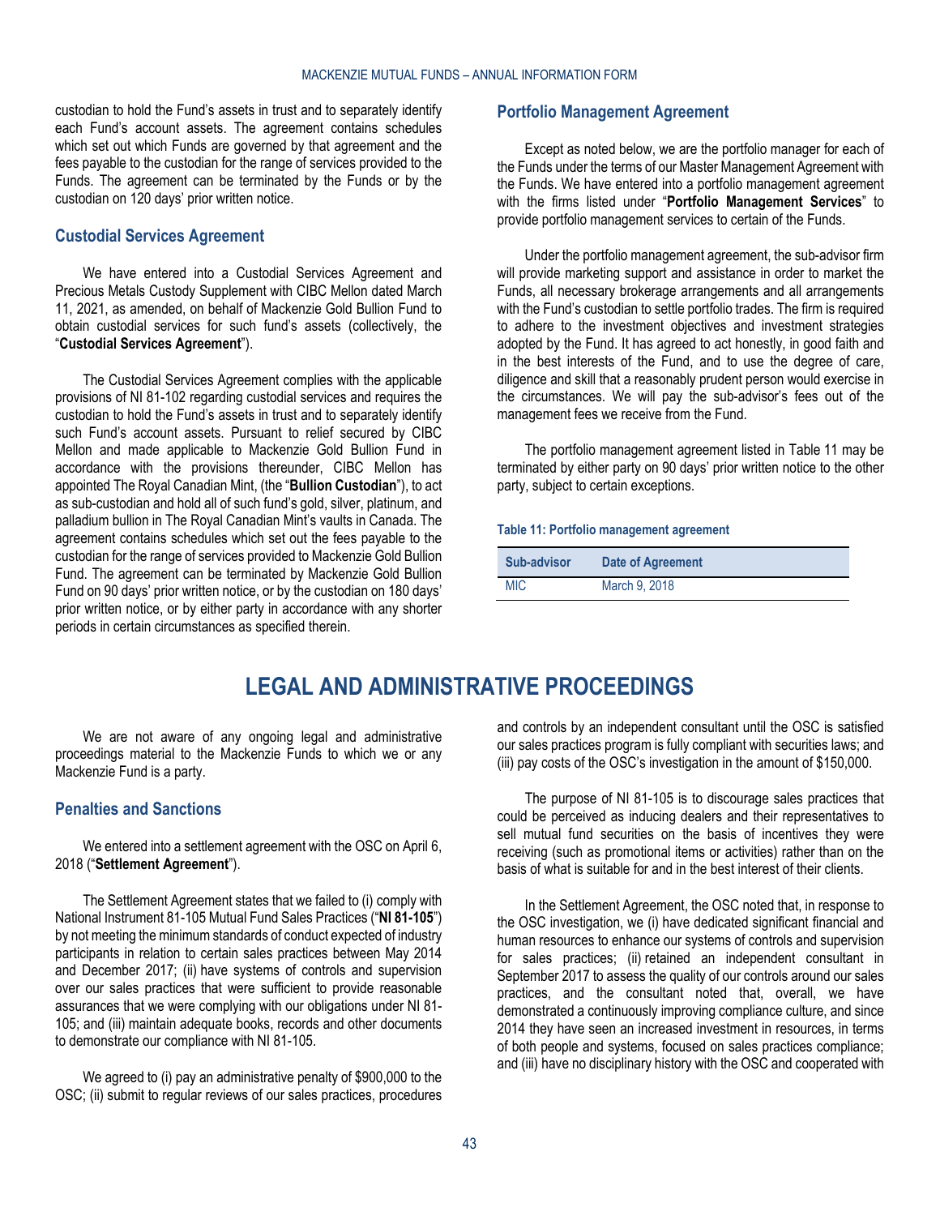custodian to hold the Fund's assets in trust and to separately identify each Fund's account assets. The agreement contains schedules which set out which Funds are governed by that agreement and the fees payable to the custodian for the range of services provided to the Funds. The agreement can be terminated by the Funds or by the custodian on 120 days' prior written notice.

### Custodial Services Agreement

We have entered into a Custodial Services Agreement and Precious Metals Custody Supplement with CIBC Mellon dated March 11, 2021, as amended, on behalf of Mackenzie Gold Bullion Fund to obtain custodial services for such fund's assets (collectively, the "**Custodial Services Agreement**").

The Custodial Services Agreement complies with the applicable provisions of NI 81-102 regarding custodial services and requires the custodian to hold the Fund's assets in trust and to separately identify such Fund's account assets. Pursuant to relief secured by CIBC Mellon and made applicable to Mackenzie Gold Bullion Fund in accordance with the provisions thereunder, CIBC Mellon has appointed The Royal Canadian Mint, (the "**Bullion Custodian**"), to act as sub-custodian and hold all of such fund's gold, silver, platinum, and palladium bullion in The Royal Canadian Mint's vaults in Canada. The agreement contains schedules which set out the fees payable to the custodian for the range of services provided to Mackenzie Gold Bullion Fund. The agreement can be terminated by Mackenzie Gold Bullion Fund on 90 days' prior written notice, or by the custodian on 180 days' prior written notice, or by either party in accordance with any shorter periods in certain circumstances as specified therein.

### Portfolio Management Agreement

Except as noted below, we are the portfolio manager for each of the Funds under the terms of our Master Management Agreement with the Funds. We have entered into a portfolio management agreement with the firms listed under "**Portfolio Management Services**" to provide portfolio management services to certain of the Funds.

Under the portfolio management agreement, the sub-advisor firm will provide marketing support and assistance in order to market the Funds, all necessary brokerage arrangements and all arrangements with the Fund's custodian to settle portfolio trades. The firm is required to adhere to the investment objectives and investment strategies adopted by the Fund. It has agreed to act honestly, in good faith and in the best interests of the Fund, and to use the degree of care, diligence and skill that a reasonably prudent person would exercise in the circumstances. We will pay the sub-advisor's fees out of the management fees we receive from the Fund.

The portfolio management agreement listed in Table 11 may be terminated by either party on 90 days' prior written notice to the other party, subject to certain exceptions.

**Table 11: Portfolio management agreement**

| Sub-advisor | Date of Agreement |
|---|---|
| MIC | March 9, 2018 |

# LEGAL AND ADMINISTRATIVE PROCEEDINGS

We are not aware of any ongoing legal and administrative proceedings material to the Mackenzie Funds to which we or any Mackenzie Fund is a party.

### Penalties and Sanctions

We entered into a settlement agreement with the OSC on April 6, 2018 ("**Settlement Agreement**").

The Settlement Agreement states that we failed to (i) comply with National Instrument 81-105 Mutual Fund Sales Practices ("**NI 81-105**") by not meeting the minimum standards of conduct expected of industry participants in relation to certain sales practices between May 2014 and December 2017; (ii) have systems of controls and supervision over our sales practices that were sufficient to provide reasonable assurances that we were complying with our obligations under NI 81-105; and (iii) maintain adequate books, records and other documents to demonstrate our compliance with NI 81-105.

We agreed to (i) pay an administrative penalty of $900,000 to the OSC; (ii) submit to regular reviews of our sales practices, procedures and controls by an independent consultant until the OSC is satisfied our sales practices program is fully compliant with securities laws; and (iii) pay costs of the OSC's investigation in the amount of $150,000.

The purpose of NI 81-105 is to discourage sales practices that could be perceived as inducing dealers and their representatives to sell mutual fund securities on the basis of incentives they were receiving (such as promotional items or activities) rather than on the basis of what is suitable for and in the best interest of their clients.

In the Settlement Agreement, the OSC noted that, in response to the OSC investigation, we (i) have dedicated significant financial and human resources to enhance our systems of controls and supervision for sales practices; (ii) retained an independent consultant in September 2017 to assess the quality of our controls around our sales practices, and the consultant noted that, overall, we have demonstrated a continuously improving compliance culture, and since 2014 they have seen an increased investment in resources, in terms of both people and systems, focused on sales practices compliance; and (iii) have no disciplinary history with the OSC and cooperated with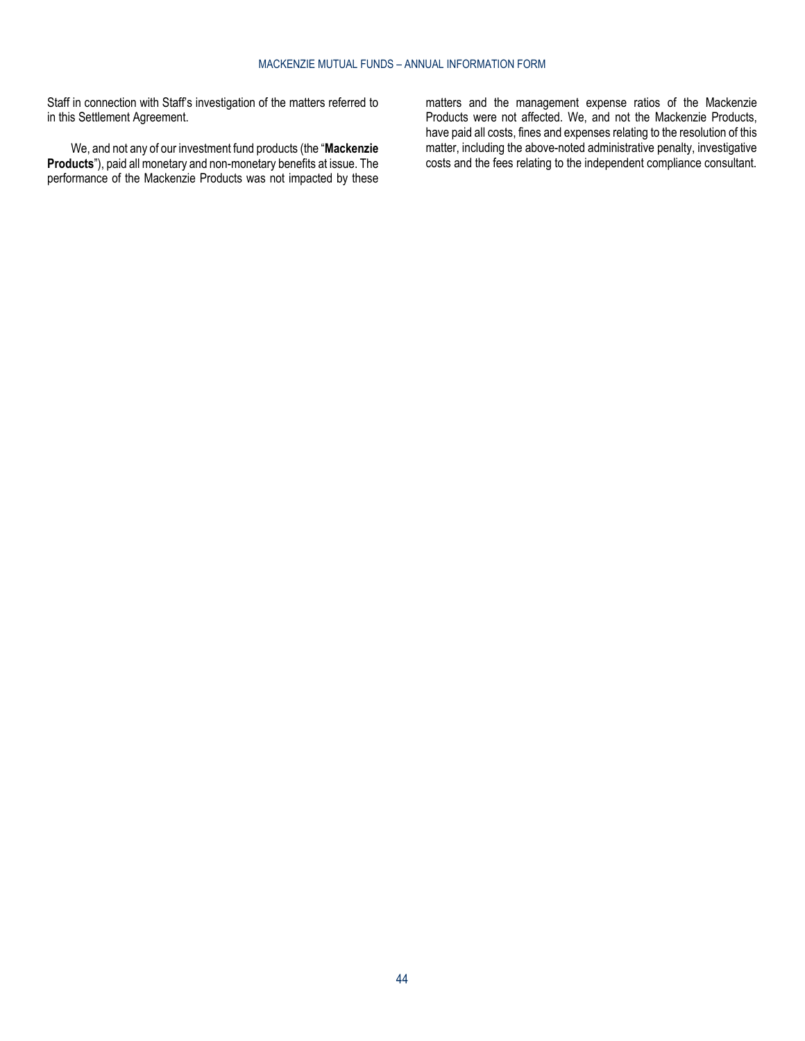Staff in connection with Staff's investigation of the matters referred to in this Settlement Agreement.

We, and not any of our investment fund products (the "**Mackenzie Products**"), paid all monetary and non-monetary benefits at issue. The performance of the Mackenzie Products was not impacted by these matters and the management expense ratios of the Mackenzie Products were not affected. We, and not the Mackenzie Products, have paid all costs, fines and expenses relating to the resolution of this matter, including the above-noted administrative penalty, investigative costs and the fees relating to the independent compliance consultant.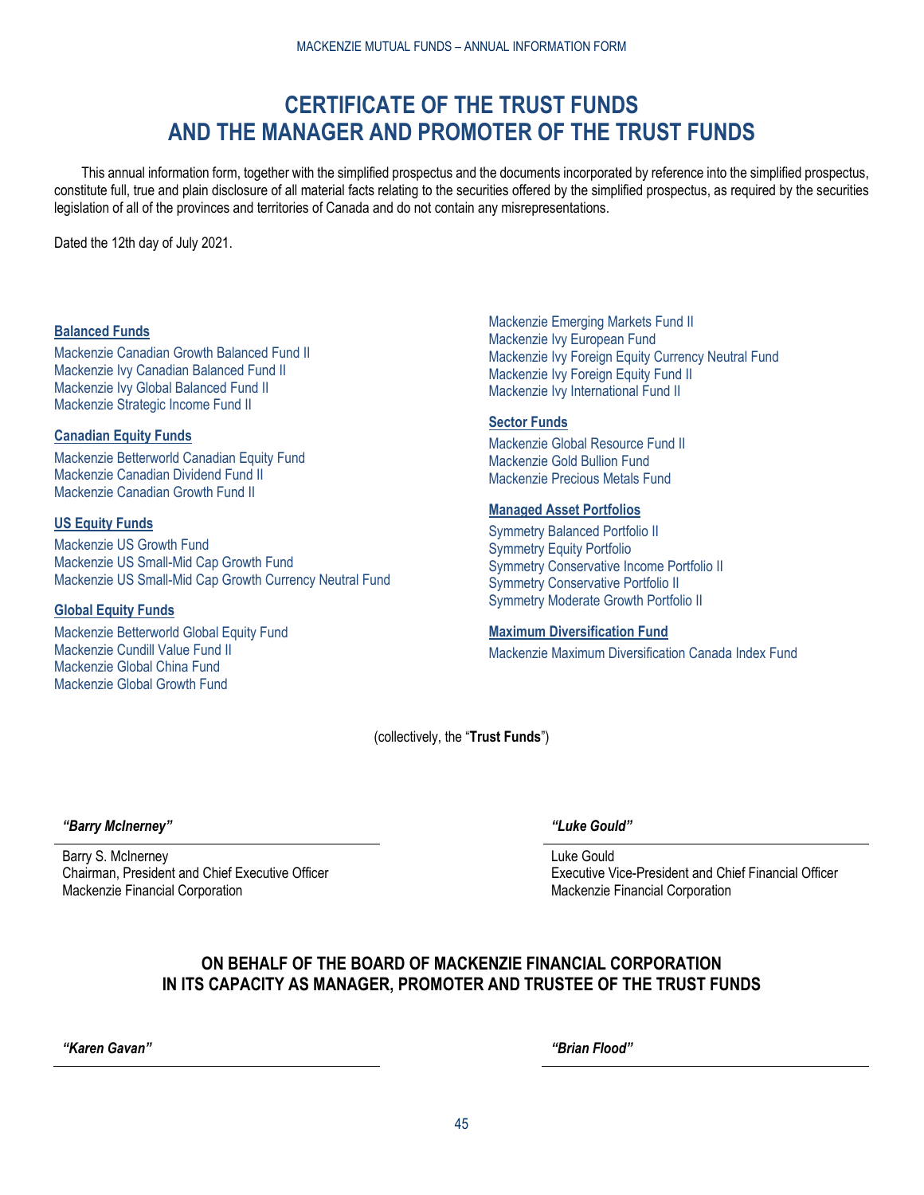# CERTIFICATE OF THE TRUST FUNDS AND THE MANAGER AND PROMOTER OF THE TRUST FUNDS

This annual information form, together with the simplified prospectus and the documents incorporated by reference into the simplified prospectus, constitute full, true and plain disclosure of all material facts relating to the securities offered by the simplified prospectus, as required by the securities legislation of all of the provinces and territories of Canada and do not contain any misrepresentations.

Dated the 12th day of July 2021.

**Balanced Funds**

Mackenzie Canadian Growth Balanced Fund II
Mackenzie Ivy Canadian Balanced Fund II
Mackenzie Ivy Global Balanced Fund II
Mackenzie Strategic Income Fund II

**Canadian Equity Funds**

Mackenzie Betterworld Canadian Equity Fund
Mackenzie Canadian Dividend Fund II
Mackenzie Canadian Growth Fund II

**US Equity Funds**

Mackenzie US Growth Fund
Mackenzie US Small-Mid Cap Growth Fund
Mackenzie US Small-Mid Cap Growth Currency Neutral Fund

**Global Equity Funds**

Mackenzie Betterworld Global Equity Fund
Mackenzie Cundill Value Fund II
Mackenzie Global China Fund
Mackenzie Global Growth Fund
Mackenzie Emerging Markets Fund II
Mackenzie Ivy European Fund
Mackenzie Ivy Foreign Equity Currency Neutral Fund
Mackenzie Ivy Foreign Equity Fund II
Mackenzie Ivy International Fund II

**Sector Funds**

Mackenzie Global Resource Fund II
Mackenzie Gold Bullion Fund
Mackenzie Precious Metals Fund

**Managed Asset Portfolios**

Symmetry Balanced Portfolio II
Symmetry Equity Portfolio
Symmetry Conservative Income Portfolio II
Symmetry Conservative Portfolio II
Symmetry Moderate Growth Portfolio II

**Maximum Diversification Fund**

Mackenzie Maximum Diversification Canada Index Fund

(collectively, the "**Trust Funds**")

***"Barry McInerney"***

Barry S. McInerney
Chairman, President and Chief Executive Officer
Mackenzie Financial Corporation

***"Luke Gould"***

Luke Gould
Executive Vice-President and Chief Financial Officer
Mackenzie Financial Corporation

## ON BEHALF OF THE BOARD OF MACKENZIE FINANCIAL CORPORATION IN ITS CAPACITY AS MANAGER, PROMOTER AND TRUSTEE OF THE TRUST FUNDS

***"Karen Gavan"***

***"Brian Flood"***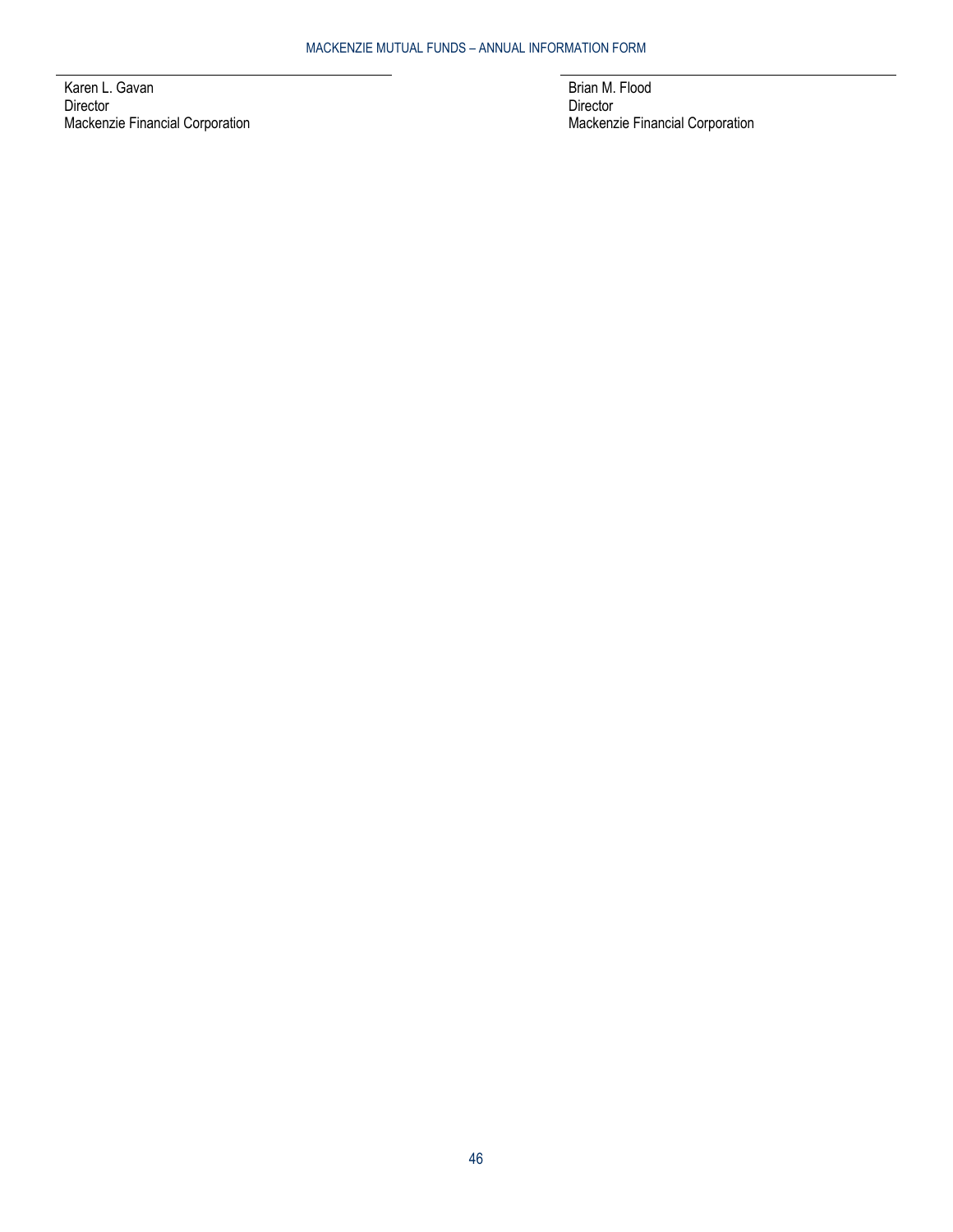Karen L. Gavan
Director
Mackenzie Financial Corporation

Brian M. Flood
Director
Mackenzie Financial Corporation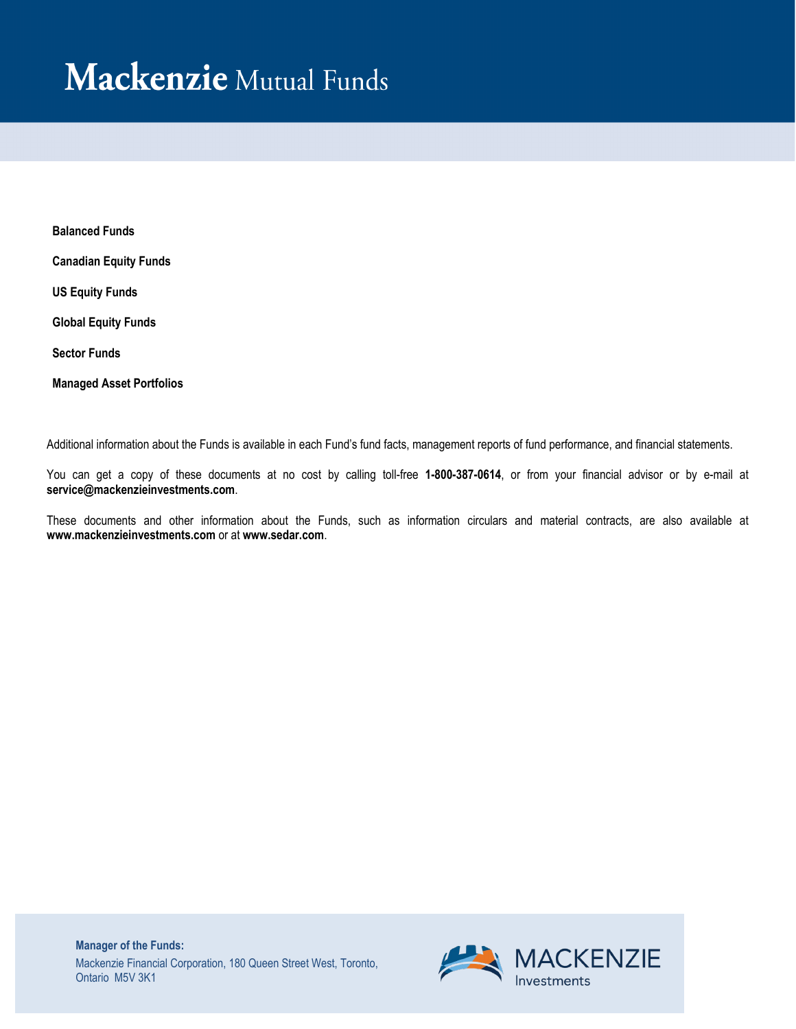# Mackenzie Mutual Funds

**Balanced Funds**

**Canadian Equity Funds**

**US Equity Funds**

**Global Equity Funds**

**Sector Funds**

**Managed Asset Portfolios**

Additional information about the Funds is available in each Fund's fund facts, management reports of fund performance, and financial statements.

You can get a copy of these documents at no cost by calling toll-free **1-800-387-0614**, or from your financial advisor or by e-mail at **service@mackenzieinvestments.com**.

These documents and other information about the Funds, such as information circulars and material contracts, are also available at **www.mackenzieinvestments.com** or at **www.sedar.com**.

**Manager of the Funds:**
Mackenzie Financial Corporation, 180 Queen Street West, Toronto, Ontario M5V 3K1

MACKENZIE Investments